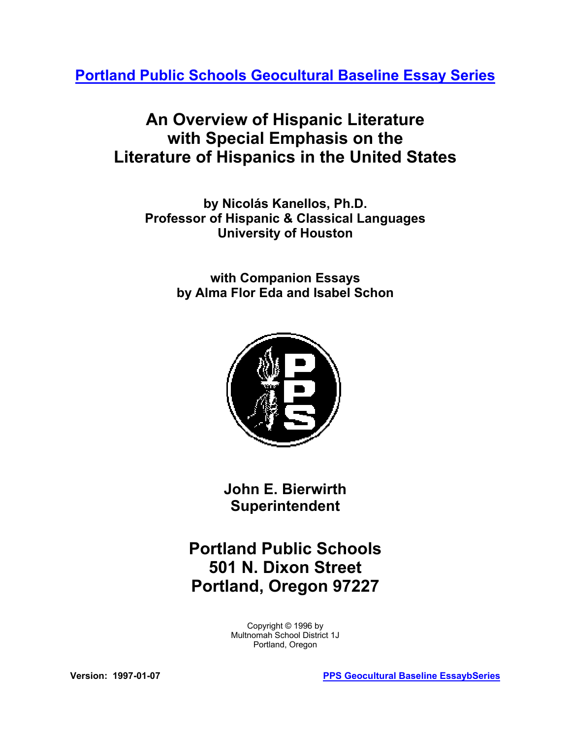[Portland Public Schools Geocultural Baseline Essay Series]

# An Overview of Hispanic Literature with Special Emphasis on the Literature of Hispanics in the United States

**by Nicolás Kanellos, Ph.D.**
**Professor of Hispanic & Classical Languages**
**University of Houston**

**with Companion Essays**
**by Alma Flor Eda and Isabel Schon**

**John E. Bierwirth**
**Superintendent**

## Portland Public Schools
## 501 N. Dixon Street
## Portland, Oregon 97227

Copyright © 1996 by
Multnomah School District 1J
Portland, Oregon

**Version: 1997-01-07**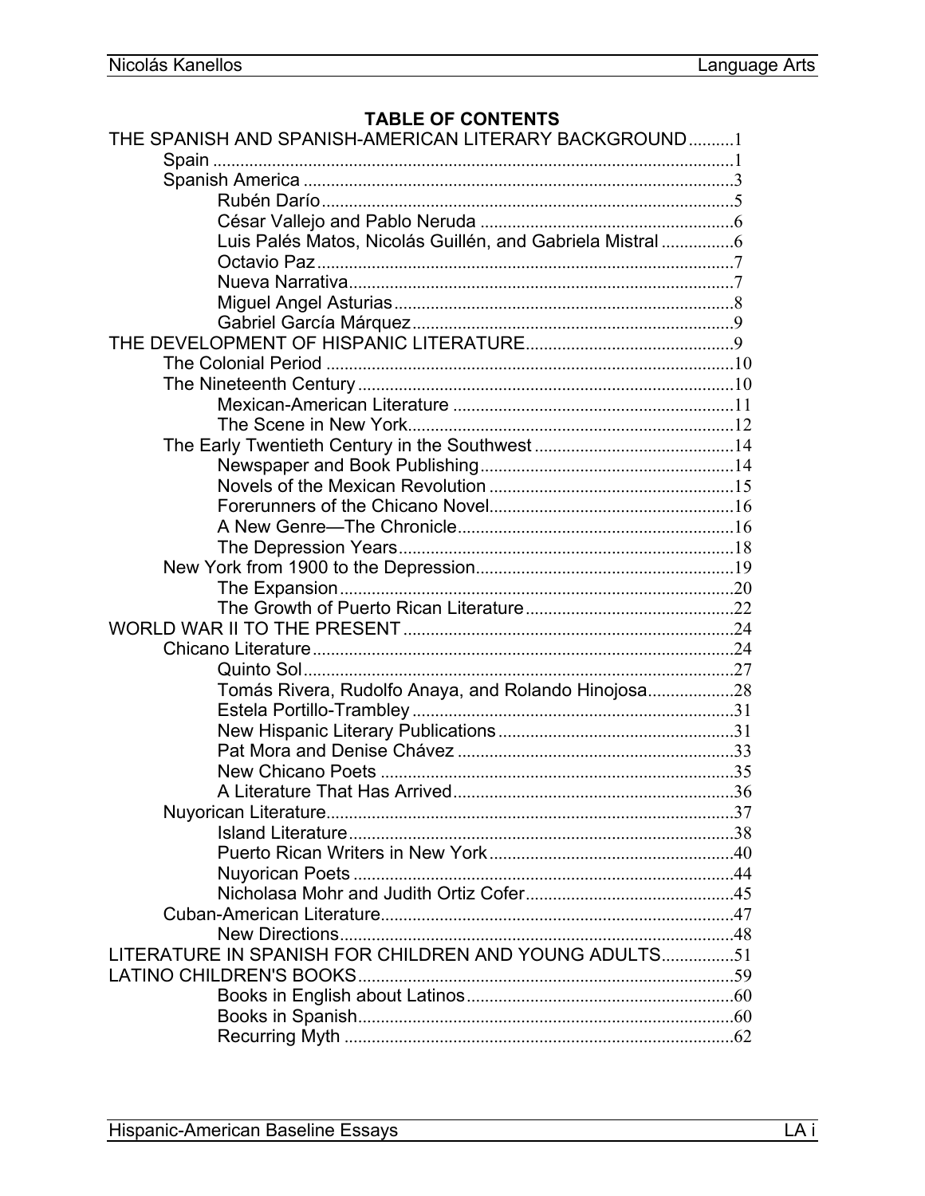## TABLE OF CONTENTS

THE SPANISH AND SPANISH-AMERICAN LITERARY BACKGROUND..........1
- Spain ..........1
- Spanish America ..........3
  - Rubén Darío..........5
  - César Vallejo and Pablo Neruda ..........6
  - Luis Palés Matos, Nicolás Guillén, and Gabriela Mistral ..........6
  - Octavio Paz..........7
  - Nueva Narrativa..........7
  - Miguel Angel Asturias..........8
  - Gabriel García Márquez..........9

THE DEVELOPMENT OF HISPANIC LITERATURE..........9
- The Colonial Period ..........10
- The Nineteenth Century..........10
  - Mexican-American Literature ..........11
  - The Scene in New York..........12
- The Early Twentieth Century in the Southwest..........14
  - Newspaper and Book Publishing..........14
  - Novels of the Mexican Revolution ..........15
  - Forerunners of the Chicano Novel..........16
  - A New Genre—The Chronicle..........16
  - The Depression Years..........18
- New York from 1900 to the Depression..........19
  - The Expansion..........20
  - The Growth of Puerto Rican Literature..........22

WORLD WAR II TO THE PRESENT..........24
- Chicano Literature..........24
  - Quinto Sol..........27
  - Tomás Rivera, Rudolfo Anaya, and Rolando Hinojosa..........28
  - Estela Portillo-Trambley..........31
  - New Hispanic Literary Publications..........31
  - Pat Mora and Denise Chávez ..........33
  - New Chicano Poets ..........35
  - A Literature That Has Arrived..........36
- Nuyorican Literature..........37
  - Island Literature..........38
  - Puerto Rican Writers in New York..........40
  - Nuyorican Poets ..........44
  - Nicholasa Mohr and Judith Ortiz Cofer..........45
- Cuban-American Literature..........47
  - New Directions..........48

LITERATURE IN SPANISH FOR CHILDREN AND YOUNG ADULTS..........51

LATINO CHILDREN'S BOOKS..........59
- Books in English about Latinos..........60
- Books in Spanish..........60
- Recurring Myth ..........62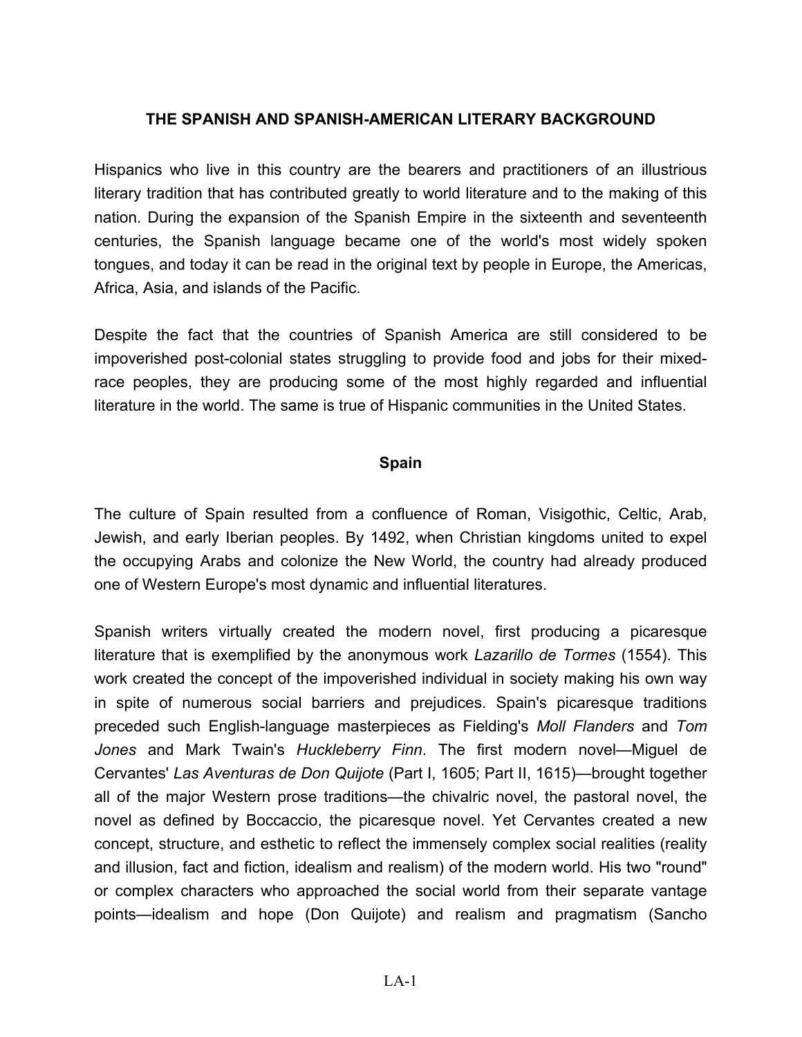# THE SPANISH AND SPANISH-AMERICAN LITERARY BACKGROUND

Hispanics who live in this country are the bearers and practitioners of an illustrious literary tradition that has contributed greatly to world literature and to the making of this nation. During the expansion of the Spanish Empire in the sixteenth and seventeenth centuries, the Spanish language became one of the world's most widely spoken tongues, and today it can be read in the original text by people in Europe, the Americas, Africa, Asia, and islands of the Pacific.

Despite the fact that the countries of Spanish America are still considered to be impoverished post-colonial states struggling to provide food and jobs for their mixed-race peoples, they are producing some of the most highly regarded and influential literature in the world. The same is true of Hispanic communities in the United States.

## Spain

The culture of Spain resulted from a confluence of Roman, Visigothic, Celtic, Arab, Jewish, and early Iberian peoples. By 1492, when Christian kingdoms united to expel the occupying Arabs and colonize the New World, the country had already produced one of Western Europe's most dynamic and influential literatures.

Spanish writers virtually created the modern novel, first producing a picaresque literature that is exemplified by the anonymous work *Lazarillo de Tormes* (1554). This work created the concept of the impoverished individual in society making his own way in spite of numerous social barriers and prejudices. Spain's picaresque traditions preceded such English-language masterpieces as Fielding's *Moll Flanders* and *Tom Jones* and Mark Twain's *Huckleberry Finn*. The first modern novel—Miguel de Cervantes' *Las Aventuras de Don Quijote* (Part I, 1605; Part II, 1615)—brought together all of the major Western prose traditions—the chivalric novel, the pastoral novel, the novel as defined by Boccaccio, the picaresque novel. Yet Cervantes created a new concept, structure, and esthetic to reflect the immensely complex social realities (reality and illusion, fact and fiction, idealism and realism) of the modern world. His two "round" or complex characters who approached the social world from their separate vantage points—idealism and hope (Don Quijote) and realism and pragmatism (Sancho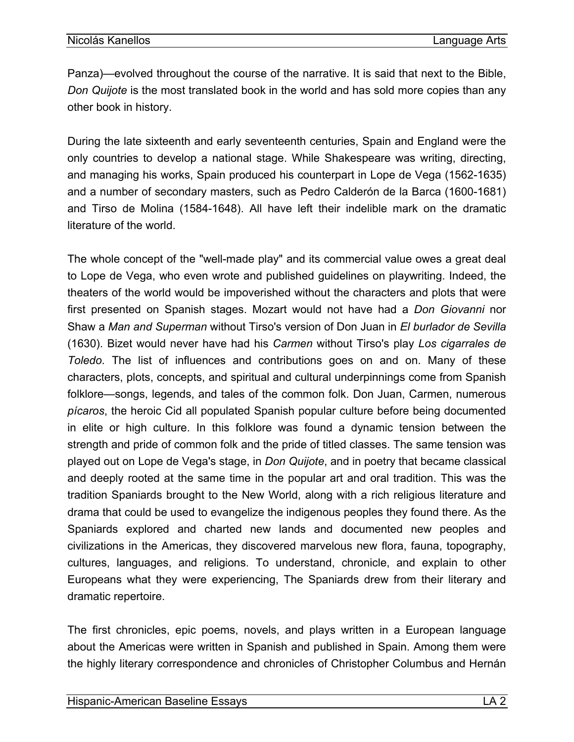Panza)—evolved throughout the course of the narrative. It is said that next to the Bible, *Don Quijote* is the most translated book in the world and has sold more copies than any other book in history.

During the late sixteenth and early seventeenth centuries, Spain and England were the only countries to develop a national stage. While Shakespeare was writing, directing, and managing his works, Spain produced his counterpart in Lope de Vega (1562-1635) and a number of secondary masters, such as Pedro Calderón de la Barca (1600-1681) and Tirso de Molina (1584-1648). All have left their indelible mark on the dramatic literature of the world.

The whole concept of the "well-made play" and its commercial value owes a great deal to Lope de Vega, who even wrote and published guidelines on playwriting. Indeed, the theaters of the world would be impoverished without the characters and plots that were first presented on Spanish stages. Mozart would not have had a *Don Giovanni* nor Shaw a *Man and Superman* without Tirso's version of Don Juan in *El burlador de Sevilla* (1630). Bizet would never have had his *Carmen* without Tirso's play *Los cigarrales de Toledo*. The list of influences and contributions goes on and on. Many of these characters, plots, concepts, and spiritual and cultural underpinnings come from Spanish folklore—songs, legends, and tales of the common folk. Don Juan, Carmen, numerous *pícaros*, the heroic Cid all populated Spanish popular culture before being documented in elite or high culture. In this folklore was found a dynamic tension between the strength and pride of common folk and the pride of titled classes. The same tension was played out on Lope de Vega's stage, in *Don Quijote*, and in poetry that became classical and deeply rooted at the same time in the popular art and oral tradition. This was the tradition Spaniards brought to the New World, along with a rich religious literature and drama that could be used to evangelize the indigenous peoples they found there. As the Spaniards explored and charted new lands and documented new peoples and civilizations in the Americas, they discovered marvelous new flora, fauna, topography, cultures, languages, and religions. To understand, chronicle, and explain to other Europeans what they were experiencing, The Spaniards drew from their literary and dramatic repertoire.

The first chronicles, epic poems, novels, and plays written in a European language about the Americas were written in Spanish and published in Spain. Among them were the highly literary correspondence and chronicles of Christopher Columbus and Hernán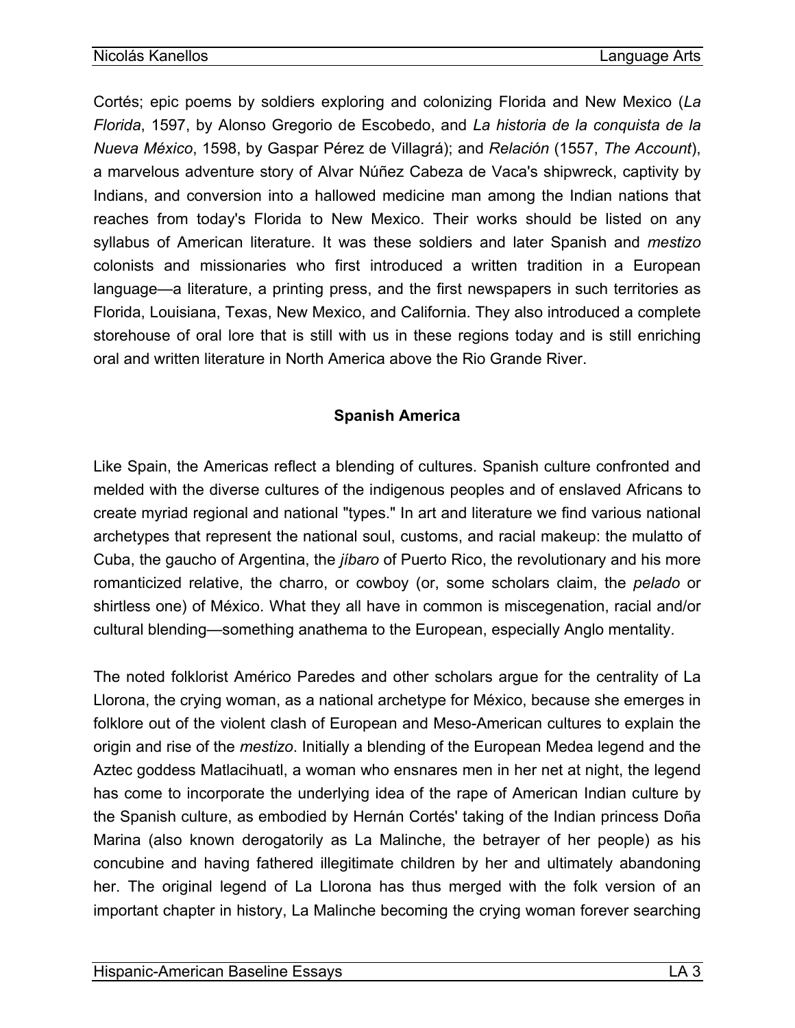Cortés; epic poems by soldiers exploring and colonizing Florida and New Mexico (*La Florida*, 1597, by Alonso Gregorio de Escobedo, and *La historia de la conquista de la Nueva México*, 1598, by Gaspar Pérez de Villagrá); and *Relación* (1557, *The Account*), a marvelous adventure story of Alvar Núñez Cabeza de Vaca's shipwreck, captivity by Indians, and conversion into a hallowed medicine man among the Indian nations that reaches from today's Florida to New Mexico. Their works should be listed on any syllabus of American literature. It was these soldiers and later Spanish and *mestizo* colonists and missionaries who first introduced a written tradition in a European language—a literature, a printing press, and the first newspapers in such territories as Florida, Louisiana, Texas, New Mexico, and California. They also introduced a complete storehouse of oral lore that is still with us in these regions today and is still enriching oral and written literature in North America above the Rio Grande River.

## Spanish America

Like Spain, the Americas reflect a blending of cultures. Spanish culture confronted and melded with the diverse cultures of the indigenous peoples and of enslaved Africans to create myriad regional and national "types." In art and literature we find various national archetypes that represent the national soul, customs, and racial makeup: the mulatto of Cuba, the gaucho of Argentina, the *jíbaro* of Puerto Rico, the revolutionary and his more romanticized relative, the charro, or cowboy (or, some scholars claim, the *pelado* or shirtless one) of México. What they all have in common is miscegenation, racial and/or cultural blending—something anathema to the European, especially Anglo mentality.

The noted folklorist Américo Paredes and other scholars argue for the centrality of La Llorona, the crying woman, as a national archetype for México, because she emerges in folklore out of the violent clash of European and Meso-American cultures to explain the origin and rise of the *mestizo*. Initially a blending of the European Medea legend and the Aztec goddess Matlacihuatl, a woman who ensnares men in her net at night, the legend has come to incorporate the underlying idea of the rape of American Indian culture by the Spanish culture, as embodied by Hernán Cortés' taking of the Indian princess Doña Marina (also known derogatorily as La Malinche, the betrayer of her people) as his concubine and having fathered illegitimate children by her and ultimately abandoning her. The original legend of La Llorona has thus merged with the folk version of an important chapter in history, La Malinche becoming the crying woman forever searching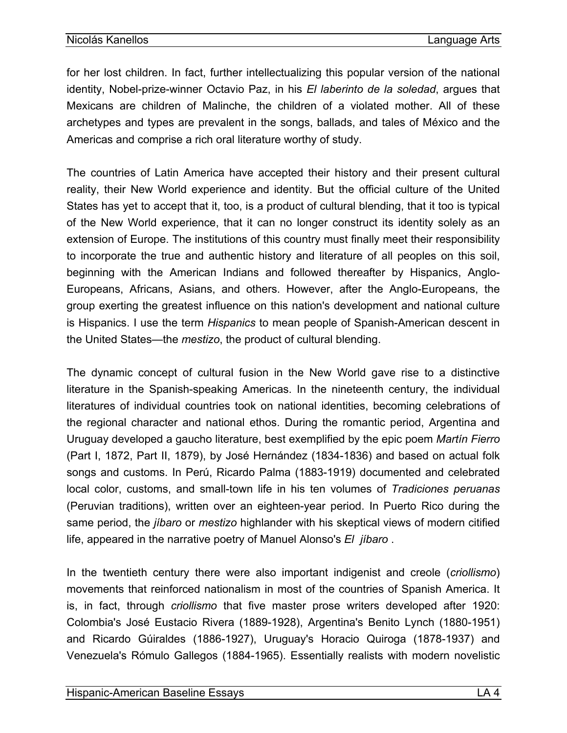for her lost children. In fact, further intellectualizing this popular version of the national identity, Nobel-prize-winner Octavio Paz, in his *El laberinto de la soledad*, argues that Mexicans are children of Malinche, the children of a violated mother. All of these archetypes and types are prevalent in the songs, ballads, and tales of México and the Americas and comprise a rich oral literature worthy of study.

The countries of Latin America have accepted their history and their present cultural reality, their New World experience and identity. But the official culture of the United States has yet to accept that it, too, is a product of cultural blending, that it too is typical of the New World experience, that it can no longer construct its identity solely as an extension of Europe. The institutions of this country must finally meet their responsibility to incorporate the true and authentic history and literature of all peoples on this soil, beginning with the American Indians and followed thereafter by Hispanics, Anglo-Europeans, Africans, Asians, and others. However, after the Anglo-Europeans, the group exerting the greatest influence on this nation's development and national culture is Hispanics. I use the term *Hispanics* to mean people of Spanish-American descent in the United States—the *mestizo*, the product of cultural blending.

The dynamic concept of cultural fusion in the New World gave rise to a distinctive literature in the Spanish-speaking Americas. In the nineteenth century, the individual literatures of individual countries took on national identities, becoming celebrations of the regional character and national ethos. During the romantic period, Argentina and Uruguay developed a gaucho literature, best exemplified by the epic poem *Martín Fierro* (Part I, 1872, Part II, 1879), by José Hernández (1834-1836) and based on actual folk songs and customs. In Perú, Ricardo Palma (1883-1919) documented and celebrated local color, customs, and small-town life in his ten volumes of *Tradiciones peruanas* (Peruvian traditions), written over an eighteen-year period. In Puerto Rico during the same period, the *jíbaro* or *mestizo* highlander with his skeptical views of modern citified life, appeared in the narrative poetry of Manuel Alonso's *El jíbaro* .

In the twentieth century there were also important indigenist and creole (*criollismo*) movements that reinforced nationalism in most of the countries of Spanish America. It is, in fact, through *criollismo* that five master prose writers developed after 1920: Colombia's José Eustacio Rivera (1889-1928), Argentina's Benito Lynch (1880-1951) and Ricardo Gúiraldes (1886-1927), Uruguay's Horacio Quiroga (1878-1937) and Venezuela's Rómulo Gallegos (1884-1965). Essentially realists with modern novelistic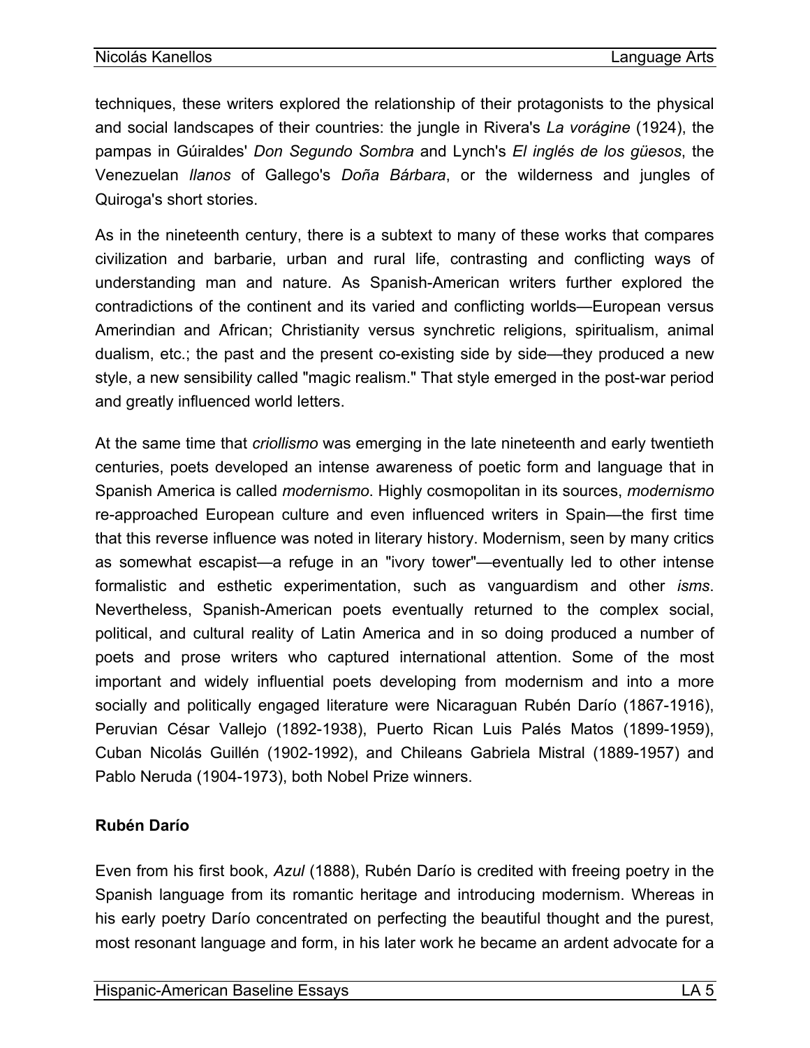techniques, these writers explored the relationship of their protagonists to the physical and social landscapes of their countries: the jungle in Rivera's *La vorágine* (1924), the pampas in Gúiraldes' *Don Segundo Sombra* and Lynch's *El inglés de los güesos*, the Venezuelan *llanos* of Gallego's *Doña Bárbara*, or the wilderness and jungles of Quiroga's short stories.

As in the nineteenth century, there is a subtext to many of these works that compares civilization and barbarie, urban and rural life, contrasting and conflicting ways of understanding man and nature. As Spanish-American writers further explored the contradictions of the continent and its varied and conflicting worlds—European versus Amerindian and African; Christianity versus synchretic religions, spiritualism, animal dualism, etc.; the past and the present co-existing side by side—they produced a new style, a new sensibility called "magic realism." That style emerged in the post-war period and greatly influenced world letters.

At the same time that *criollismo* was emerging in the late nineteenth and early twentieth centuries, poets developed an intense awareness of poetic form and language that in Spanish America is called *modernismo*. Highly cosmopolitan in its sources, *modernismo* re-approached European culture and even influenced writers in Spain—the first time that this reverse influence was noted in literary history. Modernism, seen by many critics as somewhat escapist—a refuge in an "ivory tower"—eventually led to other intense formalistic and esthetic experimentation, such as vanguardism and other *isms*. Nevertheless, Spanish-American poets eventually returned to the complex social, political, and cultural reality of Latin America and in so doing produced a number of poets and prose writers who captured international attention. Some of the most important and widely influential poets developing from modernism and into a more socially and politically engaged literature were Nicaraguan Rubén Darío (1867-1916), Peruvian César Vallejo (1892-1938), Puerto Rican Luis Palés Matos (1899-1959), Cuban Nicolás Guillén (1902-1992), and Chileans Gabriela Mistral (1889-1957) and Pablo Neruda (1904-1973), both Nobel Prize winners.

### Rubén Darío

Even from his first book, *Azul* (1888), Rubén Darío is credited with freeing poetry in the Spanish language from its romantic heritage and introducing modernism. Whereas in his early poetry Darío concentrated on perfecting the beautiful thought and the purest, most resonant language and form, in his later work he became an ardent advocate for a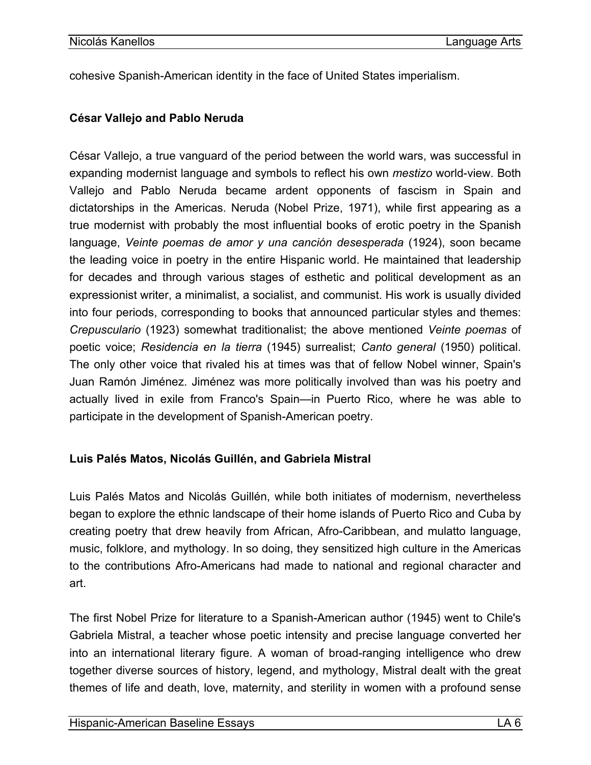cohesive Spanish-American identity in the face of United States imperialism.

### César Vallejo and Pablo Neruda

César Vallejo, a true vanguard of the period between the world wars, was successful in expanding modernist language and symbols to reflect his own *mestizo* world-view. Both Vallejo and Pablo Neruda became ardent opponents of fascism in Spain and dictatorships in the Americas. Neruda (Nobel Prize, 1971), while first appearing as a true modernist with probably the most influential books of erotic poetry in the Spanish language, *Veinte poemas de amor y una canción desesperada* (1924), soon became the leading voice in poetry in the entire Hispanic world. He maintained that leadership for decades and through various stages of esthetic and political development as an expressionist writer, a minimalist, a socialist, and communist. His work is usually divided into four periods, corresponding to books that announced particular styles and themes: *Crepusculario* (1923) somewhat traditionalist; the above mentioned *Veinte poemas* of poetic voice; *Residencia en la tierra* (1945) surrealist; *Canto general* (1950) political. The only other voice that rivaled his at times was that of fellow Nobel winner, Spain's Juan Ramón Jiménez. Jiménez was more politically involved than was his poetry and actually lived in exile from Franco's Spain—in Puerto Rico, where he was able to participate in the development of Spanish-American poetry.

### Luis Palés Matos, Nicolás Guillén, and Gabriela Mistral

Luis Palés Matos and Nicolás Guillén, while both initiates of modernism, nevertheless began to explore the ethnic landscape of their home islands of Puerto Rico and Cuba by creating poetry that drew heavily from African, Afro-Caribbean, and mulatto language, music, folklore, and mythology. In so doing, they sensitized high culture in the Americas to the contributions Afro-Americans had made to national and regional character and art.

The first Nobel Prize for literature to a Spanish-American author (1945) went to Chile's Gabriela Mistral, a teacher whose poetic intensity and precise language converted her into an international literary figure. A woman of broad-ranging intelligence who drew together diverse sources of history, legend, and mythology, Mistral dealt with the great themes of life and death, love, maternity, and sterility in women with a profound sense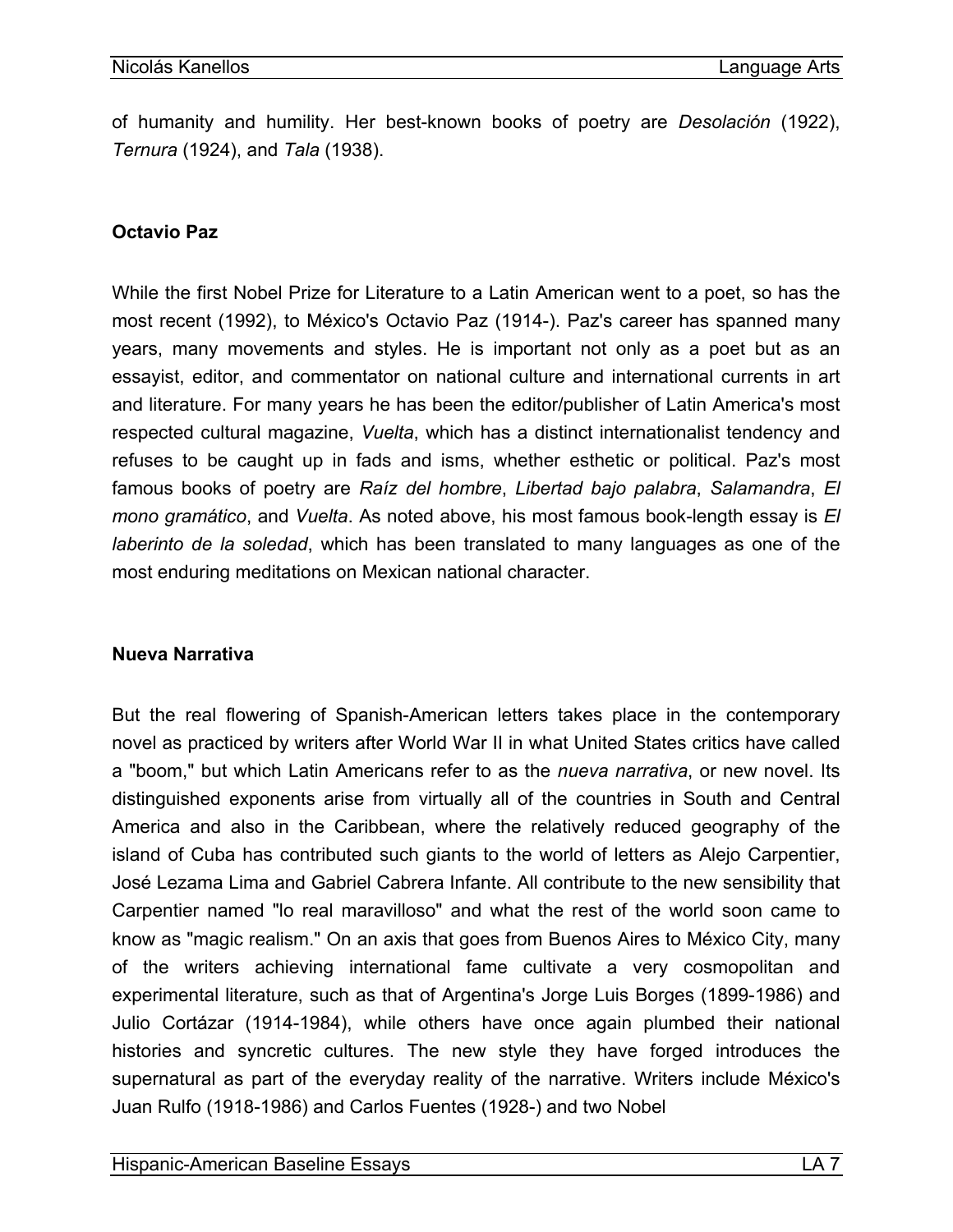of humanity and humility. Her best-known books of poetry are *Desolación* (1922), *Ternura* (1924), and *Tala* (1938).

### Octavio Paz

While the first Nobel Prize for Literature to a Latin American went to a poet, so has the most recent (1992), to México's Octavio Paz (1914-). Paz's career has spanned many years, many movements and styles. He is important not only as a poet but as an essayist, editor, and commentator on national culture and international currents in art and literature. For many years he has been the editor/publisher of Latin America's most respected cultural magazine, *Vuelta*, which has a distinct internationalist tendency and refuses to be caught up in fads and isms, whether esthetic or political. Paz's most famous books of poetry are *Raíz del hombre*, *Libertad bajo palabra*, *Salamandra*, *El mono gramático*, and *Vuelta*. As noted above, his most famous book-length essay is *El laberinto de la soledad*, which has been translated to many languages as one of the most enduring meditations on Mexican national character.

### Nueva Narrativa

But the real flowering of Spanish-American letters takes place in the contemporary novel as practiced by writers after World War II in what United States critics have called a "boom," but which Latin Americans refer to as the *nueva narrativa*, or new novel. Its distinguished exponents arise from virtually all of the countries in South and Central America and also in the Caribbean, where the relatively reduced geography of the island of Cuba has contributed such giants to the world of letters as Alejo Carpentier, José Lezama Lima and Gabriel Cabrera Infante. All contribute to the new sensibility that Carpentier named "lo real maravilloso" and what the rest of the world soon came to know as "magic realism." On an axis that goes from Buenos Aires to México City, many of the writers achieving international fame cultivate a very cosmopolitan and experimental literature, such as that of Argentina's Jorge Luis Borges (1899-1986) and Julio Cortázar (1914-1984), while others have once again plumbed their national histories and syncretic cultures. The new style they have forged introduces the supernatural as part of the everyday reality of the narrative. Writers include México's Juan Rulfo (1918-1986) and Carlos Fuentes (1928-) and two Nobel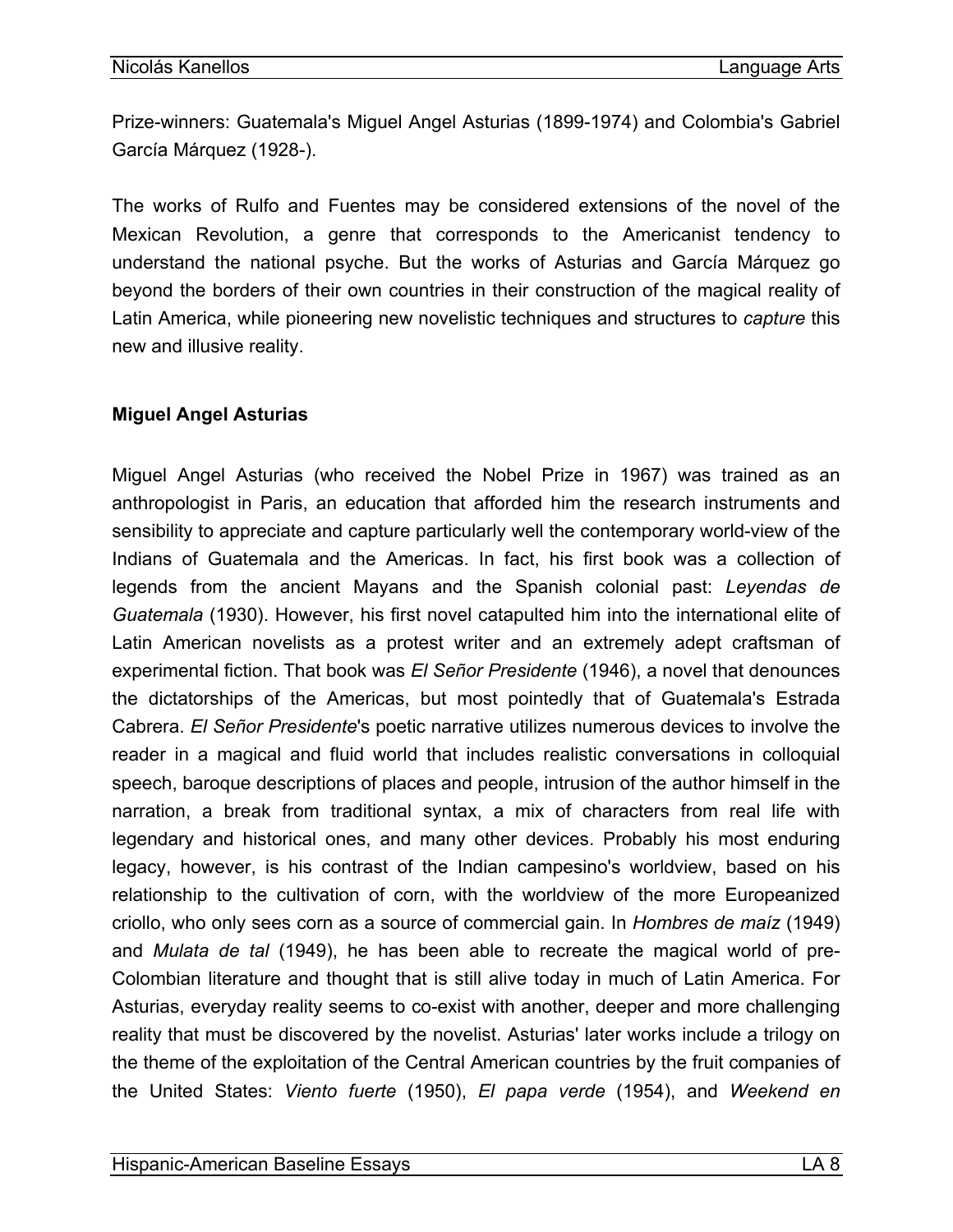Prize-winners: Guatemala's Miguel Angel Asturias (1899-1974) and Colombia's Gabriel García Márquez (1928-).

The works of Rulfo and Fuentes may be considered extensions of the novel of the Mexican Revolution, a genre that corresponds to the Americanist tendency to understand the national psyche. But the works of Asturias and García Márquez go beyond the borders of their own countries in their construction of the magical reality of Latin America, while pioneering new novelistic techniques and structures to *capture* this new and illusive reality.

**Miguel Angel Asturias**

Miguel Angel Asturias (who received the Nobel Prize in 1967) was trained as an anthropologist in Paris, an education that afforded him the research instruments and sensibility to appreciate and capture particularly well the contemporary world-view of the Indians of Guatemala and the Americas. In fact, his first book was a collection of legends from the ancient Mayans and the Spanish colonial past: *Leyendas de Guatemala* (1930). However, his first novel catapulted him into the international elite of Latin American novelists as a protest writer and an extremely adept craftsman of experimental fiction. That book was *El Señor Presidente* (1946), a novel that denounces the dictatorships of the Americas, but most pointedly that of Guatemala's Estrada Cabrera. *El Señor Presidente*'s poetic narrative utilizes numerous devices to involve the reader in a magical and fluid world that includes realistic conversations in colloquial speech, baroque descriptions of places and people, intrusion of the author himself in the narration, a break from traditional syntax, a mix of characters from real life with legendary and historical ones, and many other devices. Probably his most enduring legacy, however, is his contrast of the Indian campesino's worldview, based on his relationship to the cultivation of corn, with the worldview of the more Europeanized criollo, who only sees corn as a source of commercial gain. In *Hombres de maíz* (1949) and *Mulata de tal* (1949), he has been able to recreate the magical world of pre-Colombian literature and thought that is still alive today in much of Latin America. For Asturias, everyday reality seems to co-exist with another, deeper and more challenging reality that must be discovered by the novelist. Asturias' later works include a trilogy on the theme of the exploitation of the Central American countries by the fruit companies of the United States: *Viento fuerte* (1950), *El papa verde* (1954), and *Weekend en*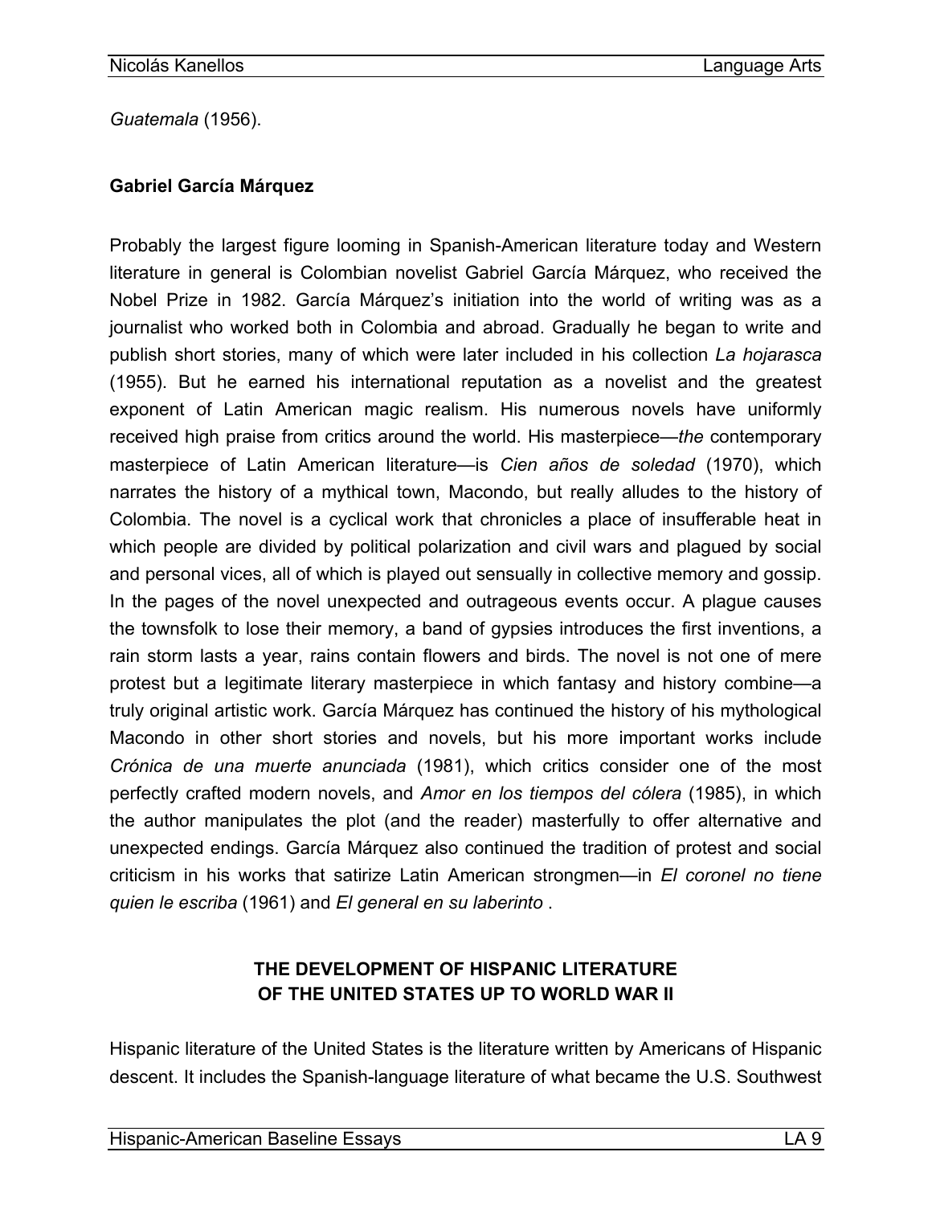*Guatemala* (1956).

**Gabriel García Márquez**

Probably the largest figure looming in Spanish-American literature today and Western literature in general is Colombian novelist Gabriel García Márquez, who received the Nobel Prize in 1982. García Márquez's initiation into the world of writing was as a journalist who worked both in Colombia and abroad. Gradually he began to write and publish short stories, many of which were later included in his collection *La hojarasca* (1955). But he earned his international reputation as a novelist and the greatest exponent of Latin American magic realism. His numerous novels have uniformly received high praise from critics around the world. His masterpiece—*the* contemporary masterpiece of Latin American literature—is *Cien años de soledad* (1970), which narrates the history of a mythical town, Macondo, but really alludes to the history of Colombia. The novel is a cyclical work that chronicles a place of insufferable heat in which people are divided by political polarization and civil wars and plagued by social and personal vices, all of which is played out sensually in collective memory and gossip. In the pages of the novel unexpected and outrageous events occur. A plague causes the townsfolk to lose their memory, a band of gypsies introduces the first inventions, a rain storm lasts a year, rains contain flowers and birds. The novel is not one of mere protest but a legitimate literary masterpiece in which fantasy and history combine—a truly original artistic work. García Márquez has continued the history of his mythological Macondo in other short stories and novels, but his more important works include *Crónica de una muerte anunciada* (1981), which critics consider one of the most perfectly crafted modern novels, and *Amor en los tiempos del cólera* (1985), in which the author manipulates the plot (and the reader) masterfully to offer alternative and unexpected endings. García Márquez also continued the tradition of protest and social criticism in his works that satirize Latin American strongmen—in *El coronel no tiene quien le escriba* (1961) and *El general en su laberinto* .

## THE DEVELOPMENT OF HISPANIC LITERATURE OF THE UNITED STATES UP TO WORLD WAR II

Hispanic literature of the United States is the literature written by Americans of Hispanic descent. It includes the Spanish-language literature of what became the U.S. Southwest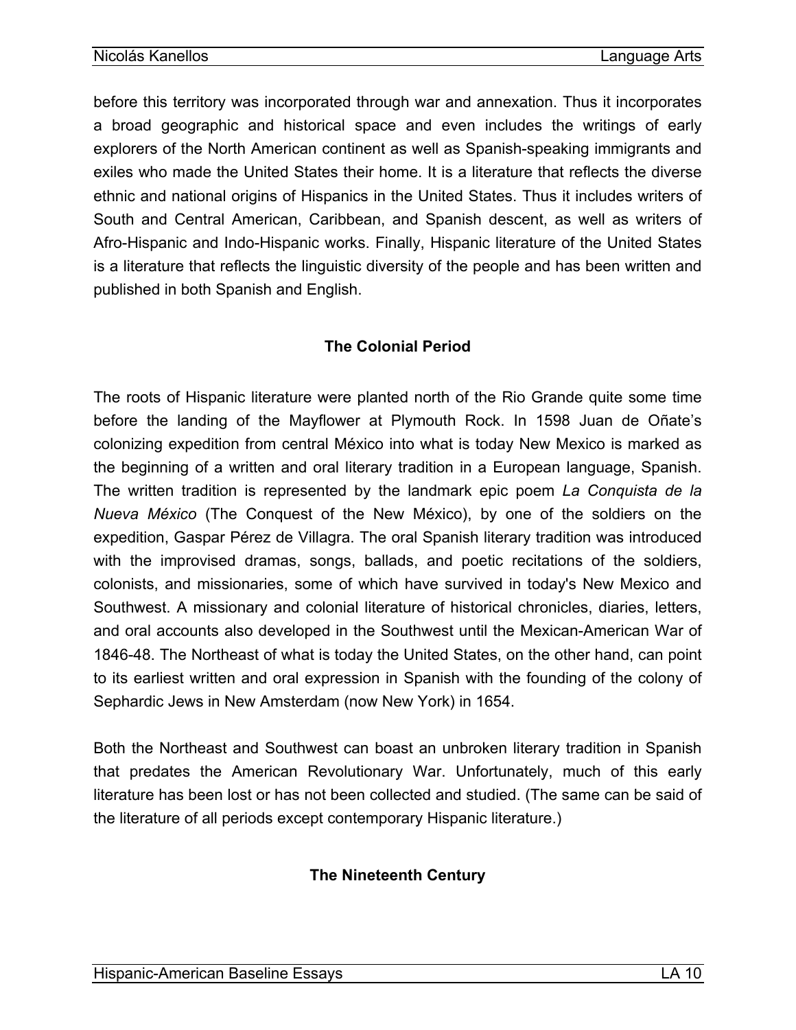before this territory was incorporated through war and annexation. Thus it incorporates a broad geographic and historical space and even includes the writings of early explorers of the North American continent as well as Spanish-speaking immigrants and exiles who made the United States their home. It is a literature that reflects the diverse ethnic and national origins of Hispanics in the United States. Thus it includes writers of South and Central American, Caribbean, and Spanish descent, as well as writers of Afro-Hispanic and Indo-Hispanic works. Finally, Hispanic literature of the United States is a literature that reflects the linguistic diversity of the people and has been written and published in both Spanish and English.

## The Colonial Period

The roots of Hispanic literature were planted north of the Rio Grande quite some time before the landing of the Mayflower at Plymouth Rock. In 1598 Juan de Oñate's colonizing expedition from central México into what is today New Mexico is marked as the beginning of a written and oral literary tradition in a European language, Spanish. The written tradition is represented by the landmark epic poem *La Conquista de la Nueva México* (The Conquest of the New México), by one of the soldiers on the expedition, Gaspar Pérez de Villagra. The oral Spanish literary tradition was introduced with the improvised dramas, songs, ballads, and poetic recitations of the soldiers, colonists, and missionaries, some of which have survived in today's New Mexico and Southwest. A missionary and colonial literature of historical chronicles, diaries, letters, and oral accounts also developed in the Southwest until the Mexican-American War of 1846-48. The Northeast of what is today the United States, on the other hand, can point to its earliest written and oral expression in Spanish with the founding of the colony of Sephardic Jews in New Amsterdam (now New York) in 1654.

Both the Northeast and Southwest can boast an unbroken literary tradition in Spanish that predates the American Revolutionary War. Unfortunately, much of this early literature has been lost or has not been collected and studied. (The same can be said of the literature of all periods except contemporary Hispanic literature.)

## The Nineteenth Century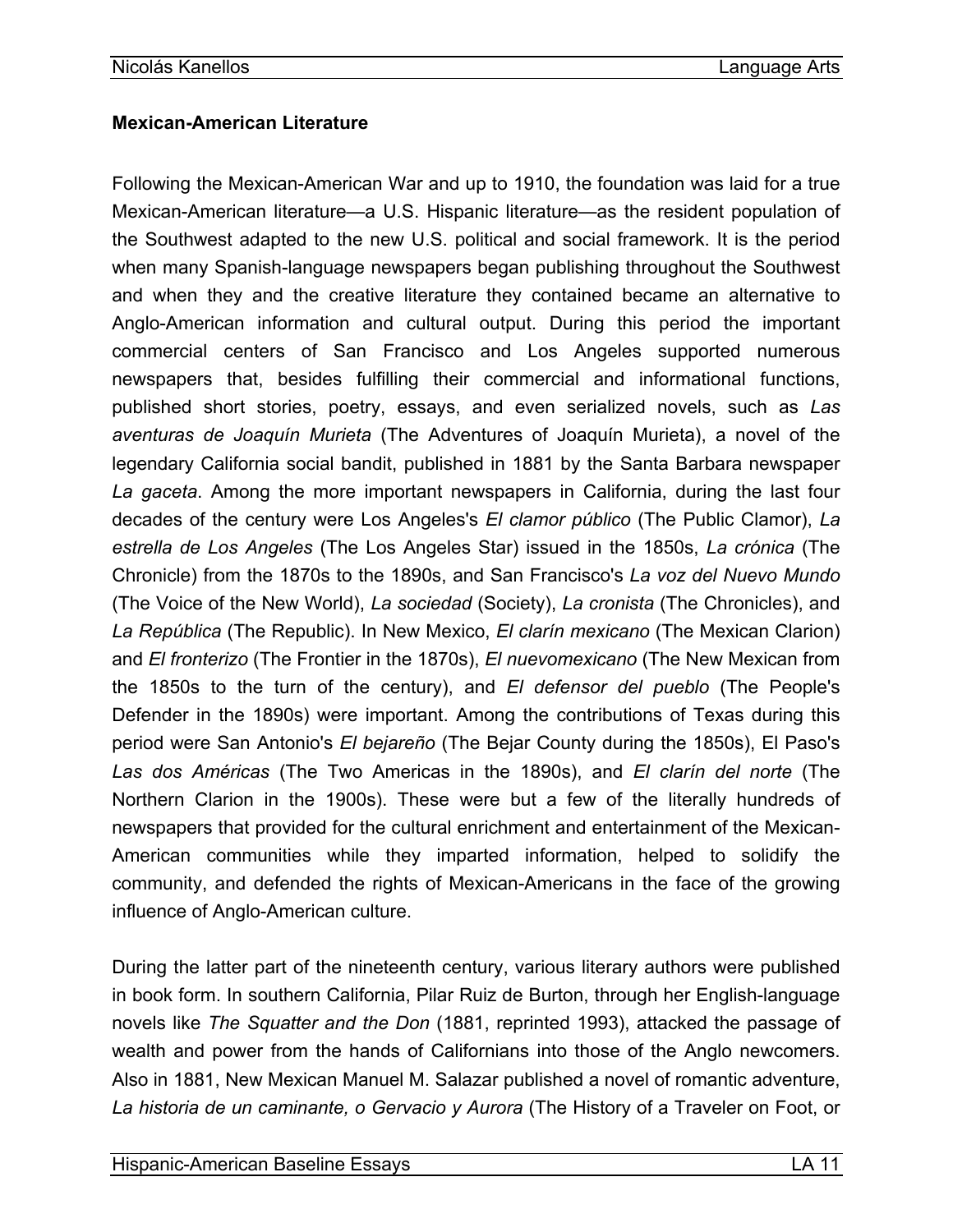**Mexican-American Literature**

Following the Mexican-American War and up to 1910, the foundation was laid for a true Mexican-American literature—a U.S. Hispanic literature—as the resident population of the Southwest adapted to the new U.S. political and social framework. It is the period when many Spanish-language newspapers began publishing throughout the Southwest and when they and the creative literature they contained became an alternative to Anglo-American information and cultural output. During this period the important commercial centers of San Francisco and Los Angeles supported numerous newspapers that, besides fulfilling their commercial and informational functions, published short stories, poetry, essays, and even serialized novels, such as *Las aventuras de Joaquín Murieta* (The Adventures of Joaquín Murieta), a novel of the legendary California social bandit, published in 1881 by the Santa Barbara newspaper *La gaceta*. Among the more important newspapers in California, during the last four decades of the century were Los Angeles's *El clamor público* (The Public Clamor), *La estrella de Los Angeles* (The Los Angeles Star) issued in the 1850s, *La crónica* (The Chronicle) from the 1870s to the 1890s, and San Francisco's *La voz del Nuevo Mundo* (The Voice of the New World), *La sociedad* (Society), *La cronista* (The Chronicles), and *La República* (The Republic). In New Mexico, *El clarín mexicano* (The Mexican Clarion) and *El fronterizo* (The Frontier in the 1870s), *El nuevomexicano* (The New Mexican from the 1850s to the turn of the century), and *El defensor del pueblo* (The People's Defender in the 1890s) were important. Among the contributions of Texas during this period were San Antonio's *El bejareño* (The Bejar County during the 1850s), El Paso's *Las dos Américas* (The Two Americas in the 1890s), and *El clarín del norte* (The Northern Clarion in the 1900s). These were but a few of the literally hundreds of newspapers that provided for the cultural enrichment and entertainment of the Mexican-American communities while they imparted information, helped to solidify the community, and defended the rights of Mexican-Americans in the face of the growing influence of Anglo-American culture.

During the latter part of the nineteenth century, various literary authors were published in book form. In southern California, Pilar Ruiz de Burton, through her English-language novels like *The Squatter and the Don* (1881, reprinted 1993), attacked the passage of wealth and power from the hands of Californians into those of the Anglo newcomers. Also in 1881, New Mexican Manuel M. Salazar published a novel of romantic adventure, *La historia de un caminante, o Gervacio y Aurora* (The History of a Traveler on Foot, or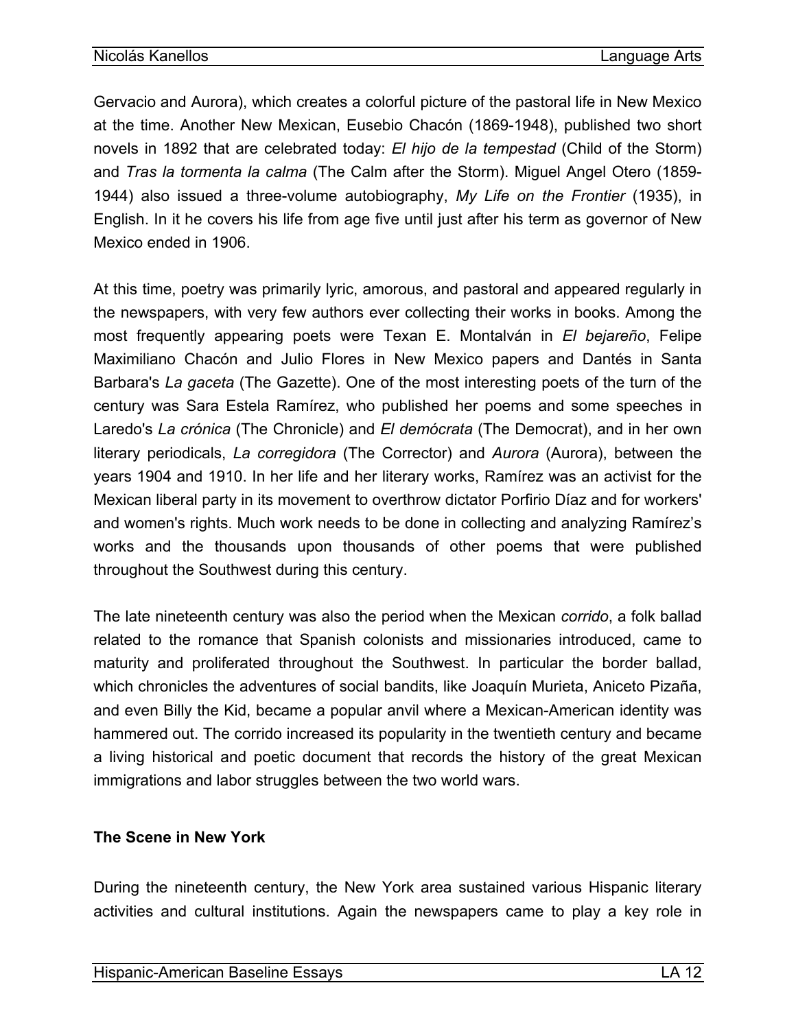Gervacio and Aurora), which creates a colorful picture of the pastoral life in New Mexico at the time. Another New Mexican, Eusebio Chacón (1869-1948), published two short novels in 1892 that are celebrated today: *El hijo de la tempestad* (Child of the Storm) and *Tras la tormenta la calma* (The Calm after the Storm). Miguel Angel Otero (1859-1944) also issued a three-volume autobiography, *My Life on the Frontier* (1935), in English. In it he covers his life from age five until just after his term as governor of New Mexico ended in 1906.

At this time, poetry was primarily lyric, amorous, and pastoral and appeared regularly in the newspapers, with very few authors ever collecting their works in books. Among the most frequently appearing poets were Texan E. Montalván in *El bejareño*, Felipe Maximiliano Chacón and Julio Flores in New Mexico papers and Dantés in Santa Barbara's *La gaceta* (The Gazette). One of the most interesting poets of the turn of the century was Sara Estela Ramírez, who published her poems and some speeches in Laredo's *La crónica* (The Chronicle) and *El demócrata* (The Democrat), and in her own literary periodicals, *La corregidora* (The Corrector) and *Aurora* (Aurora), between the years 1904 and 1910. In her life and her literary works, Ramírez was an activist for the Mexican liberal party in its movement to overthrow dictator Porfirio Díaz and for workers' and women's rights. Much work needs to be done in collecting and analyzing Ramírez's works and the thousands upon thousands of other poems that were published throughout the Southwest during this century.

The late nineteenth century was also the period when the Mexican *corrido*, a folk ballad related to the romance that Spanish colonists and missionaries introduced, came to maturity and proliferated throughout the Southwest. In particular the border ballad, which chronicles the adventures of social bandits, like Joaquín Murieta, Aniceto Pizaña, and even Billy the Kid, became a popular anvil where a Mexican-American identity was hammered out. The corrido increased its popularity in the twentieth century and became a living historical and poetic document that records the history of the great Mexican immigrations and labor struggles between the two world wars.

**The Scene in New York**

During the nineteenth century, the New York area sustained various Hispanic literary activities and cultural institutions. Again the newspapers came to play a key role in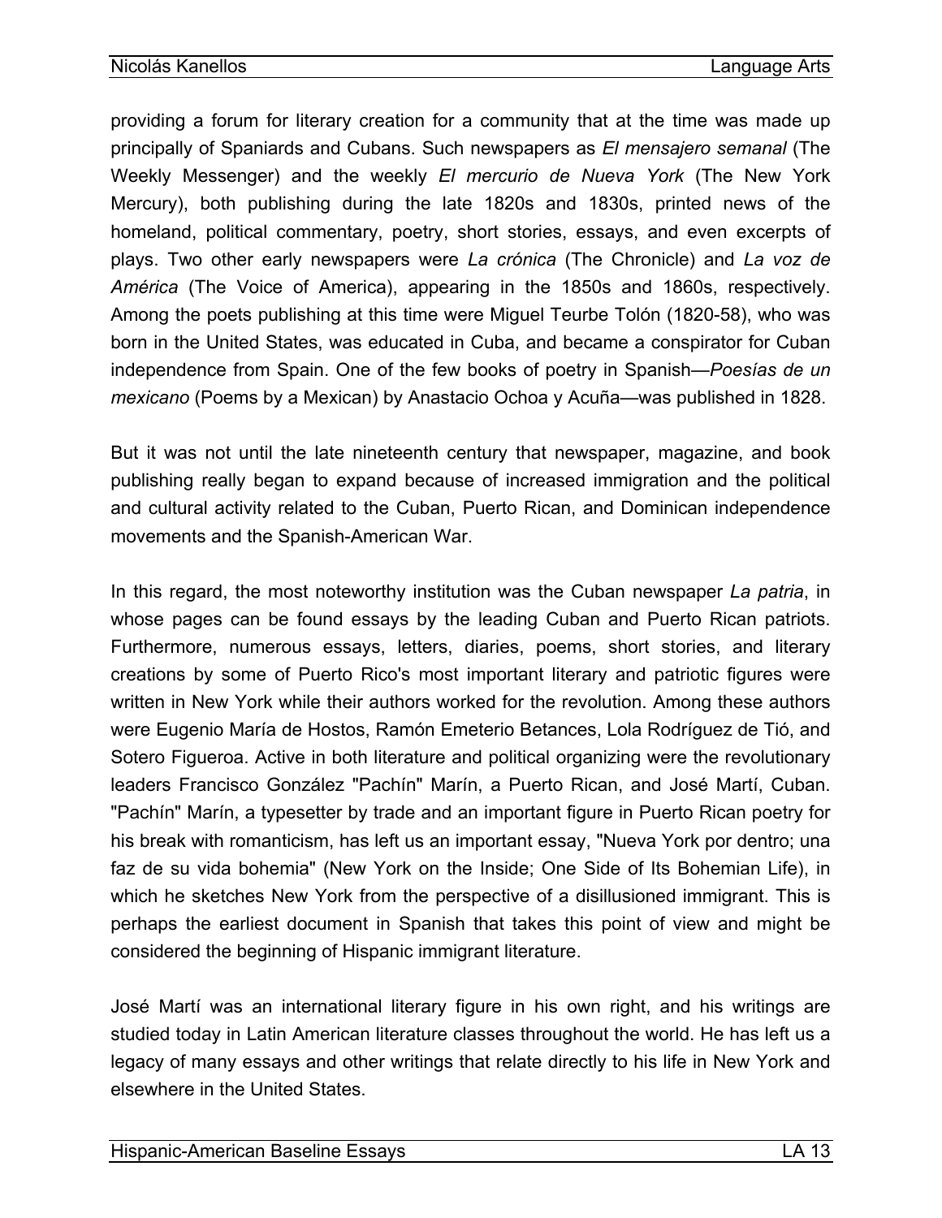providing a forum for literary creation for a community that at the time was made up principally of Spaniards and Cubans. Such newspapers as *El mensajero semanal* (The Weekly Messenger) and the weekly *El mercurio de Nueva York* (The New York Mercury), both publishing during the late 1820s and 1830s, printed news of the homeland, political commentary, poetry, short stories, essays, and even excerpts of plays. Two other early newspapers were *La crónica* (The Chronicle) and *La voz de América* (The Voice of America), appearing in the 1850s and 1860s, respectively. Among the poets publishing at this time were Miguel Teurbe Tolón (1820-58), who was born in the United States, was educated in Cuba, and became a conspirator for Cuban independence from Spain. One of the few books of poetry in Spanish—*Poesías de un mexicano* (Poems by a Mexican) by Anastacio Ochoa y Acuña—was published in 1828.

But it was not until the late nineteenth century that newspaper, magazine, and book publishing really began to expand because of increased immigration and the political and cultural activity related to the Cuban, Puerto Rican, and Dominican independence movements and the Spanish-American War.

In this regard, the most noteworthy institution was the Cuban newspaper *La patria*, in whose pages can be found essays by the leading Cuban and Puerto Rican patriots. Furthermore, numerous essays, letters, diaries, poems, short stories, and literary creations by some of Puerto Rico's most important literary and patriotic figures were written in New York while their authors worked for the revolution. Among these authors were Eugenio María de Hostos, Ramón Emeterio Betances, Lola Rodríguez de Tió, and Sotero Figueroa. Active in both literature and political organizing were the revolutionary leaders Francisco González "Pachín" Marín, a Puerto Rican, and José Martí, Cuban. "Pachín" Marín, a typesetter by trade and an important figure in Puerto Rican poetry for his break with romanticism, has left us an important essay, "Nueva York por dentro; una faz de su vida bohemia" (New York on the Inside; One Side of Its Bohemian Life), in which he sketches New York from the perspective of a disillusioned immigrant. This is perhaps the earliest document in Spanish that takes this point of view and might be considered the beginning of Hispanic immigrant literature.

José Martí was an international literary figure in his own right, and his writings are studied today in Latin American literature classes throughout the world. He has left us a legacy of many essays and other writings that relate directly to his life in New York and elsewhere in the United States.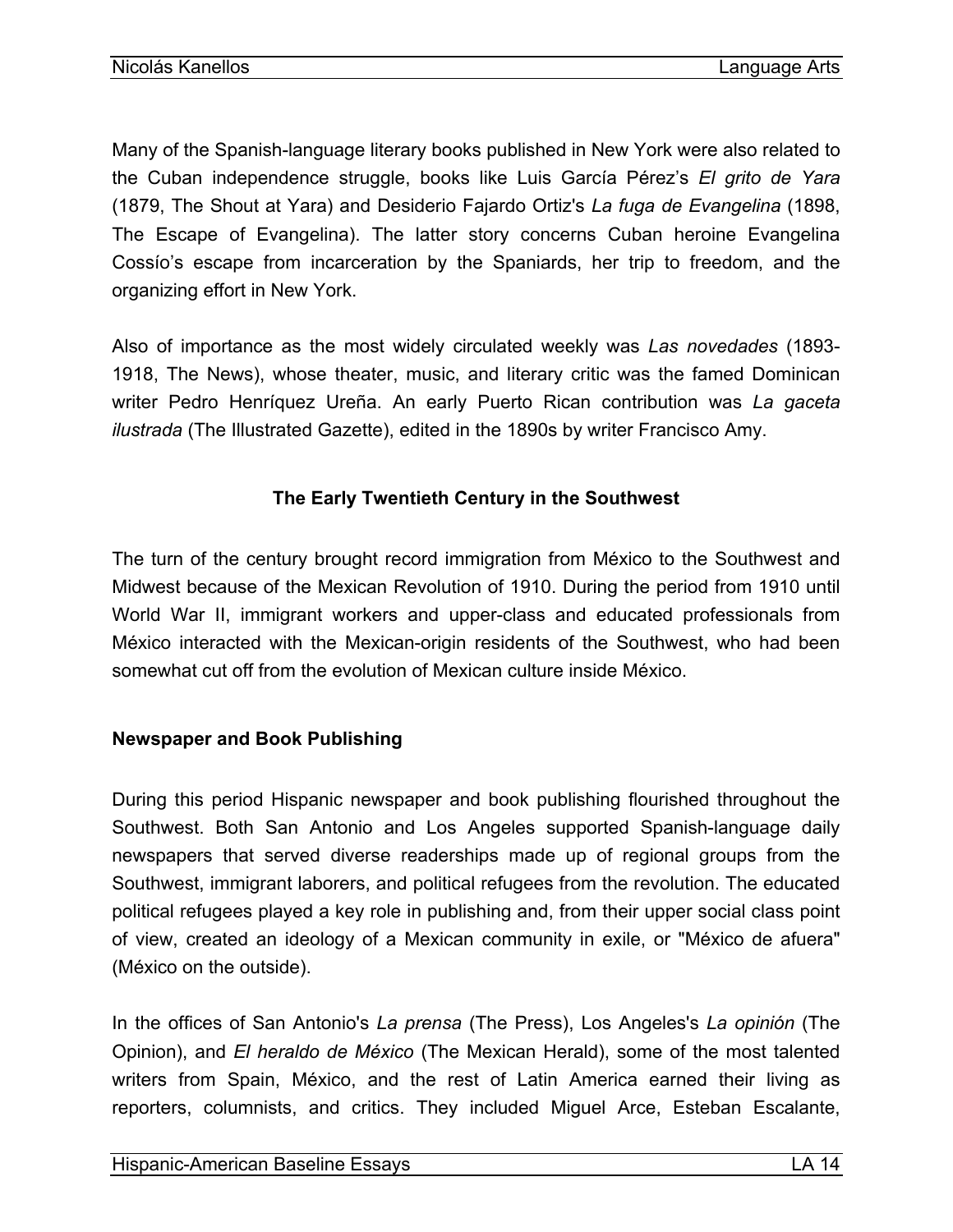Many of the Spanish-language literary books published in New York were also related to the Cuban independence struggle, books like Luis García Pérez's *El grito de Yara* (1879, The Shout at Yara) and Desiderio Fajardo Ortiz's *La fuga de Evangelina* (1898, The Escape of Evangelina). The latter story concerns Cuban heroine Evangelina Cossío's escape from incarceration by the Spaniards, her trip to freedom, and the organizing effort in New York.

Also of importance as the most widely circulated weekly was *Las novedades* (1893-1918, The News), whose theater, music, and literary critic was the famed Dominican writer Pedro Henríquez Ureña. An early Puerto Rican contribution was *La gaceta ilustrada* (The Illustrated Gazette), edited in the 1890s by writer Francisco Amy.

## The Early Twentieth Century in the Southwest

The turn of the century brought record immigration from México to the Southwest and Midwest because of the Mexican Revolution of 1910. During the period from 1910 until World War II, immigrant workers and upper-class and educated professionals from México interacted with the Mexican-origin residents of the Southwest, who had been somewhat cut off from the evolution of Mexican culture inside México.

### Newspaper and Book Publishing

During this period Hispanic newspaper and book publishing flourished throughout the Southwest. Both San Antonio and Los Angeles supported Spanish-language daily newspapers that served diverse readerships made up of regional groups from the Southwest, immigrant laborers, and political refugees from the revolution. The educated political refugees played a key role in publishing and, from their upper social class point of view, created an ideology of a Mexican community in exile, or "México de afuera" (México on the outside).

In the offices of San Antonio's *La prensa* (The Press), Los Angeles's *La opinión* (The Opinion), and *El heraldo de México* (The Mexican Herald), some of the most talented writers from Spain, México, and the rest of Latin America earned their living as reporters, columnists, and critics. They included Miguel Arce, Esteban Escalante,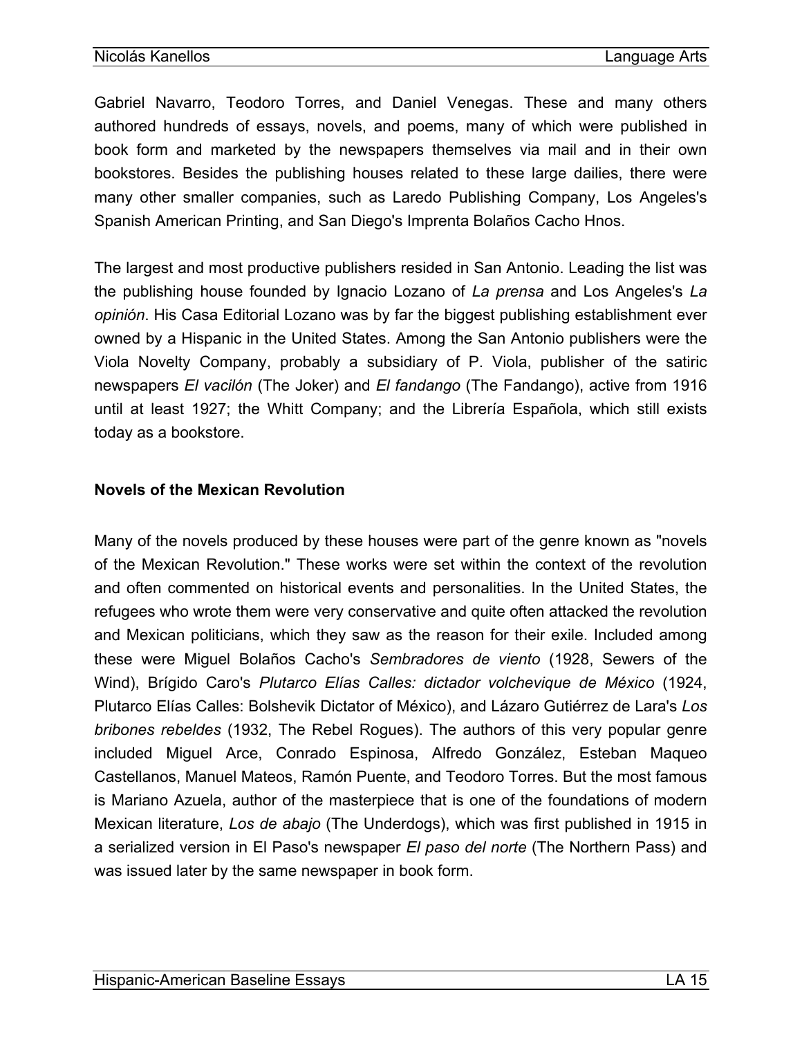Gabriel Navarro, Teodoro Torres, and Daniel Venegas. These and many others authored hundreds of essays, novels, and poems, many of which were published in book form and marketed by the newspapers themselves via mail and in their own bookstores. Besides the publishing houses related to these large dailies, there were many other smaller companies, such as Laredo Publishing Company, Los Angeles's Spanish American Printing, and San Diego's Imprenta Bolaños Cacho Hnos.

The largest and most productive publishers resided in San Antonio. Leading the list was the publishing house founded by Ignacio Lozano of *La prensa* and Los Angeles's *La opinión*. His Casa Editorial Lozano was by far the biggest publishing establishment ever owned by a Hispanic in the United States. Among the San Antonio publishers were the Viola Novelty Company, probably a subsidiary of P. Viola, publisher of the satiric newspapers *El vacilón* (The Joker) and *El fandango* (The Fandango), active from 1916 until at least 1927; the Whitt Company; and the Librería Española, which still exists today as a bookstore.

### Novels of the Mexican Revolution

Many of the novels produced by these houses were part of the genre known as "novels of the Mexican Revolution." These works were set within the context of the revolution and often commented on historical events and personalities. In the United States, the refugees who wrote them were very conservative and quite often attacked the revolution and Mexican politicians, which they saw as the reason for their exile. Included among these were Miguel Bolaños Cacho's *Sembradores de viento* (1928, Sewers of the Wind), Brígido Caro's *Plutarco Elías Calles: dictador volchevique de México* (1924, Plutarco Elías Calles: Bolshevik Dictator of México), and Lázaro Gutiérrez de Lara's *Los bribones rebeldes* (1932, The Rebel Rogues). The authors of this very popular genre included Miguel Arce, Conrado Espinosa, Alfredo González, Esteban Maqueo Castellanos, Manuel Mateos, Ramón Puente, and Teodoro Torres. But the most famous is Mariano Azuela, author of the masterpiece that is one of the foundations of modern Mexican literature, *Los de abajo* (The Underdogs), which was first published in 1915 in a serialized version in El Paso's newspaper *El paso del norte* (The Northern Pass) and was issued later by the same newspaper in book form.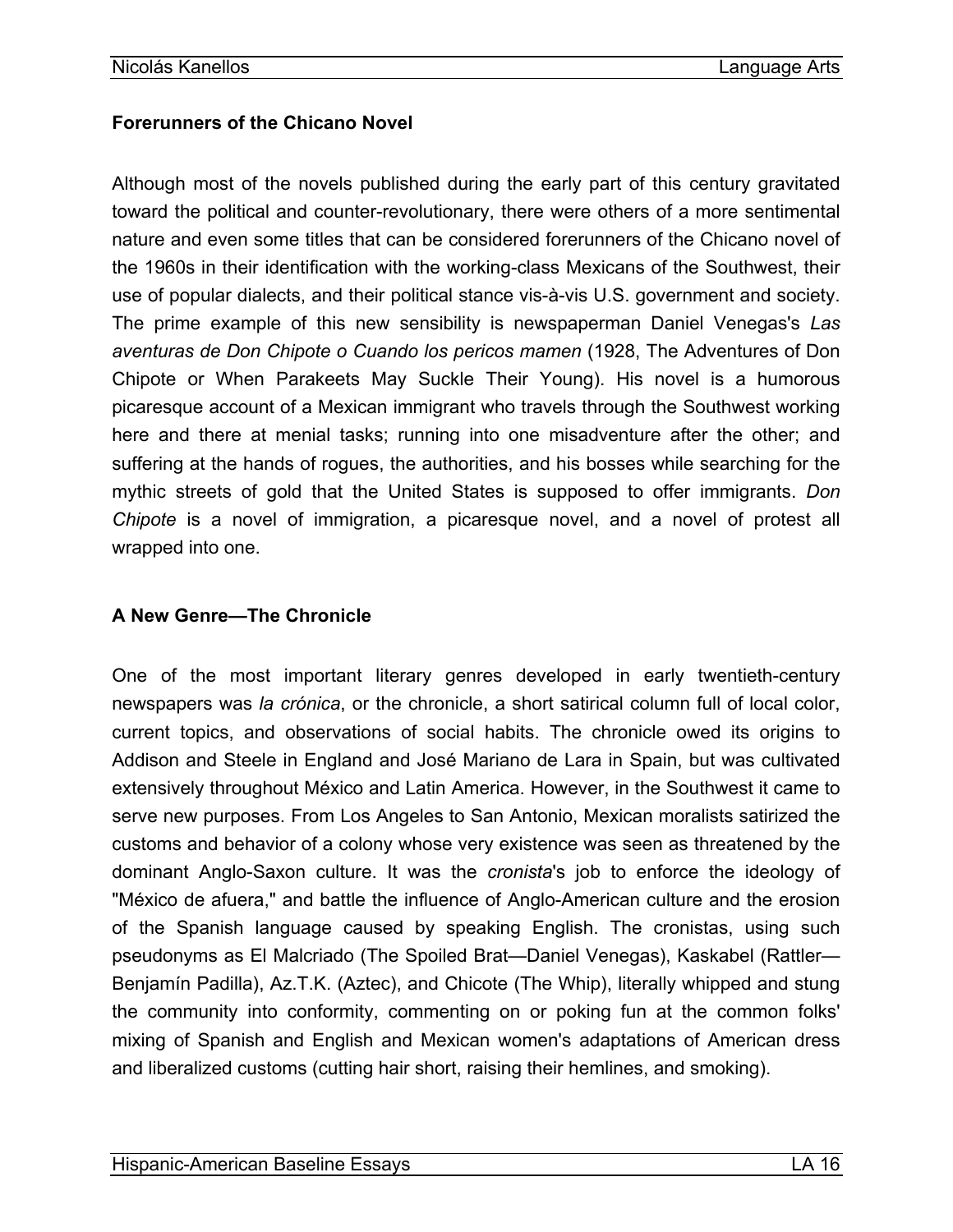### Forerunners of the Chicano Novel

Although most of the novels published during the early part of this century gravitated toward the political and counter-revolutionary, there were others of a more sentimental nature and even some titles that can be considered forerunners of the Chicano novel of the 1960s in their identification with the working-class Mexicans of the Southwest, their use of popular dialects, and their political stance vis-à-vis U.S. government and society. The prime example of this new sensibility is newspaperman Daniel Venegas's *Las aventuras de Don Chipote o Cuando los pericos mamen* (1928, The Adventures of Don Chipote or When Parakeets May Suckle Their Young). His novel is a humorous picaresque account of a Mexican immigrant who travels through the Southwest working here and there at menial tasks; running into one misadventure after the other; and suffering at the hands of rogues, the authorities, and his bosses while searching for the mythic streets of gold that the United States is supposed to offer immigrants. *Don Chipote* is a novel of immigration, a picaresque novel, and a novel of protest all wrapped into one.

### A New Genre—The Chronicle

One of the most important literary genres developed in early twentieth-century newspapers was *la crónica*, or the chronicle, a short satirical column full of local color, current topics, and observations of social habits. The chronicle owed its origins to Addison and Steele in England and José Mariano de Lara in Spain, but was cultivated extensively throughout México and Latin America. However, in the Southwest it came to serve new purposes. From Los Angeles to San Antonio, Mexican moralists satirized the customs and behavior of a colony whose very existence was seen as threatened by the dominant Anglo-Saxon culture. It was the *cronista*'s job to enforce the ideology of "México de afuera," and battle the influence of Anglo-American culture and the erosion of the Spanish language caused by speaking English. The cronistas, using such pseudonyms as El Malcriado (The Spoiled Brat—Daniel Venegas), Kaskabel (Rattler—Benjamín Padilla), Az.T.K. (Aztec), and Chicote (The Whip), literally whipped and stung the community into conformity, commenting on or poking fun at the common folks' mixing of Spanish and English and Mexican women's adaptations of American dress and liberalized customs (cutting hair short, raising their hemlines, and smoking).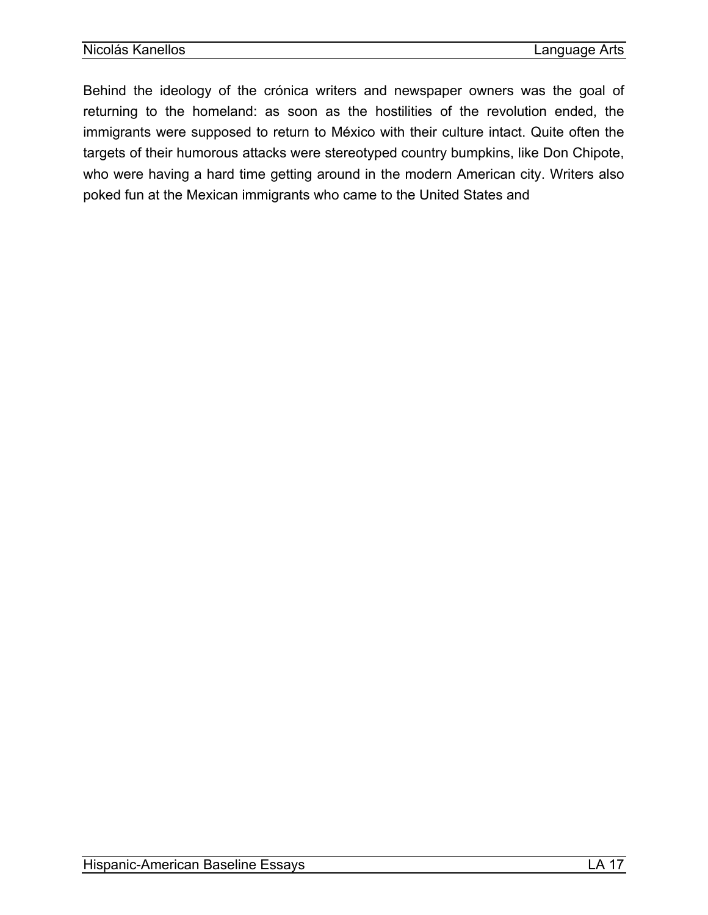Behind the ideology of the crónica writers and newspaper owners was the goal of returning to the homeland: as soon as the hostilities of the revolution ended, the immigrants were supposed to return to México with their culture intact. Quite often the targets of their humorous attacks were stereotyped country bumpkins, like Don Chipote, who were having a hard time getting around in the modern American city. Writers also poked fun at the Mexican immigrants who came to the United States and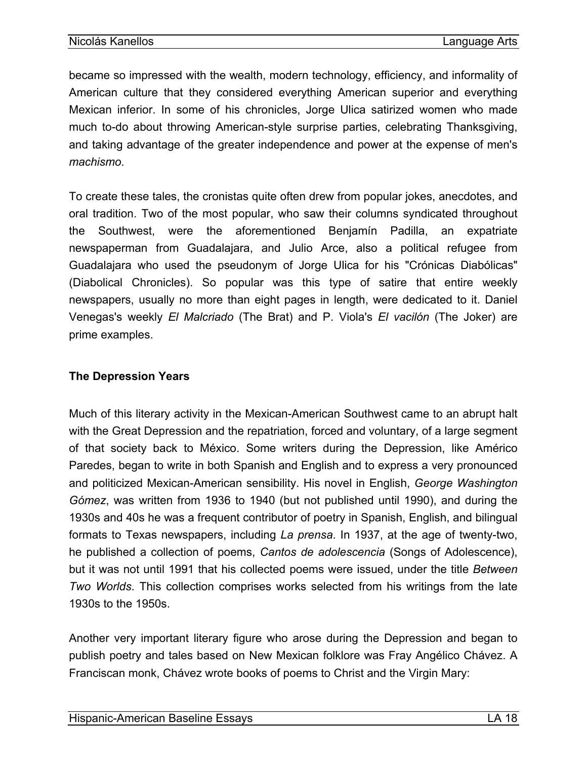became so impressed with the wealth, modern technology, efficiency, and informality of American culture that they considered everything American superior and everything Mexican inferior. In some of his chronicles, Jorge Ulica satirized women who made much to-do about throwing American-style surprise parties, celebrating Thanksgiving, and taking advantage of the greater independence and power at the expense of men's *machismo*.

To create these tales, the cronistas quite often drew from popular jokes, anecdotes, and oral tradition. Two of the most popular, who saw their columns syndicated throughout the Southwest, were the aforementioned Benjamín Padilla, an expatriate newspaperman from Guadalajara, and Julio Arce, also a political refugee from Guadalajara who used the pseudonym of Jorge Ulica for his "Crónicas Diabólicas" (Diabolical Chronicles). So popular was this type of satire that entire weekly newspapers, usually no more than eight pages in length, were dedicated to it. Daniel Venegas's weekly *El Malcriado* (The Brat) and P. Viola's *El vacilón* (The Joker) are prime examples.

### The Depression Years

Much of this literary activity in the Mexican-American Southwest came to an abrupt halt with the Great Depression and the repatriation, forced and voluntary, of a large segment of that society back to México. Some writers during the Depression, like Américo Paredes, began to write in both Spanish and English and to express a very pronounced and politicized Mexican-American sensibility. His novel in English, *George Washington Gómez*, was written from 1936 to 1940 (but not published until 1990), and during the 1930s and 40s he was a frequent contributor of poetry in Spanish, English, and bilingual formats to Texas newspapers, including *La prensa*. In 1937, at the age of twenty-two, he published a collection of poems, *Cantos de adolescencia* (Songs of Adolescence), but it was not until 1991 that his collected poems were issued, under the title *Between Two Worlds*. This collection comprises works selected from his writings from the late 1930s to the 1950s.

Another very important literary figure who arose during the Depression and began to publish poetry and tales based on New Mexican folklore was Fray Angélico Chávez. A Franciscan monk, Chávez wrote books of poems to Christ and the Virgin Mary: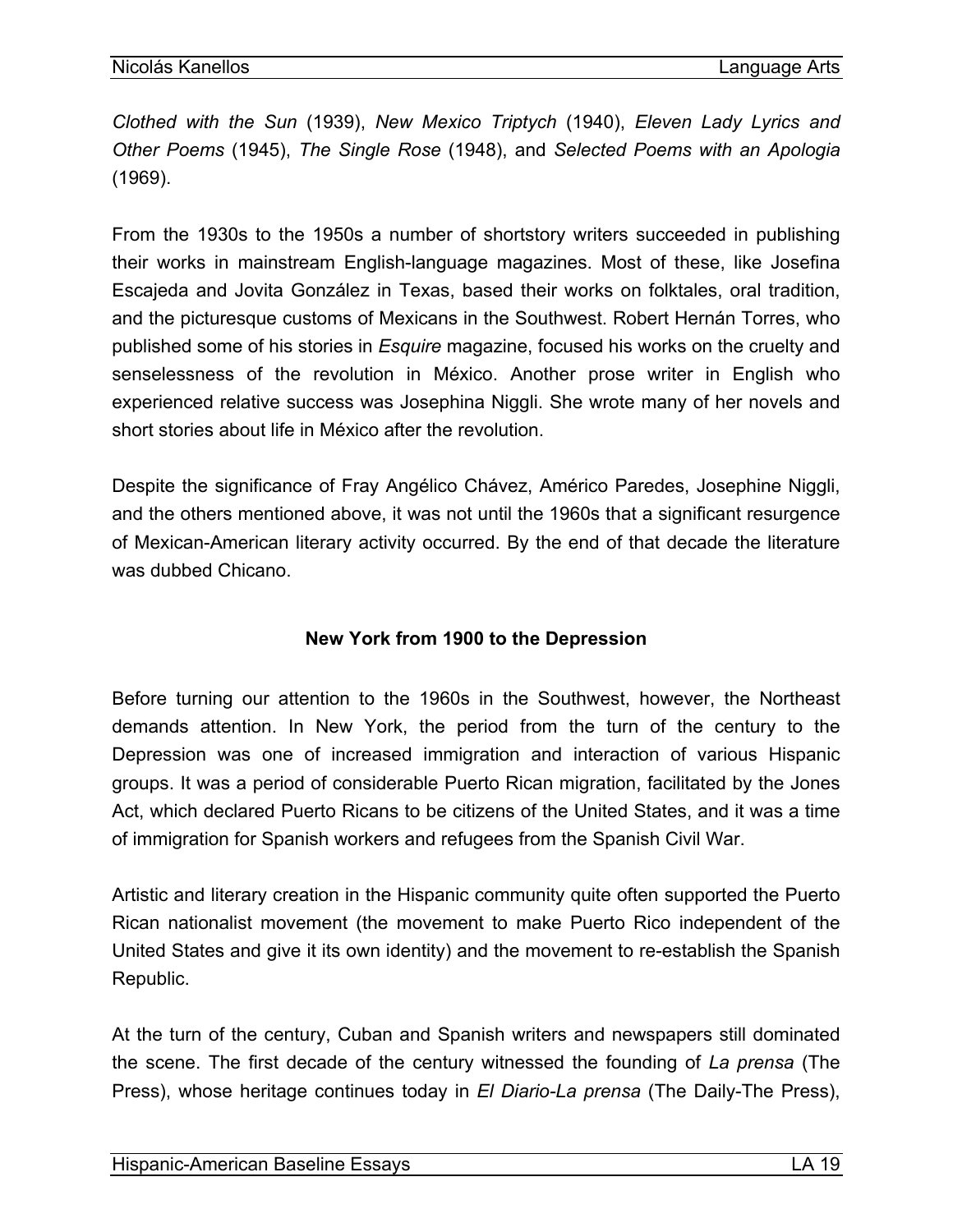*Clothed with the Sun* (1939), *New Mexico Triptych* (1940), *Eleven Lady Lyrics and Other Poems* (1945), *The Single Rose* (1948), and *Selected Poems with an Apologia* (1969).

From the 1930s to the 1950s a number of shortstory writers succeeded in publishing their works in mainstream English-language magazines. Most of these, like Josefina Escajeda and Jovita González in Texas, based their works on folktales, oral tradition, and the picturesque customs of Mexicans in the Southwest. Robert Hernán Torres, who published some of his stories in *Esquire* magazine, focused his works on the cruelty and senselessness of the revolution in México. Another prose writer in English who experienced relative success was Josephina Niggli. She wrote many of her novels and short stories about life in México after the revolution.

Despite the significance of Fray Angélico Chávez, Américo Paredes, Josephine Niggli, and the others mentioned above, it was not until the 1960s that a significant resurgence of Mexican-American literary activity occurred. By the end of that decade the literature was dubbed Chicano.

## New York from 1900 to the Depression

Before turning our attention to the 1960s in the Southwest, however, the Northeast demands attention. In New York, the period from the turn of the century to the Depression was one of increased immigration and interaction of various Hispanic groups. It was a period of considerable Puerto Rican migration, facilitated by the Jones Act, which declared Puerto Ricans to be citizens of the United States, and it was a time of immigration for Spanish workers and refugees from the Spanish Civil War.

Artistic and literary creation in the Hispanic community quite often supported the Puerto Rican nationalist movement (the movement to make Puerto Rico independent of the United States and give it its own identity) and the movement to re-establish the Spanish Republic.

At the turn of the century, Cuban and Spanish writers and newspapers still dominated the scene. The first decade of the century witnessed the founding of *La prensa* (The Press), whose heritage continues today in *El Diario-La prensa* (The Daily-The Press),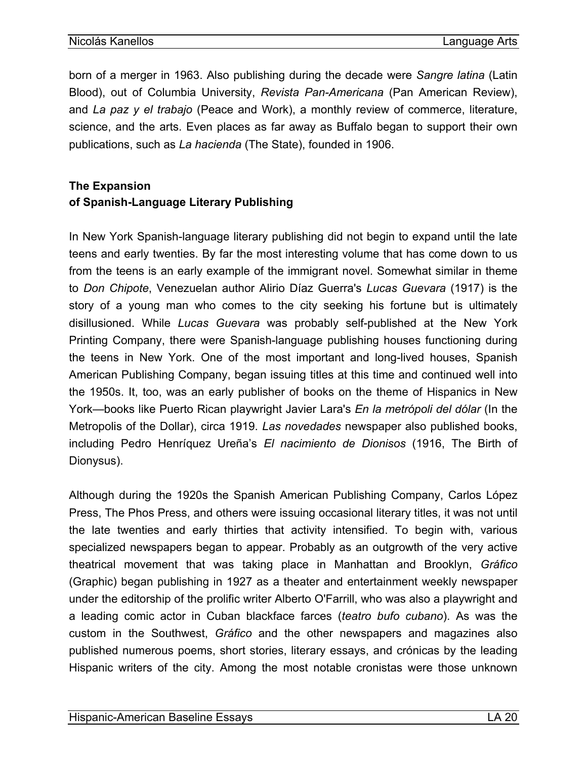born of a merger in 1963. Also publishing during the decade were *Sangre latina* (Latin Blood), out of Columbia University, *Revista Pan-Americana* (Pan American Review), and *La paz y el trabajo* (Peace and Work), a monthly review of commerce, literature, science, and the arts. Even places as far away as Buffalo began to support their own publications, such as *La hacienda* (The State), founded in 1906.

## The Expansion of Spanish-Language Literary Publishing

In New York Spanish-language literary publishing did not begin to expand until the late teens and early twenties. By far the most interesting volume that has come down to us from the teens is an early example of the immigrant novel. Somewhat similar in theme to *Don Chipote*, Venezuelan author Alirio Díaz Guerra's *Lucas Guevara* (1917) is the story of a young man who comes to the city seeking his fortune but is ultimately disillusioned. While *Lucas Guevara* was probably self-published at the New York Printing Company, there were Spanish-language publishing houses functioning during the teens in New York. One of the most important and long-lived houses, Spanish American Publishing Company, began issuing titles at this time and continued well into the 1950s. It, too, was an early publisher of books on the theme of Hispanics in New York—books like Puerto Rican playwright Javier Lara's *En la metrópoli del dólar* (In the Metropolis of the Dollar), circa 1919. *Las novedades* newspaper also published books, including Pedro Henríquez Ureña's *El nacimiento de Dionisos* (1916, The Birth of Dionysus).

Although during the 1920s the Spanish American Publishing Company, Carlos López Press, The Phos Press, and others were issuing occasional literary titles, it was not until the late twenties and early thirties that activity intensified. To begin with, various specialized newspapers began to appear. Probably as an outgrowth of the very active theatrical movement that was taking place in Manhattan and Brooklyn, *Gráfico* (Graphic) began publishing in 1927 as a theater and entertainment weekly newspaper under the editorship of the prolific writer Alberto O'Farrill, who was also a playwright and a leading comic actor in Cuban blackface farces (*teatro bufo cubano*). As was the custom in the Southwest, *Gráfico* and the other newspapers and magazines also published numerous poems, short stories, literary essays, and crónicas by the leading Hispanic writers of the city. Among the most notable cronistas were those unknown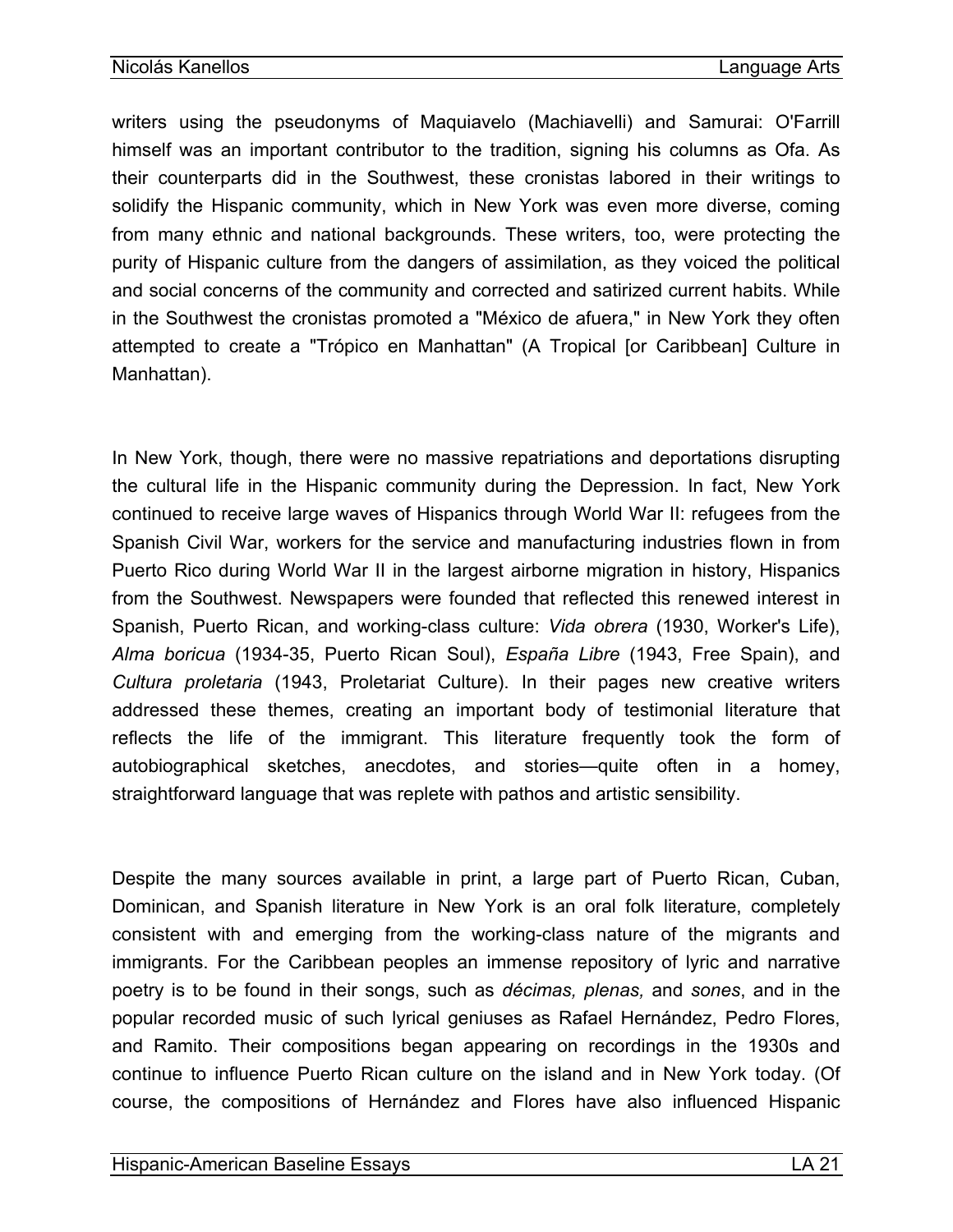writers using the pseudonyms of Maquiavelo (Machiavelli) and Samurai: O'Farrill himself was an important contributor to the tradition, signing his columns as Ofa. As their counterparts did in the Southwest, these cronistas labored in their writings to solidify the Hispanic community, which in New York was even more diverse, coming from many ethnic and national backgrounds. These writers, too, were protecting the purity of Hispanic culture from the dangers of assimilation, as they voiced the political and social concerns of the community and corrected and satirized current habits. While in the Southwest the cronistas promoted a "México de afuera," in New York they often attempted to create a "Trópico en Manhattan" (A Tropical [or Caribbean] Culture in Manhattan).

In New York, though, there were no massive repatriations and deportations disrupting the cultural life in the Hispanic community during the Depression. In fact, New York continued to receive large waves of Hispanics through World War II: refugees from the Spanish Civil War, workers for the service and manufacturing industries flown in from Puerto Rico during World War II in the largest airborne migration in history, Hispanics from the Southwest. Newspapers were founded that reflected this renewed interest in Spanish, Puerto Rican, and working-class culture: *Vida obrera* (1930, Worker's Life), *Alma boricua* (1934-35, Puerto Rican Soul), *España Libre* (1943, Free Spain), and *Cultura proletaria* (1943, Proletariat Culture). In their pages new creative writers addressed these themes, creating an important body of testimonial literature that reflects the life of the immigrant. This literature frequently took the form of autobiographical sketches, anecdotes, and stories—quite often in a homey, straightforward language that was replete with pathos and artistic sensibility.

Despite the many sources available in print, a large part of Puerto Rican, Cuban, Dominican, and Spanish literature in New York is an oral folk literature, completely consistent with and emerging from the working-class nature of the migrants and immigrants. For the Caribbean peoples an immense repository of lyric and narrative poetry is to be found in their songs, such as *décimas, plenas,* and *sones*, and in the popular recorded music of such lyrical geniuses as Rafael Hernández, Pedro Flores, and Ramito. Their compositions began appearing on recordings in the 1930s and continue to influence Puerto Rican culture on the island and in New York today. (Of course, the compositions of Hernández and Flores have also influenced Hispanic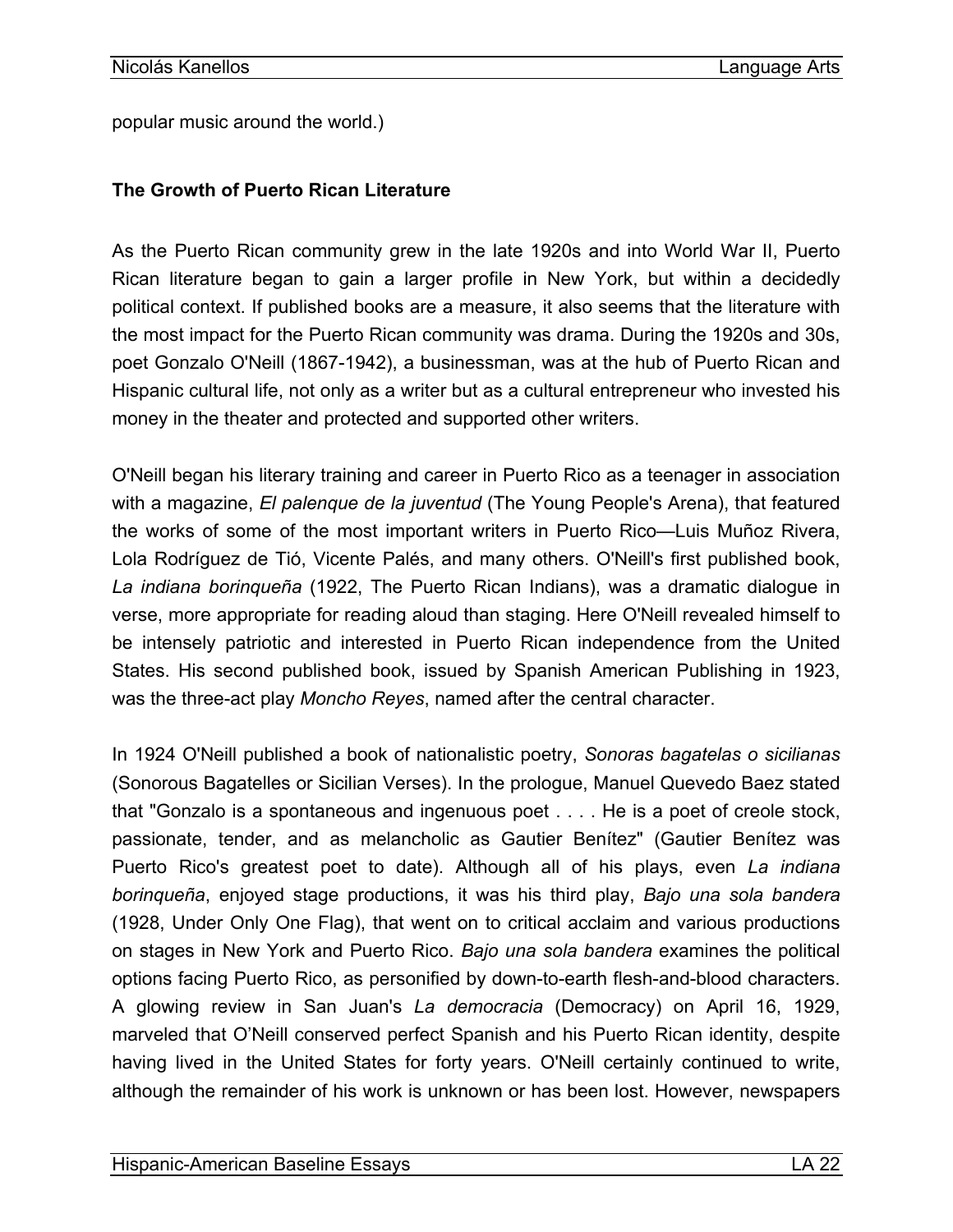popular music around the world.)

**The Growth of Puerto Rican Literature**

As the Puerto Rican community grew in the late 1920s and into World War II, Puerto Rican literature began to gain a larger profile in New York, but within a decidedly political context. If published books are a measure, it also seems that the literature with the most impact for the Puerto Rican community was drama. During the 1920s and 30s, poet Gonzalo O'Neill (1867-1942), a businessman, was at the hub of Puerto Rican and Hispanic cultural life, not only as a writer but as a cultural entrepreneur who invested his money in the theater and protected and supported other writers.

O'Neill began his literary training and career in Puerto Rico as a teenager in association with a magazine, *El palenque de la juventud* (The Young People's Arena), that featured the works of some of the most important writers in Puerto Rico—Luis Muñoz Rivera, Lola Rodríguez de Tió, Vicente Palés, and many others. O'Neill's first published book, *La indiana borinqueña* (1922, The Puerto Rican Indians), was a dramatic dialogue in verse, more appropriate for reading aloud than staging. Here O'Neill revealed himself to be intensely patriotic and interested in Puerto Rican independence from the United States. His second published book, issued by Spanish American Publishing in 1923, was the three-act play *Moncho Reyes*, named after the central character.

In 1924 O'Neill published a book of nationalistic poetry, *Sonoras bagatelas o sicilianas* (Sonorous Bagatelles or Sicilian Verses). In the prologue, Manuel Quevedo Baez stated that "Gonzalo is a spontaneous and ingenuous poet . . . . He is a poet of creole stock, passionate, tender, and as melancholic as Gautier Benítez" (Gautier Benítez was Puerto Rico's greatest poet to date). Although all of his plays, even *La indiana borinqueña*, enjoyed stage productions, it was his third play, *Bajo una sola bandera* (1928, Under Only One Flag), that went on to critical acclaim and various productions on stages in New York and Puerto Rico. *Bajo una sola bandera* examines the political options facing Puerto Rico, as personified by down-to-earth flesh-and-blood characters. A glowing review in San Juan's *La democracia* (Democracy) on April 16, 1929, marveled that O'Neill conserved perfect Spanish and his Puerto Rican identity, despite having lived in the United States for forty years. O'Neill certainly continued to write, although the remainder of his work is unknown or has been lost. However, newspapers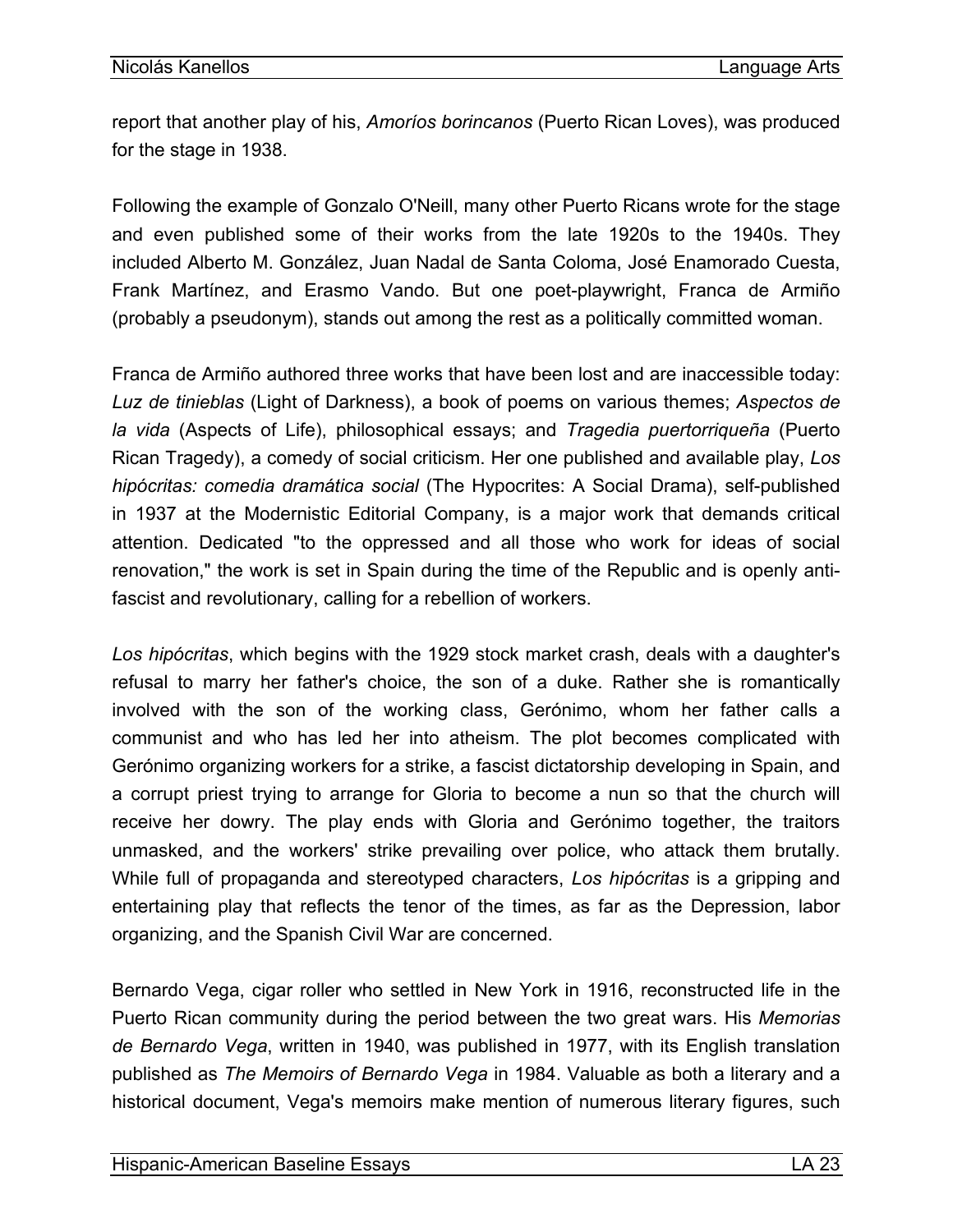report that another play of his, *Amoríos borincanos* (Puerto Rican Loves), was produced for the stage in 1938.

Following the example of Gonzalo O'Neill, many other Puerto Ricans wrote for the stage and even published some of their works from the late 1920s to the 1940s. They included Alberto M. González, Juan Nadal de Santa Coloma, José Enamorado Cuesta, Frank Martínez, and Erasmo Vando. But one poet-playwright, Franca de Armiño (probably a pseudonym), stands out among the rest as a politically committed woman.

Franca de Armiño authored three works that have been lost and are inaccessible today: *Luz de tinieblas* (Light of Darkness), a book of poems on various themes; *Aspectos de la vida* (Aspects of Life), philosophical essays; and *Tragedia puertorriqueña* (Puerto Rican Tragedy), a comedy of social criticism. Her one published and available play, *Los hipócritas: comedia dramática social* (The Hypocrites: A Social Drama), self-published in 1937 at the Modernistic Editorial Company, is a major work that demands critical attention. Dedicated "to the oppressed and all those who work for ideas of social renovation," the work is set in Spain during the time of the Republic and is openly anti-fascist and revolutionary, calling for a rebellion of workers.

*Los hipócritas*, which begins with the 1929 stock market crash, deals with a daughter's refusal to marry her father's choice, the son of a duke. Rather she is romantically involved with the son of the working class, Gerónimo, whom her father calls a communist and who has led her into atheism. The plot becomes complicated with Gerónimo organizing workers for a strike, a fascist dictatorship developing in Spain, and a corrupt priest trying to arrange for Gloria to become a nun so that the church will receive her dowry. The play ends with Gloria and Gerónimo together, the traitors unmasked, and the workers' strike prevailing over police, who attack them brutally. While full of propaganda and stereotyped characters, *Los hipócritas* is a gripping and entertaining play that reflects the tenor of the times, as far as the Depression, labor organizing, and the Spanish Civil War are concerned.

Bernardo Vega, cigar roller who settled in New York in 1916, reconstructed life in the Puerto Rican community during the period between the two great wars. His *Memorias de Bernardo Vega*, written in 1940, was published in 1977, with its English translation published as *The Memoirs of Bernardo Vega* in 1984. Valuable as both a literary and a historical document, Vega's memoirs make mention of numerous literary figures, such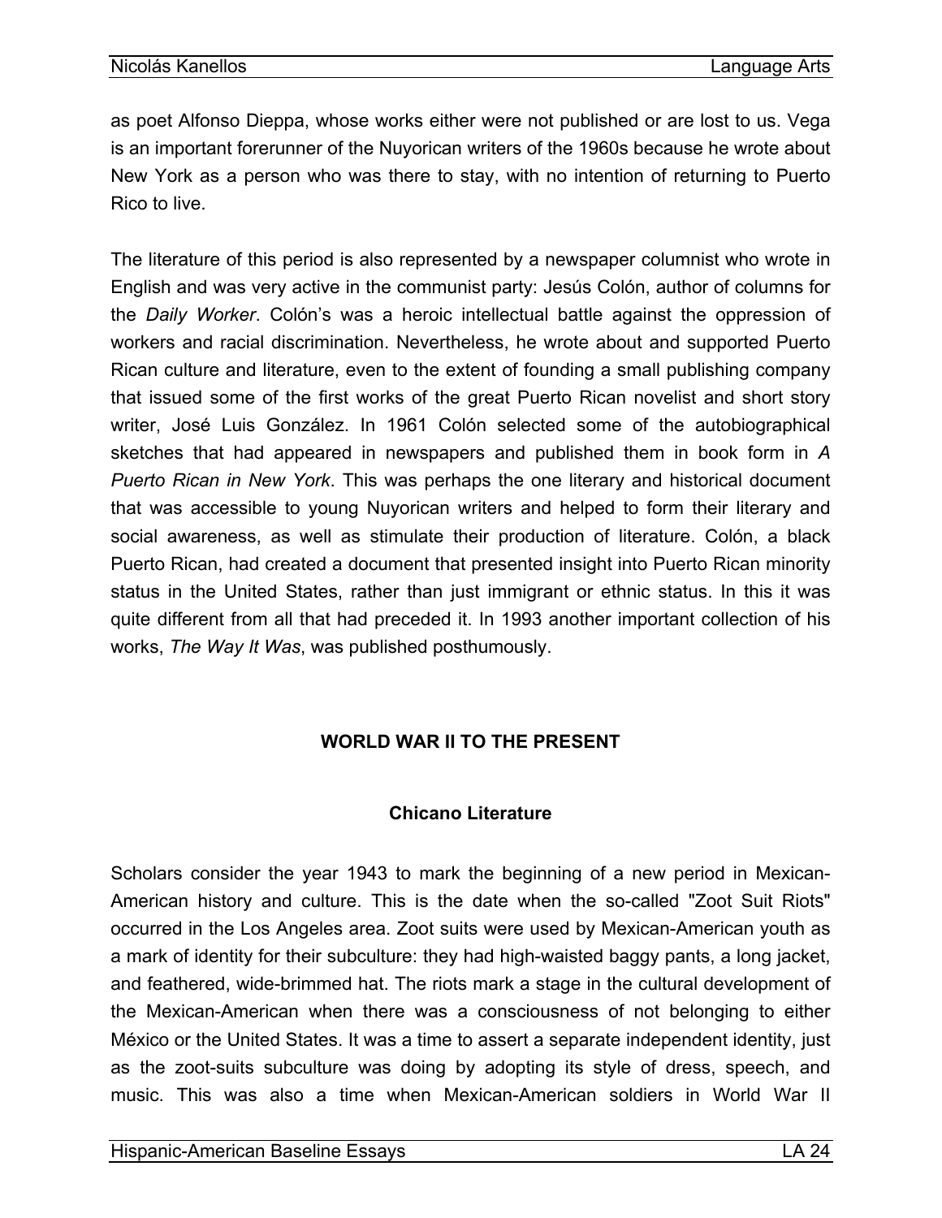as poet Alfonso Dieppa, whose works either were not published or are lost to us. Vega is an important forerunner of the Nuyorican writers of the 1960s because he wrote about New York as a person who was there to stay, with no intention of returning to Puerto Rico to live.

The literature of this period is also represented by a newspaper columnist who wrote in English and was very active in the communist party: Jesús Colón, author of columns for the *Daily Worker*. Colón's was a heroic intellectual battle against the oppression of workers and racial discrimination. Nevertheless, he wrote about and supported Puerto Rican culture and literature, even to the extent of founding a small publishing company that issued some of the first works of the great Puerto Rican novelist and short story writer, José Luis González. In 1961 Colón selected some of the autobiographical sketches that had appeared in newspapers and published them in book form in *A Puerto Rican in New York*. This was perhaps the one literary and historical document that was accessible to young Nuyorican writers and helped to form their literary and social awareness, as well as stimulate their production of literature. Colón, a black Puerto Rican, had created a document that presented insight into Puerto Rican minority status in the United States, rather than just immigrant or ethnic status. In this it was quite different from all that had preceded it. In 1993 another important collection of his works, *The Way It Was*, was published posthumously.

## WORLD WAR II TO THE PRESENT

### Chicano Literature

Scholars consider the year 1943 to mark the beginning of a new period in Mexican-American history and culture. This is the date when the so-called "Zoot Suit Riots" occurred in the Los Angeles area. Zoot suits were used by Mexican-American youth as a mark of identity for their subculture: they had high-waisted baggy pants, a long jacket, and feathered, wide-brimmed hat. The riots mark a stage in the cultural development of the Mexican-American when there was a consciousness of not belonging to either México or the United States. It was a time to assert a separate independent identity, just as the zoot-suits subculture was doing by adopting its style of dress, speech, and music. This was also a time when Mexican-American soldiers in World War II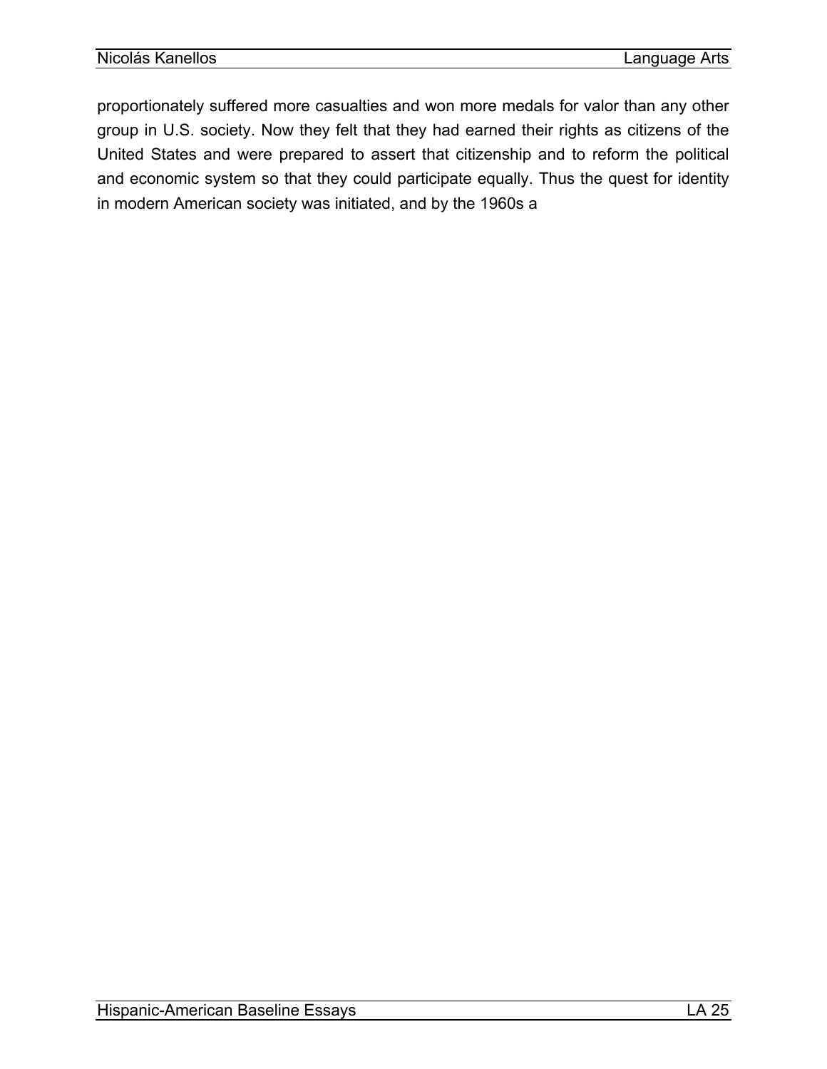proportionately suffered more casualties and won more medals for valor than any other group in U.S. society. Now they felt that they had earned their rights as citizens of the United States and were prepared to assert that citizenship and to reform the political and economic system so that they could participate equally. Thus the quest for identity in modern American society was initiated, and by the 1960s a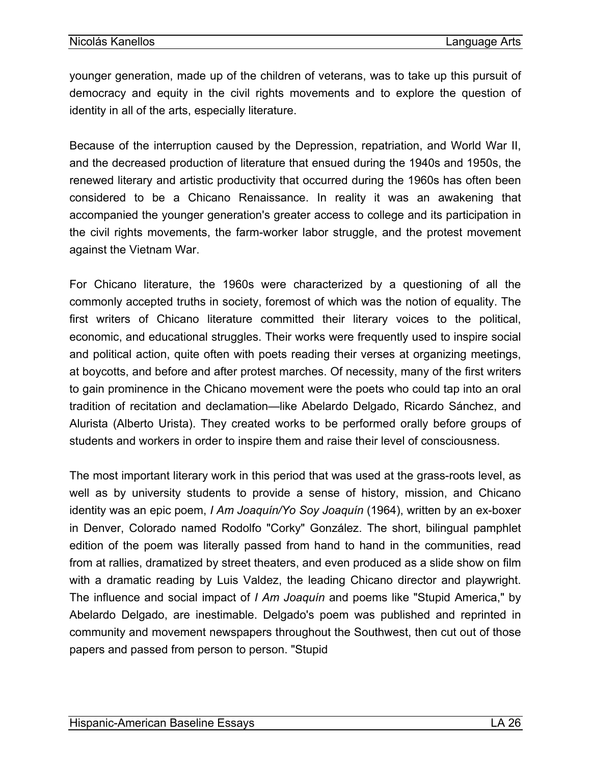younger generation, made up of the children of veterans, was to take up this pursuit of democracy and equity in the civil rights movements and to explore the question of identity in all of the arts, especially literature.

Because of the interruption caused by the Depression, repatriation, and World War II, and the decreased production of literature that ensued during the 1940s and 1950s, the renewed literary and artistic productivity that occurred during the 1960s has often been considered to be a Chicano Renaissance. In reality it was an awakening that accompanied the younger generation's greater access to college and its participation in the civil rights movements, the farm-worker labor struggle, and the protest movement against the Vietnam War.

For Chicano literature, the 1960s were characterized by a questioning of all the commonly accepted truths in society, foremost of which was the notion of equality. The first writers of Chicano literature committed their literary voices to the political, economic, and educational struggles. Their works were frequently used to inspire social and political action, quite often with poets reading their verses at organizing meetings, at boycotts, and before and after protest marches. Of necessity, many of the first writers to gain prominence in the Chicano movement were the poets who could tap into an oral tradition of recitation and declamation—like Abelardo Delgado, Ricardo Sánchez, and Alurista (Alberto Urista). They created works to be performed orally before groups of students and workers in order to inspire them and raise their level of consciousness.

The most important literary work in this period that was used at the grass-roots level, as well as by university students to provide a sense of history, mission, and Chicano identity was an epic poem, *I Am Joaquín/Yo Soy Joaquín* (1964), written by an ex-boxer in Denver, Colorado named Rodolfo "Corky" González. The short, bilingual pamphlet edition of the poem was literally passed from hand to hand in the communities, read from at rallies, dramatized by street theaters, and even produced as a slide show on film with a dramatic reading by Luis Valdez, the leading Chicano director and playwright. The influence and social impact of *I Am Joaquín* and poems like "Stupid America," by Abelardo Delgado, are inestimable. Delgado's poem was published and reprinted in community and movement newspapers throughout the Southwest, then cut out of those papers and passed from person to person. "Stupid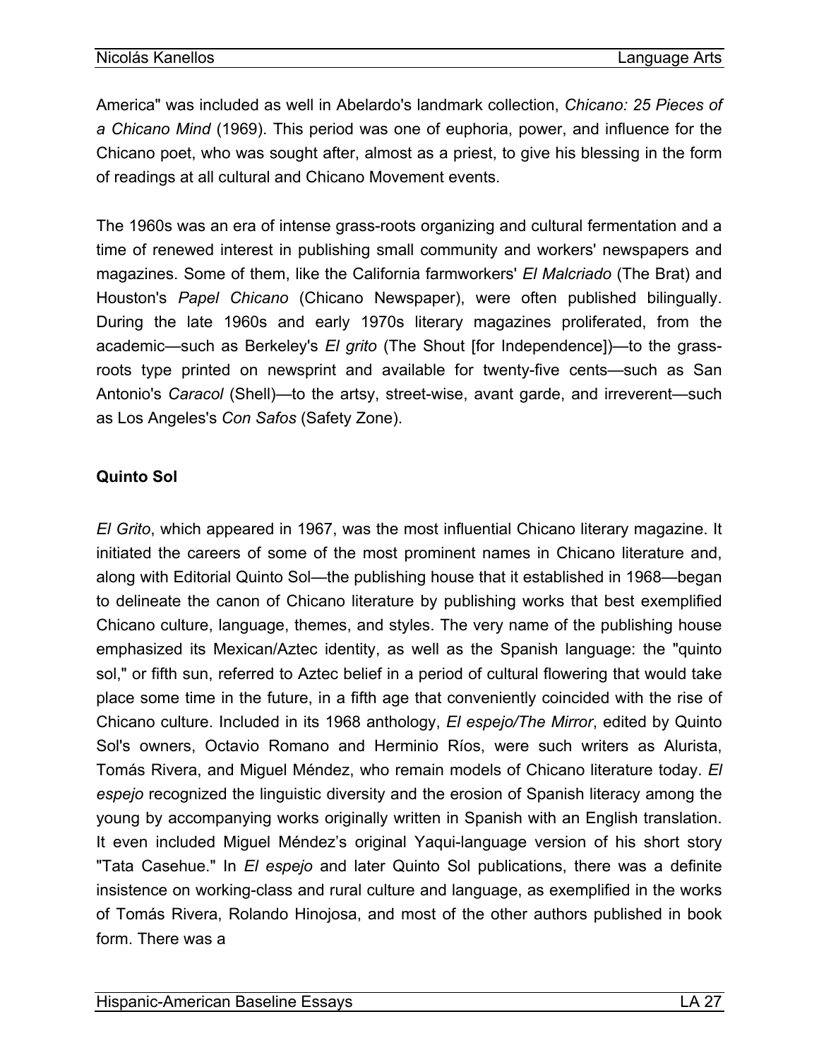America" was included as well in Abelardo's landmark collection, *Chicano: 25 Pieces of a Chicano Mind* (1969). This period was one of euphoria, power, and influence for the Chicano poet, who was sought after, almost as a priest, to give his blessing in the form of readings at all cultural and Chicano Movement events.

The 1960s was an era of intense grass-roots organizing and cultural fermentation and a time of renewed interest in publishing small community and workers' newspapers and magazines. Some of them, like the California farmworkers' *El Malcriado* (The Brat) and Houston's *Papel Chicano* (Chicano Newspaper), were often published bilingually. During the late 1960s and early 1970s literary magazines proliferated, from the academic—such as Berkeley's *El grito* (The Shout [for Independence])—to the grass-roots type printed on newsprint and available for twenty-five cents—such as San Antonio's *Caracol* (Shell)—to the artsy, street-wise, avant garde, and irreverent—such as Los Angeles's *Con Safos* (Safety Zone).

**Quinto Sol**

*El Grito*, which appeared in 1967, was the most influential Chicano literary magazine. It initiated the careers of some of the most prominent names in Chicano literature and, along with Editorial Quinto Sol—the publishing house that it established in 1968—began to delineate the canon of Chicano literature by publishing works that best exemplified Chicano culture, language, themes, and styles. The very name of the publishing house emphasized its Mexican/Aztec identity, as well as the Spanish language: the "quinto sol," or fifth sun, referred to Aztec belief in a period of cultural flowering that would take place some time in the future, in a fifth age that conveniently coincided with the rise of Chicano culture. Included in its 1968 anthology, *El espejo/The Mirror*, edited by Quinto Sol's owners, Octavio Romano and Herminio Ríos, were such writers as Alurista, Tomás Rivera, and Miguel Méndez, who remain models of Chicano literature today. *El espejo* recognized the linguistic diversity and the erosion of Spanish literacy among the young by accompanying works originally written in Spanish with an English translation. It even included Miguel Méndez's original Yaqui-language version of his short story "Tata Casehue." In *El espejo* and later Quinto Sol publications, there was a definite insistence on working-class and rural culture and language, as exemplified in the works of Tomás Rivera, Rolando Hinojosa, and most of the other authors published in book form. There was a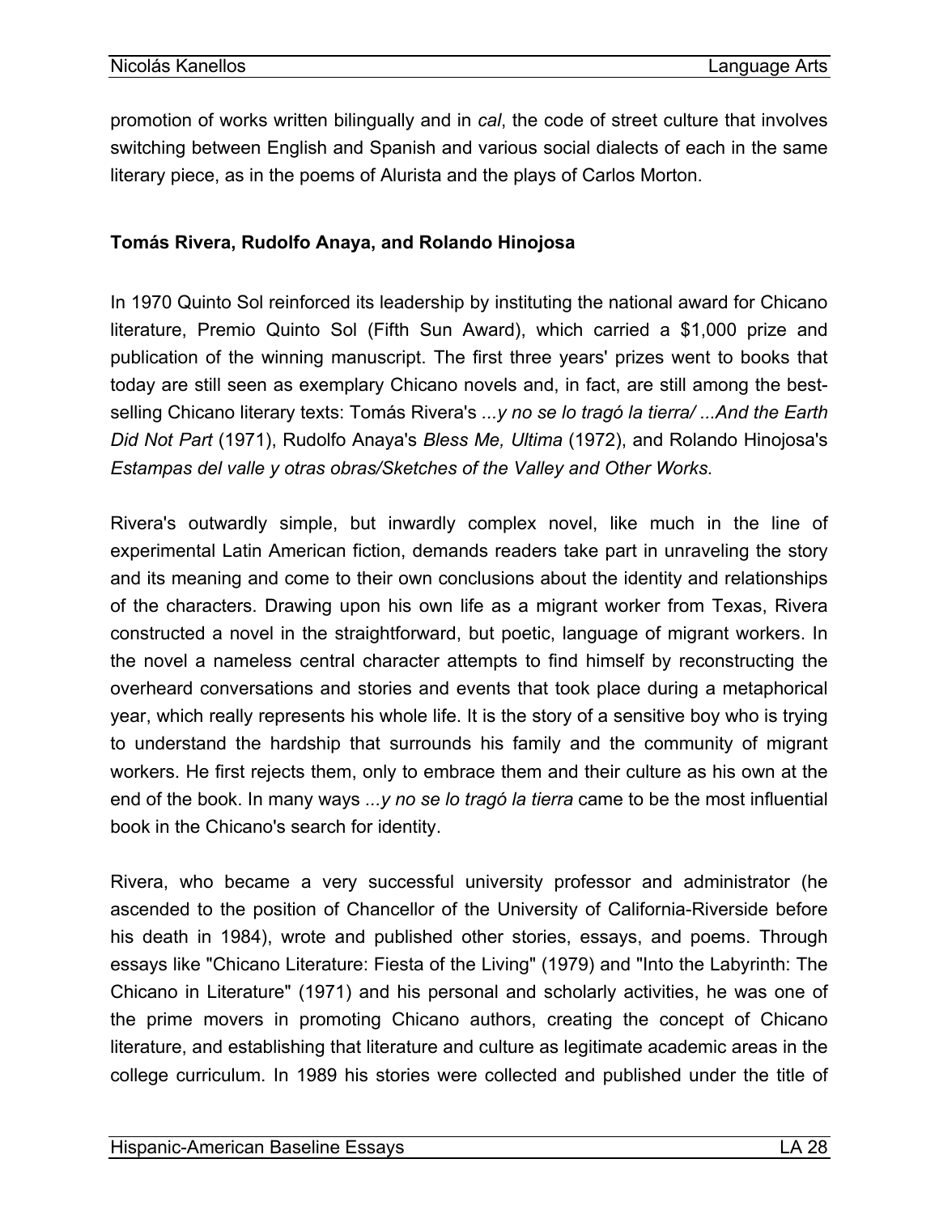promotion of works written bilingually and in *cal*, the code of street culture that involves switching between English and Spanish and various social dialects of each in the same literary piece, as in the poems of Alurista and the plays of Carlos Morton.

**Tomás Rivera, Rudolfo Anaya, and Rolando Hinojosa**

In 1970 Quinto Sol reinforced its leadership by instituting the national award for Chicano literature, Premio Quinto Sol (Fifth Sun Award), which carried a $1,000 prize and publication of the winning manuscript. The first three years' prizes went to books that today are still seen as exemplary Chicano novels and, in fact, are still among the best-selling Chicano literary texts: Tomás Rivera's *...y no se lo tragó la tierra/ ...And the Earth Did Not Part* (1971), Rudolfo Anaya's *Bless Me, Ultima* (1972), and Rolando Hinojosa's *Estampas del valle y otras obras/Sketches of the Valley and Other Works.*

Rivera's outwardly simple, but inwardly complex novel, like much in the line of experimental Latin American fiction, demands readers take part in unraveling the story and its meaning and come to their own conclusions about the identity and relationships of the characters. Drawing upon his own life as a migrant worker from Texas, Rivera constructed a novel in the straightforward, but poetic, language of migrant workers. In the novel a nameless central character attempts to find himself by reconstructing the overheard conversations and stories and events that took place during a metaphorical year, which really represents his whole life. It is the story of a sensitive boy who is trying to understand the hardship that surrounds his family and the community of migrant workers. He first rejects them, only to embrace them and their culture as his own at the end of the book. In many ways *...y no se lo tragó la tierra* came to be the most influential book in the Chicano's search for identity.

Rivera, who became a very successful university professor and administrator (he ascended to the position of Chancellor of the University of California-Riverside before his death in 1984), wrote and published other stories, essays, and poems. Through essays like "Chicano Literature: Fiesta of the Living" (1979) and "Into the Labyrinth: The Chicano in Literature" (1971) and his personal and scholarly activities, he was one of the prime movers in promoting Chicano authors, creating the concept of Chicano literature, and establishing that literature and culture as legitimate academic areas in the college curriculum. In 1989 his stories were collected and published under the title of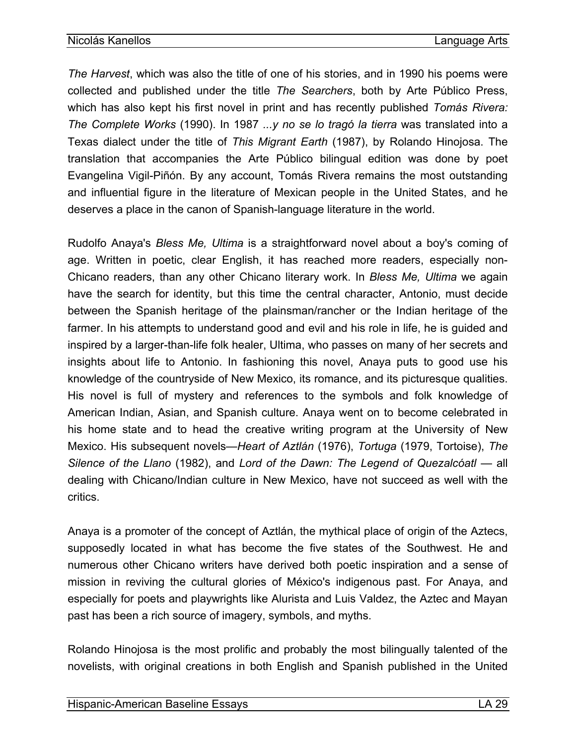*The Harvest*, which was also the title of one of his stories, and in 1990 his poems were collected and published under the title *The Searchers*, both by Arte Público Press, which has also kept his first novel in print and has recently published *Tomás Rivera: The Complete Works* (1990). In 1987 *...y no se lo tragó la tierra* was translated into a Texas dialect under the title of *This Migrant Earth* (1987), by Rolando Hinojosa. The translation that accompanies the Arte Público bilingual edition was done by poet Evangelina Vigil-Piñón. By any account, Tomás Rivera remains the most outstanding and influential figure in the literature of Mexican people in the United States, and he deserves a place in the canon of Spanish-language literature in the world.

Rudolfo Anaya's *Bless Me, Ultima* is a straightforward novel about a boy's coming of age. Written in poetic, clear English, it has reached more readers, especially non-Chicano readers, than any other Chicano literary work. In *Bless Me, Ultima* we again have the search for identity, but this time the central character, Antonio, must decide between the Spanish heritage of the plainsman/rancher or the Indian heritage of the farmer. In his attempts to understand good and evil and his role in life, he is guided and inspired by a larger-than-life folk healer, Ultima, who passes on many of her secrets and insights about life to Antonio. In fashioning this novel, Anaya puts to good use his knowledge of the countryside of New Mexico, its romance, and its picturesque qualities. His novel is full of mystery and references to the symbols and folk knowledge of American Indian, Asian, and Spanish culture. Anaya went on to become celebrated in his home state and to head the creative writing program at the University of New Mexico. His subsequent novels—*Heart of Aztlán* (1976), *Tortuga* (1979, Tortoise), *The Silence of the Llano* (1982), and *Lord of the Dawn: The Legend of Quezalcóatl* — all dealing with Chicano/Indian culture in New Mexico, have not succeed as well with the critics.

Anaya is a promoter of the concept of Aztlán, the mythical place of origin of the Aztecs, supposedly located in what has become the five states of the Southwest. He and numerous other Chicano writers have derived both poetic inspiration and a sense of mission in reviving the cultural glories of México's indigenous past. For Anaya, and especially for poets and playwrights like Alurista and Luis Valdez, the Aztec and Mayan past has been a rich source of imagery, symbols, and myths.

Rolando Hinojosa is the most prolific and probably the most bilingually talented of the novelists, with original creations in both English and Spanish published in the United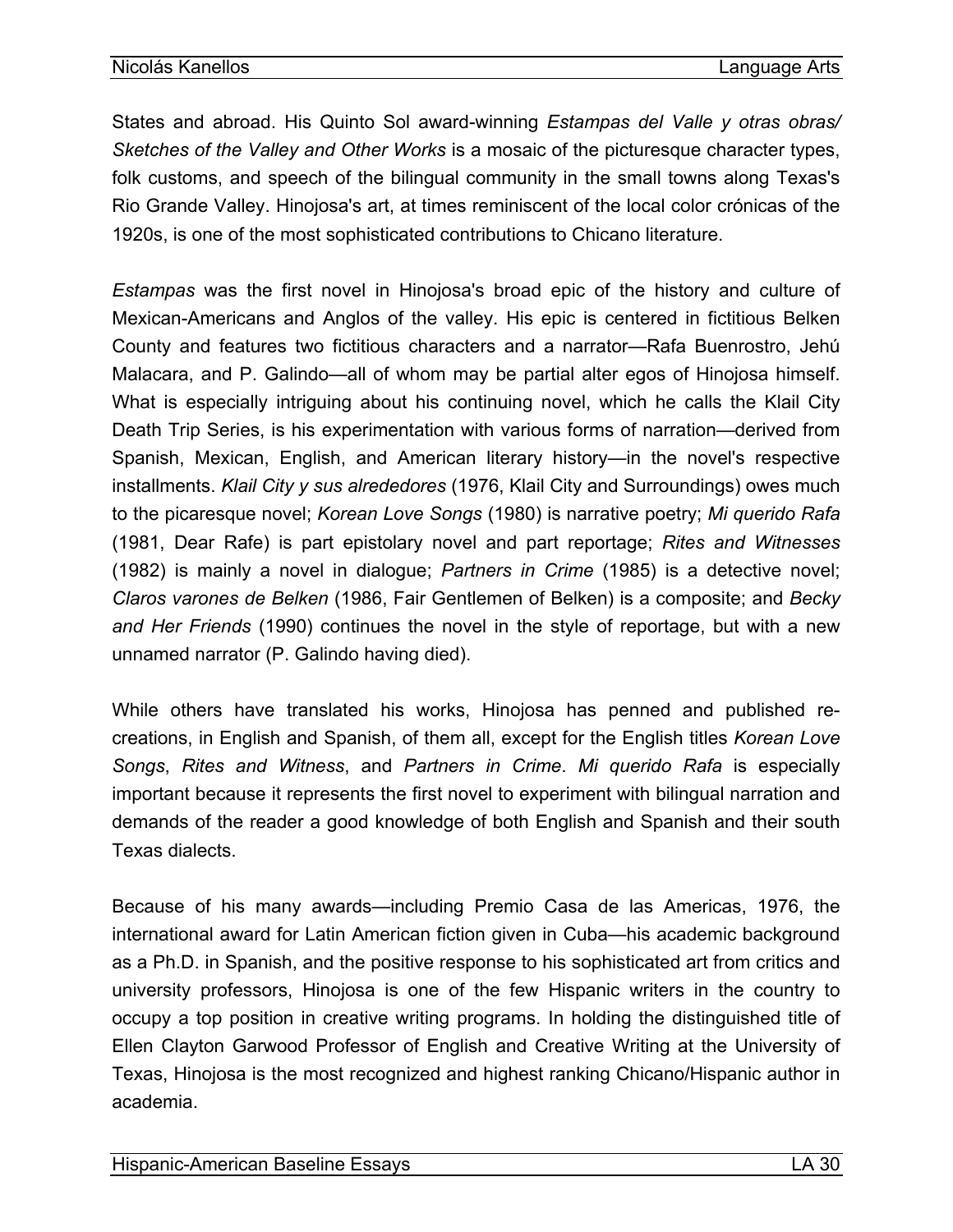States and abroad. His Quinto Sol award-winning *Estampas del Valle y otras obras/ Sketches of the Valley and Other Works* is a mosaic of the picturesque character types, folk customs, and speech of the bilingual community in the small towns along Texas's Rio Grande Valley. Hinojosa's art, at times reminiscent of the local color crónicas of the 1920s, is one of the most sophisticated contributions to Chicano literature.

*Estampas* was the first novel in Hinojosa's broad epic of the history and culture of Mexican-Americans and Anglos of the valley. His epic is centered in fictitious Belken County and features two fictitious characters and a narrator—Rafa Buenrostro, Jehú Malacara, and P. Galindo—all of whom may be partial alter egos of Hinojosa himself. What is especially intriguing about his continuing novel, which he calls the Klail City Death Trip Series, is his experimentation with various forms of narration—derived from Spanish, Mexican, English, and American literary history—in the novel's respective installments. *Klail City y sus alrededores* (1976, Klail City and Surroundings) owes much to the picaresque novel; *Korean Love Songs* (1980) is narrative poetry; *Mi querido Rafa* (1981, Dear Rafe) is part epistolary novel and part reportage; *Rites and Witnesses* (1982) is mainly a novel in dialogue; *Partners in Crime* (1985) is a detective novel; *Claros varones de Belken* (1986, Fair Gentlemen of Belken) is a composite; and *Becky and Her Friends* (1990) continues the novel in the style of reportage, but with a new unnamed narrator (P. Galindo having died).

While others have translated his works, Hinojosa has penned and published re-creations, in English and Spanish, of them all, except for the English titles *Korean Love Songs*, *Rites and Witness*, and *Partners in Crime*. *Mi querido Rafa* is especially important because it represents the first novel to experiment with bilingual narration and demands of the reader a good knowledge of both English and Spanish and their south Texas dialects.

Because of his many awards—including Premio Casa de las Americas, 1976, the international award for Latin American fiction given in Cuba—his academic background as a Ph.D. in Spanish, and the positive response to his sophisticated art from critics and university professors, Hinojosa is one of the few Hispanic writers in the country to occupy a top position in creative writing programs. In holding the distinguished title of Ellen Clayton Garwood Professor of English and Creative Writing at the University of Texas, Hinojosa is the most recognized and highest ranking Chicano/Hispanic author in academia.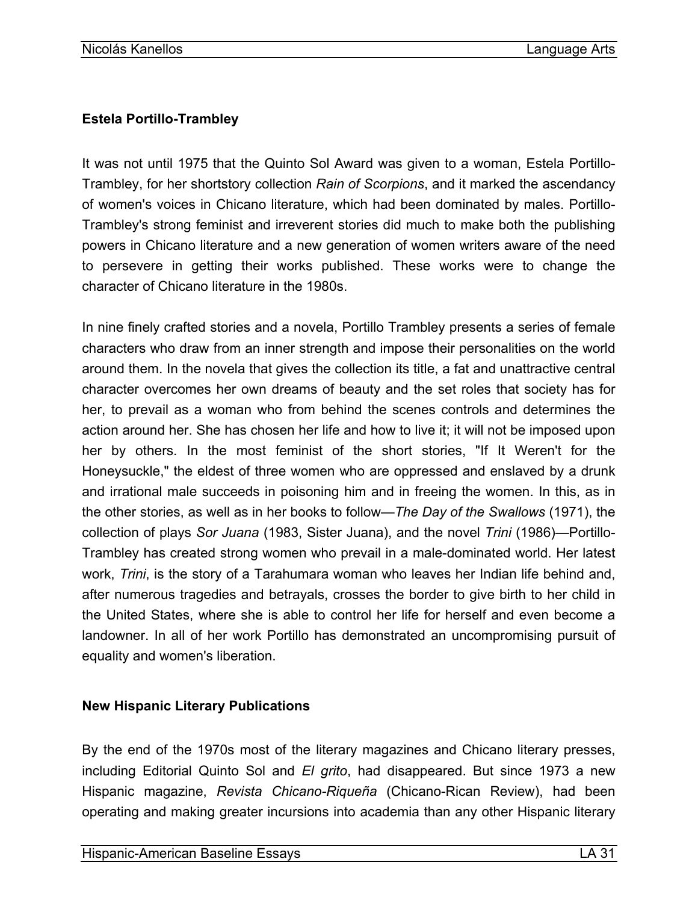### Estela Portillo-Trambley

It was not until 1975 that the Quinto Sol Award was given to a woman, Estela Portillo-Trambley, for her shortstory collection *Rain of Scorpions*, and it marked the ascendancy of women's voices in Chicano literature, which had been dominated by males. Portillo-Trambley's strong feminist and irreverent stories did much to make both the publishing powers in Chicano literature and a new generation of women writers aware of the need to persevere in getting their works published. These works were to change the character of Chicano literature in the 1980s.

In nine finely crafted stories and a novela, Portillo Trambley presents a series of female characters who draw from an inner strength and impose their personalities on the world around them. In the novela that gives the collection its title, a fat and unattractive central character overcomes her own dreams of beauty and the set roles that society has for her, to prevail as a woman who from behind the scenes controls and determines the action around her. She has chosen her life and how to live it; it will not be imposed upon her by others. In the most feminist of the short stories, "If It Weren't for the Honeysuckle," the eldest of three women who are oppressed and enslaved by a drunk and irrational male succeeds in poisoning him and in freeing the women. In this, as in the other stories, as well as in her books to follow—*The Day of the Swallows* (1971), the collection of plays *Sor Juana* (1983, Sister Juana), and the novel *Trini* (1986)—Portillo-Trambley has created strong women who prevail in a male-dominated world. Her latest work, *Trini*, is the story of a Tarahumara woman who leaves her Indian life behind and, after numerous tragedies and betrayals, crosses the border to give birth to her child in the United States, where she is able to control her life for herself and even become a landowner. In all of her work Portillo has demonstrated an uncompromising pursuit of equality and women's liberation.

### New Hispanic Literary Publications

By the end of the 1970s most of the literary magazines and Chicano literary presses, including Editorial Quinto Sol and *El grito*, had disappeared. But since 1973 a new Hispanic magazine, *Revista Chicano-Riqueña* (Chicano-Rican Review), had been operating and making greater incursions into academia than any other Hispanic literary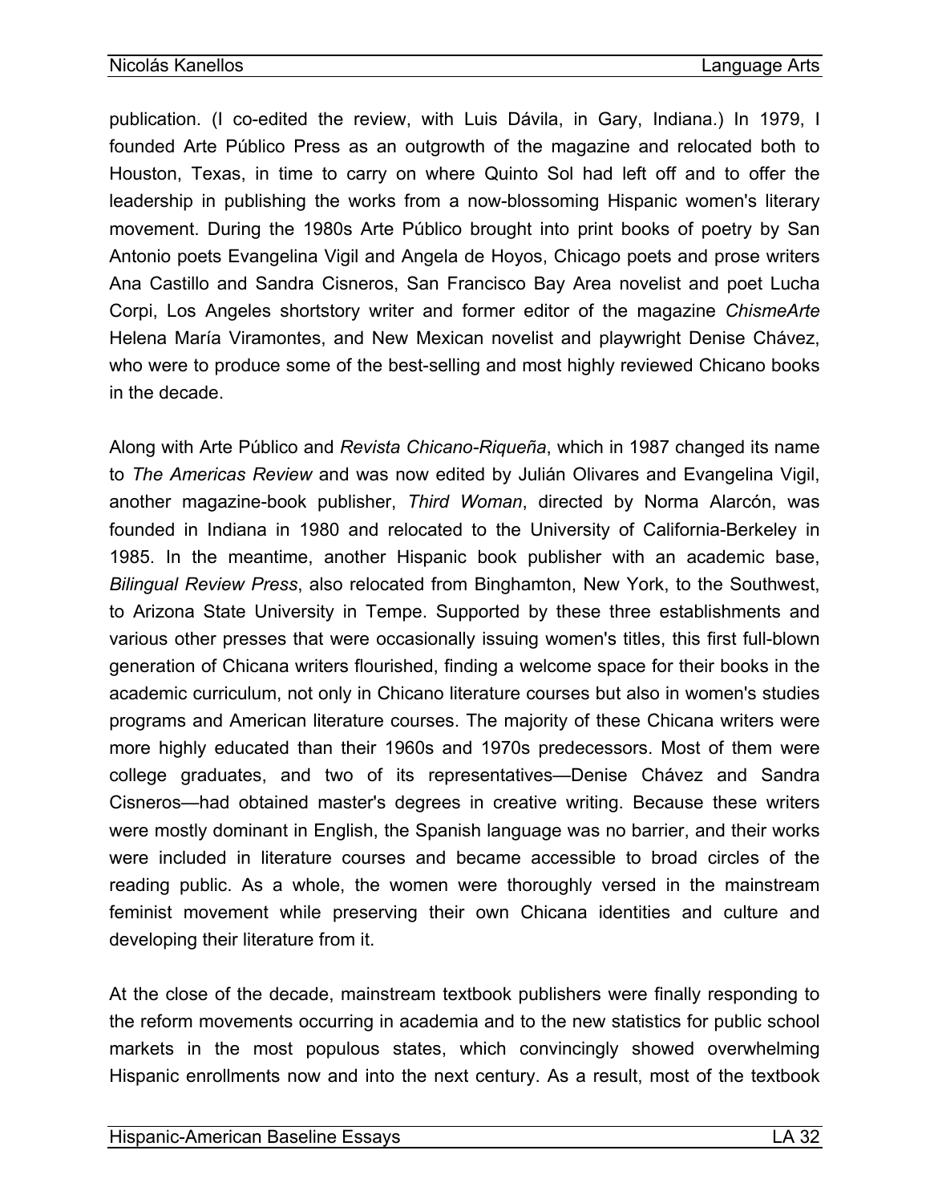publication. (I co-edited the review, with Luis Dávila, in Gary, Indiana.) In 1979, I founded Arte Público Press as an outgrowth of the magazine and relocated both to Houston, Texas, in time to carry on where Quinto Sol had left off and to offer the leadership in publishing the works from a now-blossoming Hispanic women's literary movement. During the 1980s Arte Público brought into print books of poetry by San Antonio poets Evangelina Vigil and Angela de Hoyos, Chicago poets and prose writers Ana Castillo and Sandra Cisneros, San Francisco Bay Area novelist and poet Lucha Corpi, Los Angeles shortstory writer and former editor of the magazine *ChismeArte* Helena María Viramontes, and New Mexican novelist and playwright Denise Chávez, who were to produce some of the best-selling and most highly reviewed Chicano books in the decade.

Along with Arte Público and *Revista Chicano-Riqueña*, which in 1987 changed its name to *The Americas Review* and was now edited by Julián Olivares and Evangelina Vigil, another magazine-book publisher, *Third Woman*, directed by Norma Alarcón, was founded in Indiana in 1980 and relocated to the University of California-Berkeley in 1985. In the meantime, another Hispanic book publisher with an academic base, *Bilingual Review Press*, also relocated from Binghamton, New York, to the Southwest, to Arizona State University in Tempe. Supported by these three establishments and various other presses that were occasionally issuing women's titles, this first full-blown generation of Chicana writers flourished, finding a welcome space for their books in the academic curriculum, not only in Chicano literature courses but also in women's studies programs and American literature courses. The majority of these Chicana writers were more highly educated than their 1960s and 1970s predecessors. Most of them were college graduates, and two of its representatives—Denise Chávez and Sandra Cisneros—had obtained master's degrees in creative writing. Because these writers were mostly dominant in English, the Spanish language was no barrier, and their works were included in literature courses and became accessible to broad circles of the reading public. As a whole, the women were thoroughly versed in the mainstream feminist movement while preserving their own Chicana identities and culture and developing their literature from it.

At the close of the decade, mainstream textbook publishers were finally responding to the reform movements occurring in academia and to the new statistics for public school markets in the most populous states, which convincingly showed overwhelming Hispanic enrollments now and into the next century. As a result, most of the textbook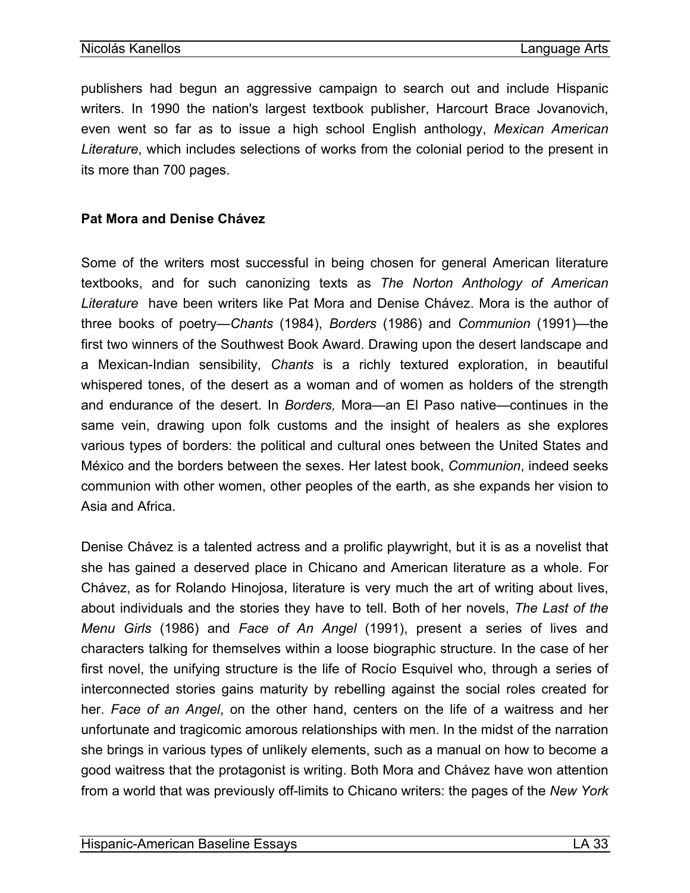publishers had begun an aggressive campaign to search out and include Hispanic writers. In 1990 the nation's largest textbook publisher, Harcourt Brace Jovanovich, even went so far as to issue a high school English anthology, *Mexican American Literature*, which includes selections of works from the colonial period to the present in its more than 700 pages.

**Pat Mora and Denise Chávez**

Some of the writers most successful in being chosen for general American literature textbooks, and for such canonizing texts as *The Norton Anthology of American Literature* have been writers like Pat Mora and Denise Chávez. Mora is the author of three books of poetry—*Chants* (1984), *Borders* (1986) and *Communion* (1991)—the first two winners of the Southwest Book Award. Drawing upon the desert landscape and a Mexican-Indian sensibility, *Chants* is a richly textured exploration, in beautiful whispered tones, of the desert as a woman and of women as holders of the strength and endurance of the desert. In *Borders,* Mora—an El Paso native—continues in the same vein, drawing upon folk customs and the insight of healers as she explores various types of borders: the political and cultural ones between the United States and México and the borders between the sexes. Her latest book, *Communion*, indeed seeks communion with other women, other peoples of the earth, as she expands her vision to Asia and Africa.

Denise Chávez is a talented actress and a prolific playwright, but it is as a novelist that she has gained a deserved place in Chicano and American literature as a whole. For Chávez, as for Rolando Hinojosa, literature is very much the art of writing about lives, about individuals and the stories they have to tell. Both of her novels, *The Last of the Menu Girls* (1986) and *Face of An Angel* (1991), present a series of lives and characters talking for themselves within a loose biographic structure. In the case of her first novel, the unifying structure is the life of Rocío Esquivel who, through a series of interconnected stories gains maturity by rebelling against the social roles created for her. *Face of an Angel*, on the other hand, centers on the life of a waitress and her unfortunate and tragicomic amorous relationships with men. In the midst of the narration she brings in various types of unlikely elements, such as a manual on how to become a good waitress that the protagonist is writing. Both Mora and Chávez have won attention from a world that was previously off-limits to Chicano writers: the pages of the *New York*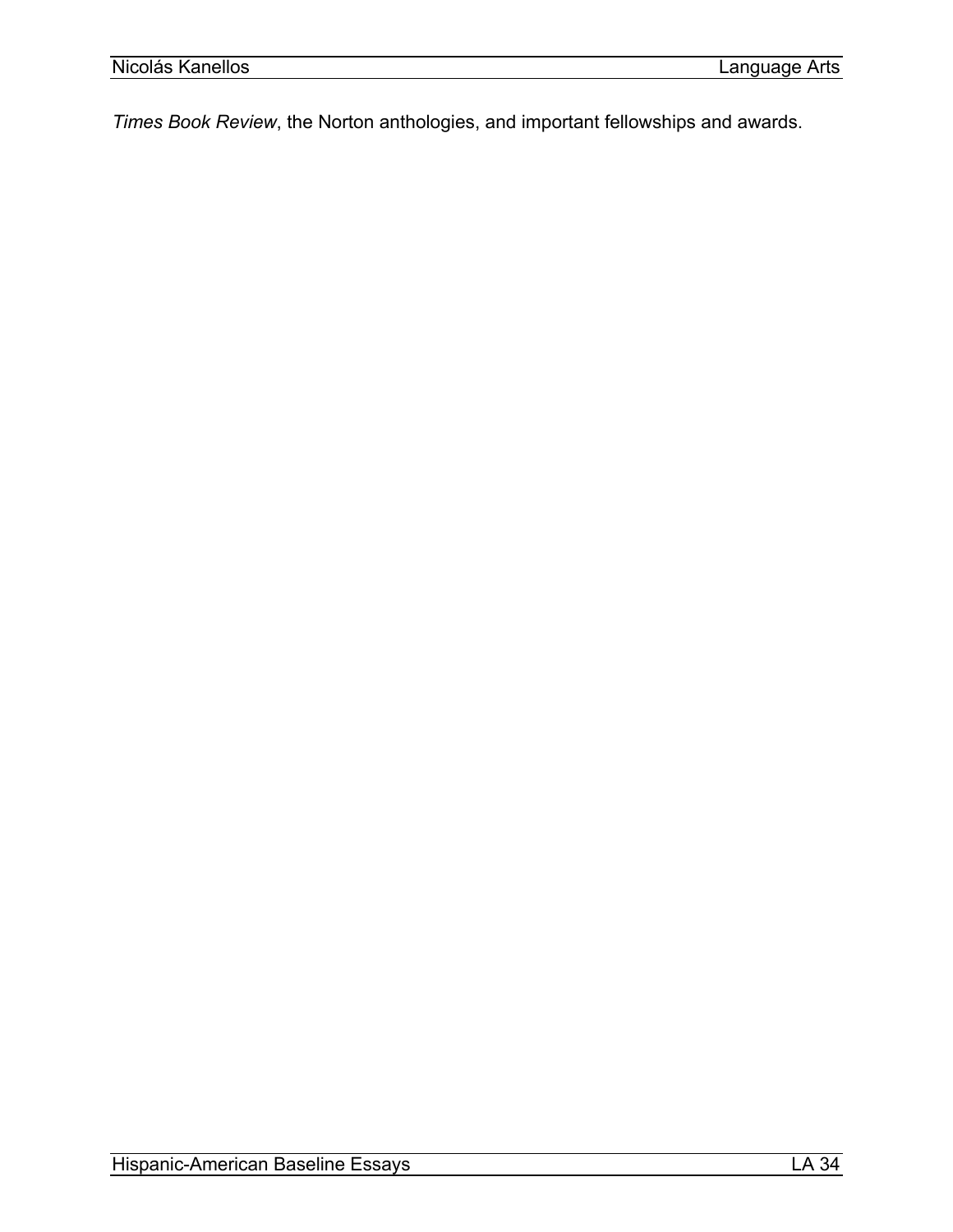*Times Book Review*, the Norton anthologies, and important fellowships and awards.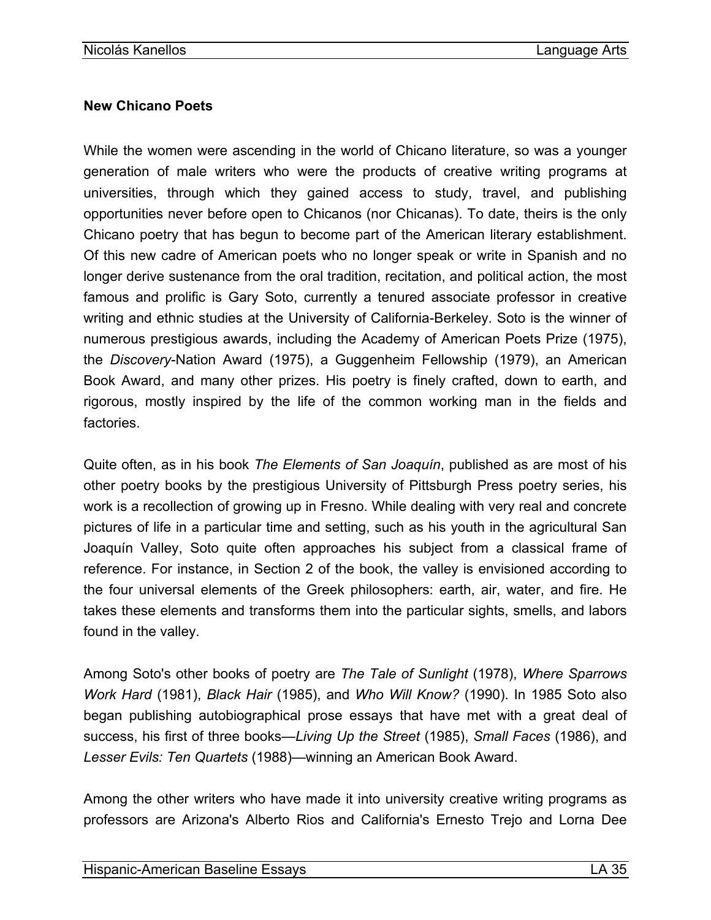**New Chicano Poets**

While the women were ascending in the world of Chicano literature, so was a younger generation of male writers who were the products of creative writing programs at universities, through which they gained access to study, travel, and publishing opportunities never before open to Chicanos (nor Chicanas). To date, theirs is the only Chicano poetry that has begun to become part of the American literary establishment. Of this new cadre of American poets who no longer speak or write in Spanish and no longer derive sustenance from the oral tradition, recitation, and political action, the most famous and prolific is Gary Soto, currently a tenured associate professor in creative writing and ethnic studies at the University of California-Berkeley. Soto is the winner of numerous prestigious awards, including the Academy of American Poets Prize (1975), the *Discovery*-Nation Award (1975), a Guggenheim Fellowship (1979), an American Book Award, and many other prizes. His poetry is finely crafted, down to earth, and rigorous, mostly inspired by the life of the common working man in the fields and factories.

Quite often, as in his book *The Elements of San Joaquín*, published as are most of his other poetry books by the prestigious University of Pittsburgh Press poetry series, his work is a recollection of growing up in Fresno. While dealing with very real and concrete pictures of life in a particular time and setting, such as his youth in the agricultural San Joaquín Valley, Soto quite often approaches his subject from a classical frame of reference. For instance, in Section 2 of the book, the valley is envisioned according to the four universal elements of the Greek philosophers: earth, air, water, and fire. He takes these elements and transforms them into the particular sights, smells, and labors found in the valley.

Among Soto's other books of poetry are *The Tale of Sunlight* (1978), *Where Sparrows Work Hard* (1981), *Black Hair* (1985), and *Who Will Know?* (1990). In 1985 Soto also began publishing autobiographical prose essays that have met with a great deal of success, his first of three books—*Living Up the Street* (1985), *Small Faces* (1986), and *Lesser Evils: Ten Quartets* (1988)—winning an American Book Award.

Among the other writers who have made it into university creative writing programs as professors are Arizona's Alberto Rios and California's Ernesto Trejo and Lorna Dee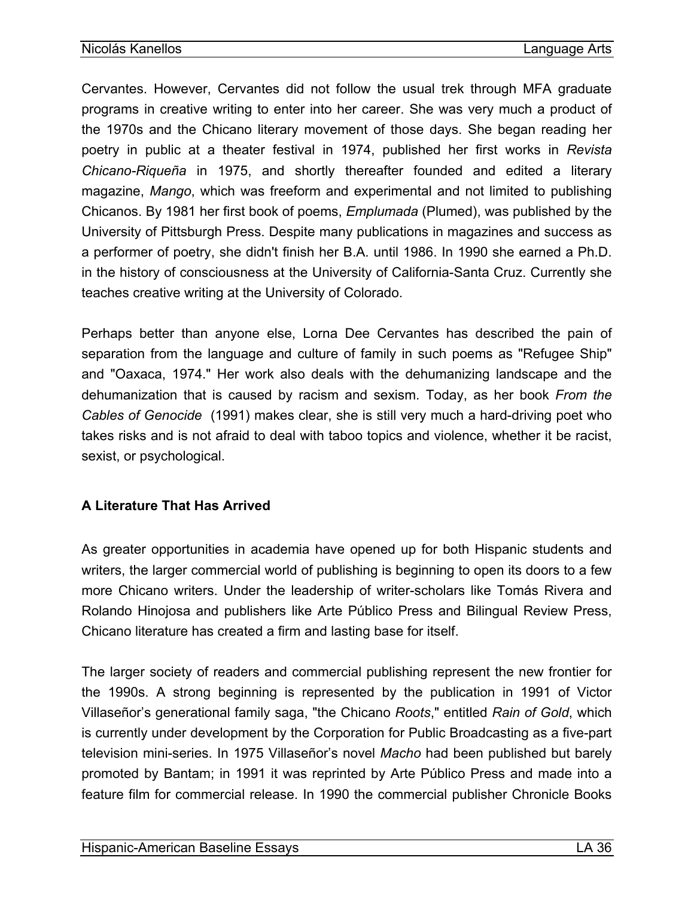Cervantes. However, Cervantes did not follow the usual trek through MFA graduate programs in creative writing to enter into her career. She was very much a product of the 1970s and the Chicano literary movement of those days. She began reading her poetry in public at a theater festival in 1974, published her first works in *Revista Chicano-Riqueña* in 1975, and shortly thereafter founded and edited a literary magazine, *Mango*, which was freeform and experimental and not limited to publishing Chicanos. By 1981 her first book of poems, *Emplumada* (Plumed), was published by the University of Pittsburgh Press. Despite many publications in magazines and success as a performer of poetry, she didn't finish her B.A. until 1986. In 1990 she earned a Ph.D. in the history of consciousness at the University of California-Santa Cruz. Currently she teaches creative writing at the University of Colorado.

Perhaps better than anyone else, Lorna Dee Cervantes has described the pain of separation from the language and culture of family in such poems as "Refugee Ship" and "Oaxaca, 1974." Her work also deals with the dehumanizing landscape and the dehumanization that is caused by racism and sexism. Today, as her book *From the Cables of Genocide* (1991) makes clear, she is still very much a hard-driving poet who takes risks and is not afraid to deal with taboo topics and violence, whether it be racist, sexist, or psychological.

**A Literature That Has Arrived**

As greater opportunities in academia have opened up for both Hispanic students and writers, the larger commercial world of publishing is beginning to open its doors to a few more Chicano writers. Under the leadership of writer-scholars like Tomás Rivera and Rolando Hinojosa and publishers like Arte Público Press and Bilingual Review Press, Chicano literature has created a firm and lasting base for itself.

The larger society of readers and commercial publishing represent the new frontier for the 1990s. A strong beginning is represented by the publication in 1991 of Victor Villaseñor's generational family saga, "the Chicano *Roots*," entitled *Rain of Gold*, which is currently under development by the Corporation for Public Broadcasting as a five-part television mini-series. In 1975 Villaseñor's novel *Macho* had been published but barely promoted by Bantam; in 1991 it was reprinted by Arte Público Press and made into a feature film for commercial release. In 1990 the commercial publisher Chronicle Books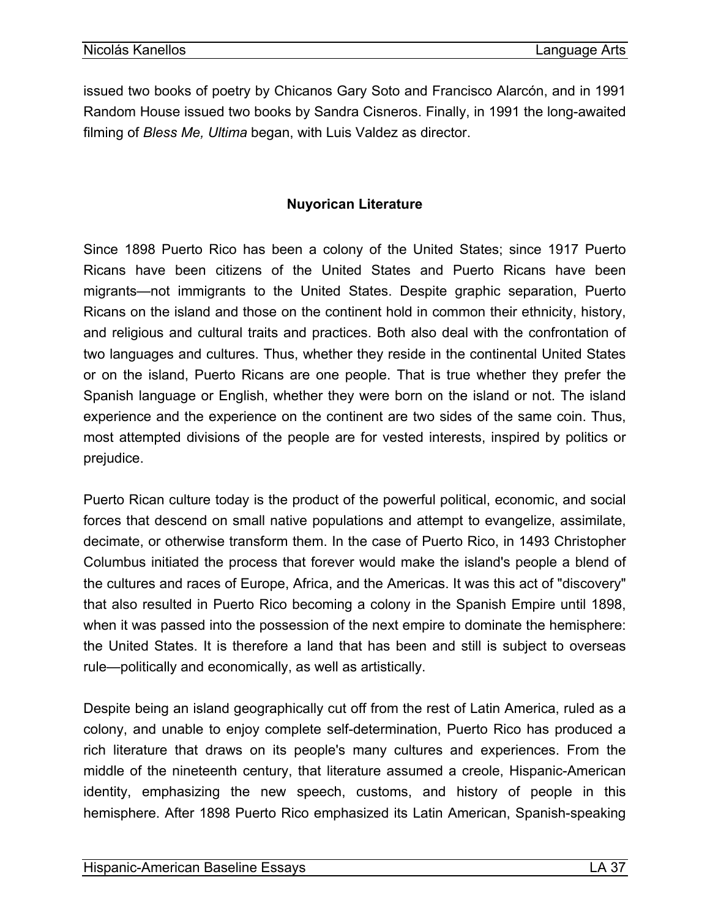issued two books of poetry by Chicanos Gary Soto and Francisco Alarcón, and in 1991 Random House issued two books by Sandra Cisneros. Finally, in 1991 the long-awaited filming of *Bless Me, Ultima* began, with Luis Valdez as director.

## Nuyorican Literature

Since 1898 Puerto Rico has been a colony of the United States; since 1917 Puerto Ricans have been citizens of the United States and Puerto Ricans have been migrants—not immigrants to the United States. Despite graphic separation, Puerto Ricans on the island and those on the continent hold in common their ethnicity, history, and religious and cultural traits and practices. Both also deal with the confrontation of two languages and cultures. Thus, whether they reside in the continental United States or on the island, Puerto Ricans are one people. That is true whether they prefer the Spanish language or English, whether they were born on the island or not. The island experience and the experience on the continent are two sides of the same coin. Thus, most attempted divisions of the people are for vested interests, inspired by politics or prejudice.

Puerto Rican culture today is the product of the powerful political, economic, and social forces that descend on small native populations and attempt to evangelize, assimilate, decimate, or otherwise transform them. In the case of Puerto Rico, in 1493 Christopher Columbus initiated the process that forever would make the island's people a blend of the cultures and races of Europe, Africa, and the Americas. It was this act of "discovery" that also resulted in Puerto Rico becoming a colony in the Spanish Empire until 1898, when it was passed into the possession of the next empire to dominate the hemisphere: the United States. It is therefore a land that has been and still is subject to overseas rule—politically and economically, as well as artistically.

Despite being an island geographically cut off from the rest of Latin America, ruled as a colony, and unable to enjoy complete self-determination, Puerto Rico has produced a rich literature that draws on its people's many cultures and experiences. From the middle of the nineteenth century, that literature assumed a creole, Hispanic-American identity, emphasizing the new speech, customs, and history of people in this hemisphere. After 1898 Puerto Rico emphasized its Latin American, Spanish-speaking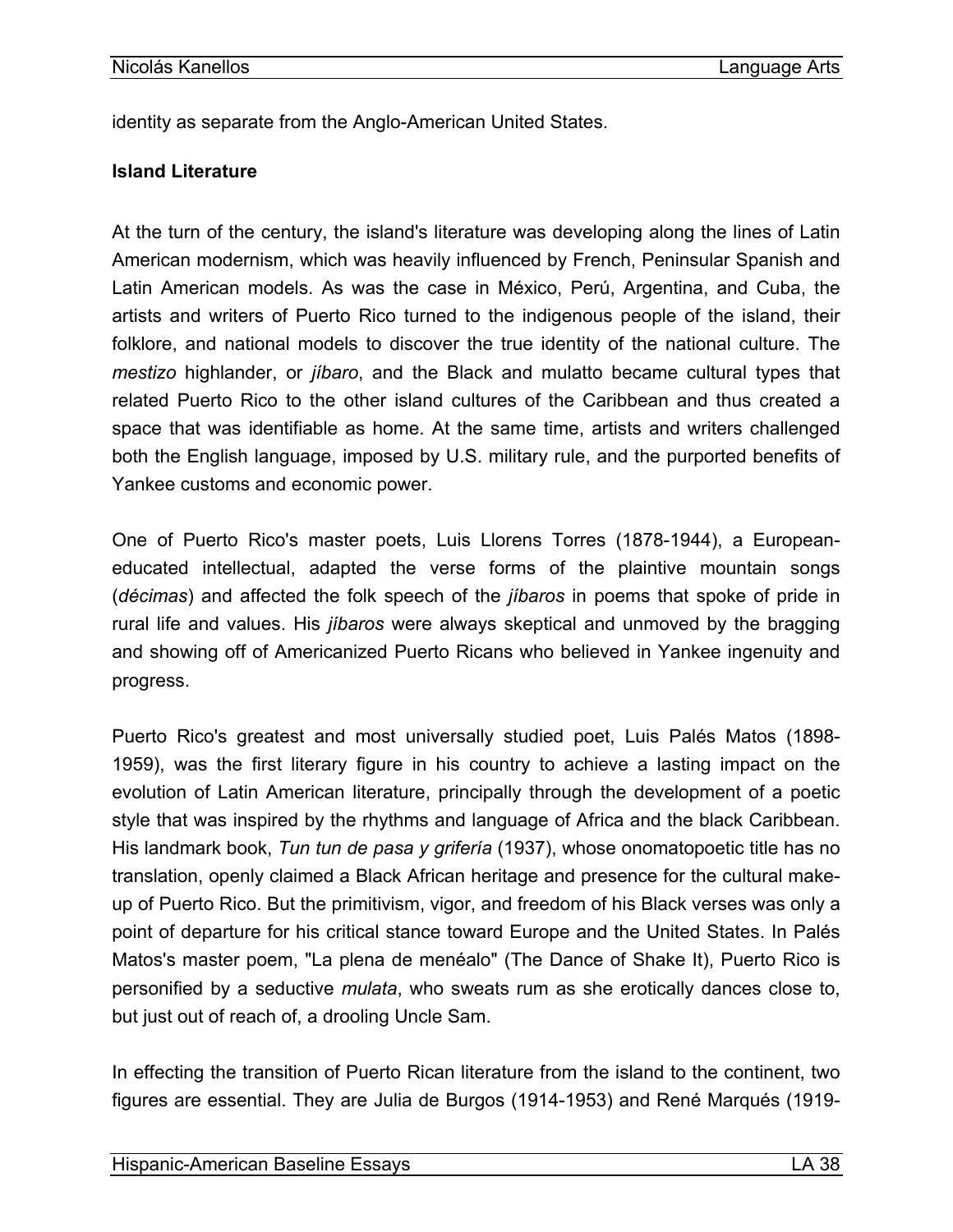identity as separate from the Anglo-American United States.

**Island Literature**

At the turn of the century, the island's literature was developing along the lines of Latin American modernism, which was heavily influenced by French, Peninsular Spanish and Latin American models. As was the case in México, Perú, Argentina, and Cuba, the artists and writers of Puerto Rico turned to the indigenous people of the island, their folklore, and national models to discover the true identity of the national culture. The *mestizo* highlander, or *jíbaro*, and the Black and mulatto became cultural types that related Puerto Rico to the other island cultures of the Caribbean and thus created a space that was identifiable as home. At the same time, artists and writers challenged both the English language, imposed by U.S. military rule, and the purported benefits of Yankee customs and economic power.

One of Puerto Rico's master poets, Luis Llorens Torres (1878-1944), a European-educated intellectual, adapted the verse forms of the plaintive mountain songs (*décimas*) and affected the folk speech of the *jíbaros* in poems that spoke of pride in rural life and values. His *jíbaros* were always skeptical and unmoved by the bragging and showing off of Americanized Puerto Ricans who believed in Yankee ingenuity and progress.

Puerto Rico's greatest and most universally studied poet, Luis Palés Matos (1898-1959), was the first literary figure in his country to achieve a lasting impact on the evolution of Latin American literature, principally through the development of a poetic style that was inspired by the rhythms and language of Africa and the black Caribbean. His landmark book, *Tun tun de pasa y grifería* (1937), whose onomatopoetic title has no translation, openly claimed a Black African heritage and presence for the cultural make-up of Puerto Rico. But the primitivism, vigor, and freedom of his Black verses was only a point of departure for his critical stance toward Europe and the United States. In Palés Matos's master poem, "La plena de menéalo" (The Dance of Shake It), Puerto Rico is personified by a seductive *mulata*, who sweats rum as she erotically dances close to, but just out of reach of, a drooling Uncle Sam.

In effecting the transition of Puerto Rican literature from the island to the continent, two figures are essential. They are Julia de Burgos (1914-1953) and René Marqués (1919-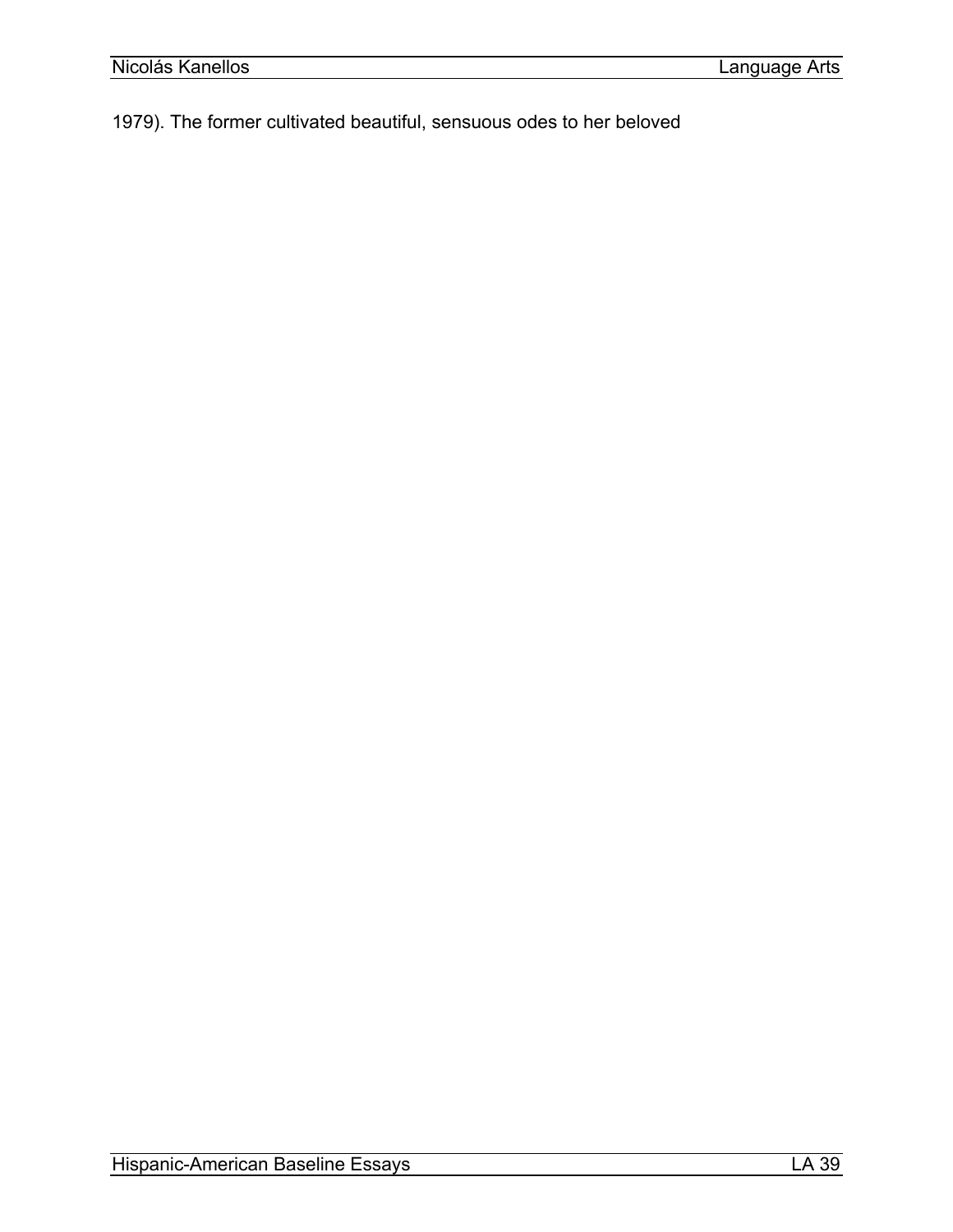1979). The former cultivated beautiful, sensuous odes to her beloved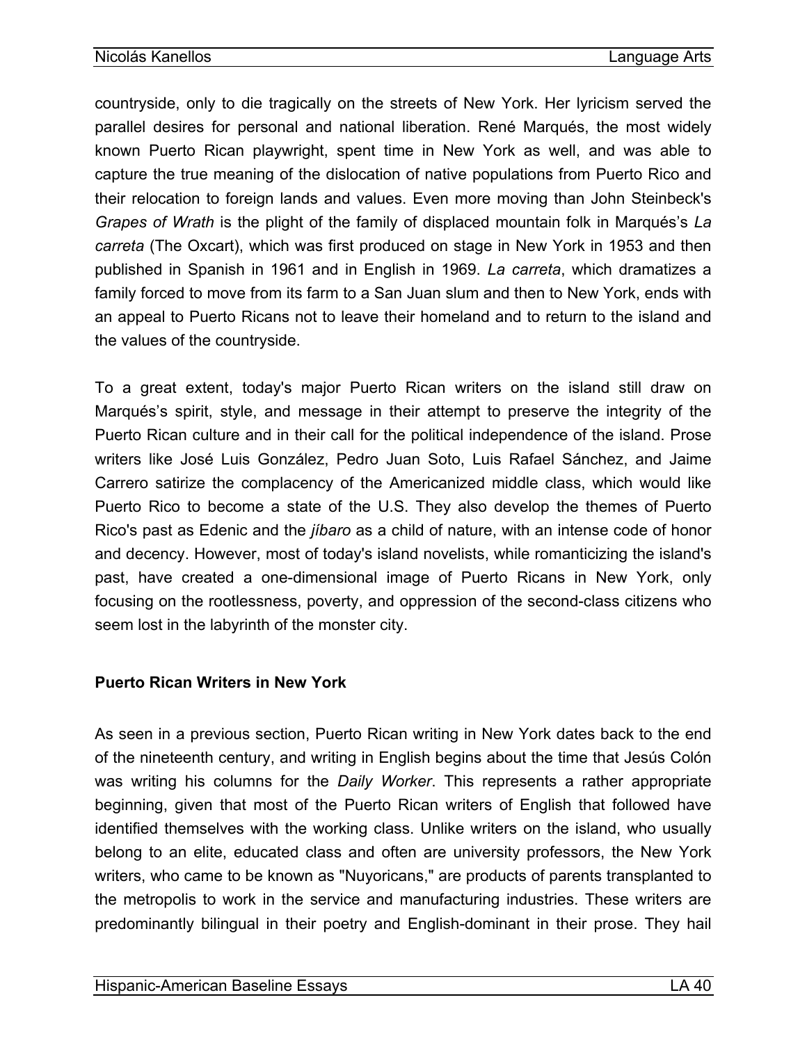countryside, only to die tragically on the streets of New York. Her lyricism served the parallel desires for personal and national liberation. René Marqués, the most widely known Puerto Rican playwright, spent time in New York as well, and was able to capture the true meaning of the dislocation of native populations from Puerto Rico and their relocation to foreign lands and values. Even more moving than John Steinbeck's *Grapes of Wrath* is the plight of the family of displaced mountain folk in Marqués's *La carreta* (The Oxcart), which was first produced on stage in New York in 1953 and then published in Spanish in 1961 and in English in 1969. *La carreta*, which dramatizes a family forced to move from its farm to a San Juan slum and then to New York, ends with an appeal to Puerto Ricans not to leave their homeland and to return to the island and the values of the countryside.

To a great extent, today's major Puerto Rican writers on the island still draw on Marqués's spirit, style, and message in their attempt to preserve the integrity of the Puerto Rican culture and in their call for the political independence of the island. Prose writers like José Luis González, Pedro Juan Soto, Luis Rafael Sánchez, and Jaime Carrero satirize the complacency of the Americanized middle class, which would like Puerto Rico to become a state of the U.S. They also develop the themes of Puerto Rico's past as Edenic and the *jíbaro* as a child of nature, with an intense code of honor and decency. However, most of today's island novelists, while romanticizing the island's past, have created a one-dimensional image of Puerto Ricans in New York, only focusing on the rootlessness, poverty, and oppression of the second-class citizens who seem lost in the labyrinth of the monster city.

**Puerto Rican Writers in New York**

As seen in a previous section, Puerto Rican writing in New York dates back to the end of the nineteenth century, and writing in English begins about the time that Jesús Colón was writing his columns for the *Daily Worker*. This represents a rather appropriate beginning, given that most of the Puerto Rican writers of English that followed have identified themselves with the working class. Unlike writers on the island, who usually belong to an elite, educated class and often are university professors, the New York writers, who came to be known as "Nuyoricans," are products of parents transplanted to the metropolis to work in the service and manufacturing industries. These writers are predominantly bilingual in their poetry and English-dominant in their prose. They hail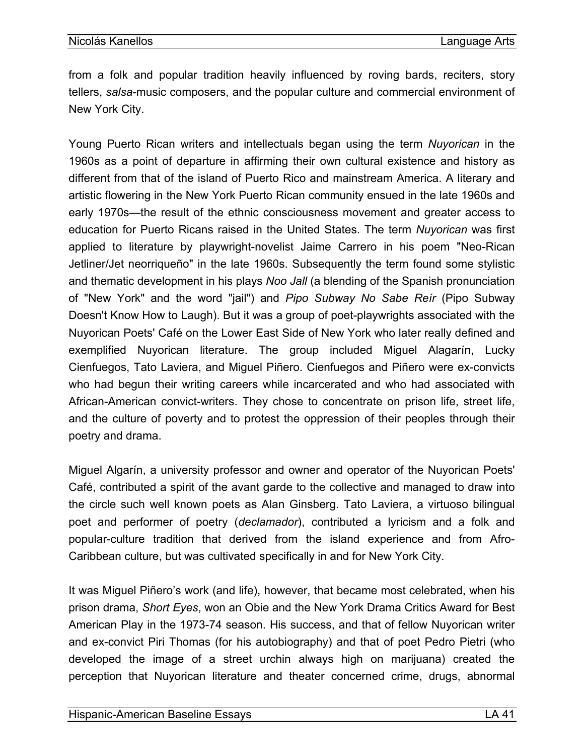from a folk and popular tradition heavily influenced by roving bards, reciters, story tellers, *salsa*-music composers, and the popular culture and commercial environment of New York City.

Young Puerto Rican writers and intellectuals began using the term *Nuyorican* in the 1960s as a point of departure in affirming their own cultural existence and history as different from that of the island of Puerto Rico and mainstream America. A literary and artistic flowering in the New York Puerto Rican community ensued in the late 1960s and early 1970s—the result of the ethnic consciousness movement and greater access to education for Puerto Ricans raised in the United States. The term *Nuyorican* was first applied to literature by playwright-novelist Jaime Carrero in his poem "Neo-Rican Jetliner/Jet neorriqueño" in the late 1960s. Subsequently the term found some stylistic and thematic development in his plays *Noo Jall* (a blending of the Spanish pronunciation of "New York" and the word "jail") and *Pipo Subway No Sabe Reír* (Pipo Subway Doesn't Know How to Laugh). But it was a group of poet-playwrights associated with the Nuyorican Poets' Café on the Lower East Side of New York who later really defined and exemplified Nuyorican literature. The group included Miguel Alagarín, Lucky Cienfuegos, Tato Laviera, and Miguel Piñero. Cienfuegos and Piñero were ex-convicts who had begun their writing careers while incarcerated and who had associated with African-American convict-writers. They chose to concentrate on prison life, street life, and the culture of poverty and to protest the oppression of their peoples through their poetry and drama.

Miguel Algarín, a university professor and owner and operator of the Nuyorican Poets' Café, contributed a spirit of the avant garde to the collective and managed to draw into the circle such well known poets as Alan Ginsberg. Tato Laviera, a virtuoso bilingual poet and performer of poetry (*declamador*), contributed a lyricism and a folk and popular-culture tradition that derived from the island experience and from Afro-Caribbean culture, but was cultivated specifically in and for New York City.

It was Miguel Piñero's work (and life), however, that became most celebrated, when his prison drama, *Short Eyes*, won an Obie and the New York Drama Critics Award for Best American Play in the 1973-74 season. His success, and that of fellow Nuyorican writer and ex-convict Piri Thomas (for his autobiography) and that of poet Pedro Pietri (who developed the image of a street urchin always high on marijuana) created the perception that Nuyorican literature and theater concerned crime, drugs, abnormal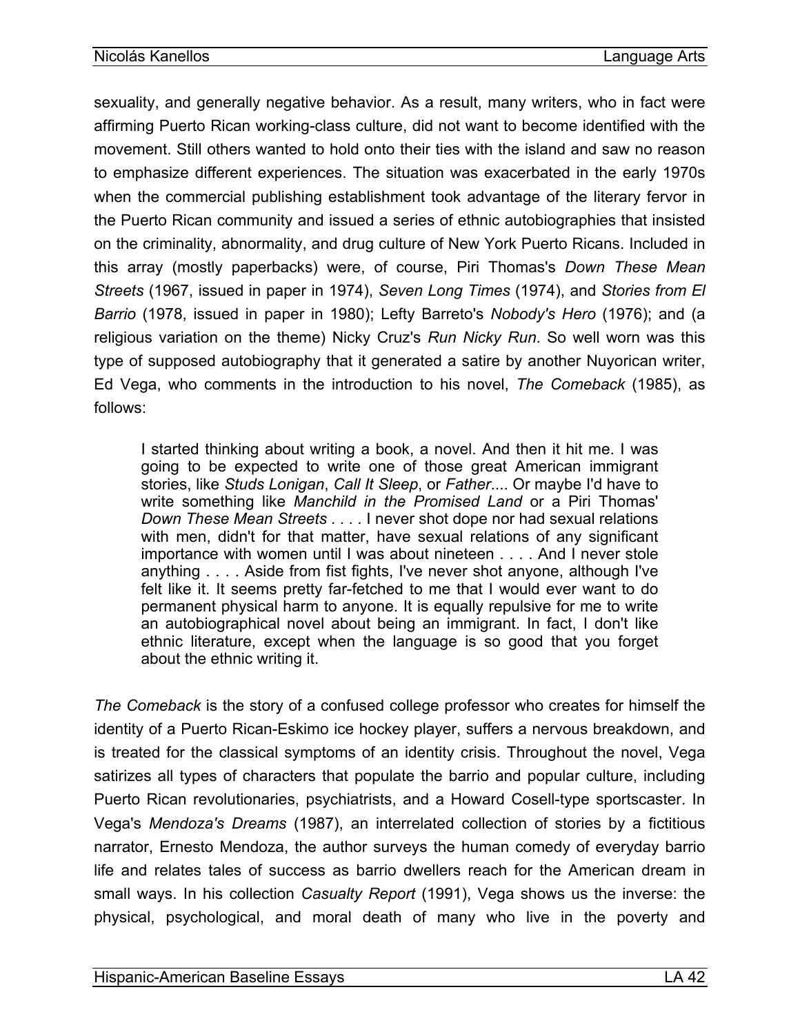sexuality, and generally negative behavior. As a result, many writers, who in fact were affirming Puerto Rican working-class culture, did not want to become identified with the movement. Still others wanted to hold onto their ties with the island and saw no reason to emphasize different experiences. The situation was exacerbated in the early 1970s when the commercial publishing establishment took advantage of the literary fervor in the Puerto Rican community and issued a series of ethnic autobiographies that insisted on the criminality, abnormality, and drug culture of New York Puerto Ricans. Included in this array (mostly paperbacks) were, of course, Piri Thomas's *Down These Mean Streets* (1967, issued in paper in 1974), *Seven Long Times* (1974), and *Stories from El Barrio* (1978, issued in paper in 1980); Lefty Barreto's *Nobody's Hero* (1976); and (a religious variation on the theme) Nicky Cruz's *Run Nicky Run*. So well worn was this type of supposed autobiography that it generated a satire by another Nuyorican writer, Ed Vega, who comments in the introduction to his novel, *The Comeback* (1985), as follows:

> I started thinking about writing a book, a novel. And then it hit me. I was going to be expected to write one of those great American immigrant stories, like *Studs Lonigan*, *Call It Sleep*, or *Father*.... Or maybe I'd have to write something like *Manchild in the Promised Land* or a Piri Thomas' *Down These Mean Streets . . . .* I never shot dope nor had sexual relations with men, didn't for that matter, have sexual relations of any significant importance with women until I was about nineteen . . . . And I never stole anything . . . . Aside from fist fights, I've never shot anyone, although I've felt like it. It seems pretty far-fetched to me that I would ever want to do permanent physical harm to anyone. It is equally repulsive for me to write an autobiographical novel about being an immigrant. In fact, I don't like ethnic literature, except when the language is so good that you forget about the ethnic writing it.

*The Comeback* is the story of a confused college professor who creates for himself the identity of a Puerto Rican-Eskimo ice hockey player, suffers a nervous breakdown, and is treated for the classical symptoms of an identity crisis. Throughout the novel, Vega satirizes all types of characters that populate the barrio and popular culture, including Puerto Rican revolutionaries, psychiatrists, and a Howard Cosell-type sportscaster. In Vega's *Mendoza's Dreams* (1987), an interrelated collection of stories by a fictitious narrator, Ernesto Mendoza, the author surveys the human comedy of everyday barrio life and relates tales of success as barrio dwellers reach for the American dream in small ways. In his collection *Casualty Report* (1991), Vega shows us the inverse: the physical, psychological, and moral death of many who live in the poverty and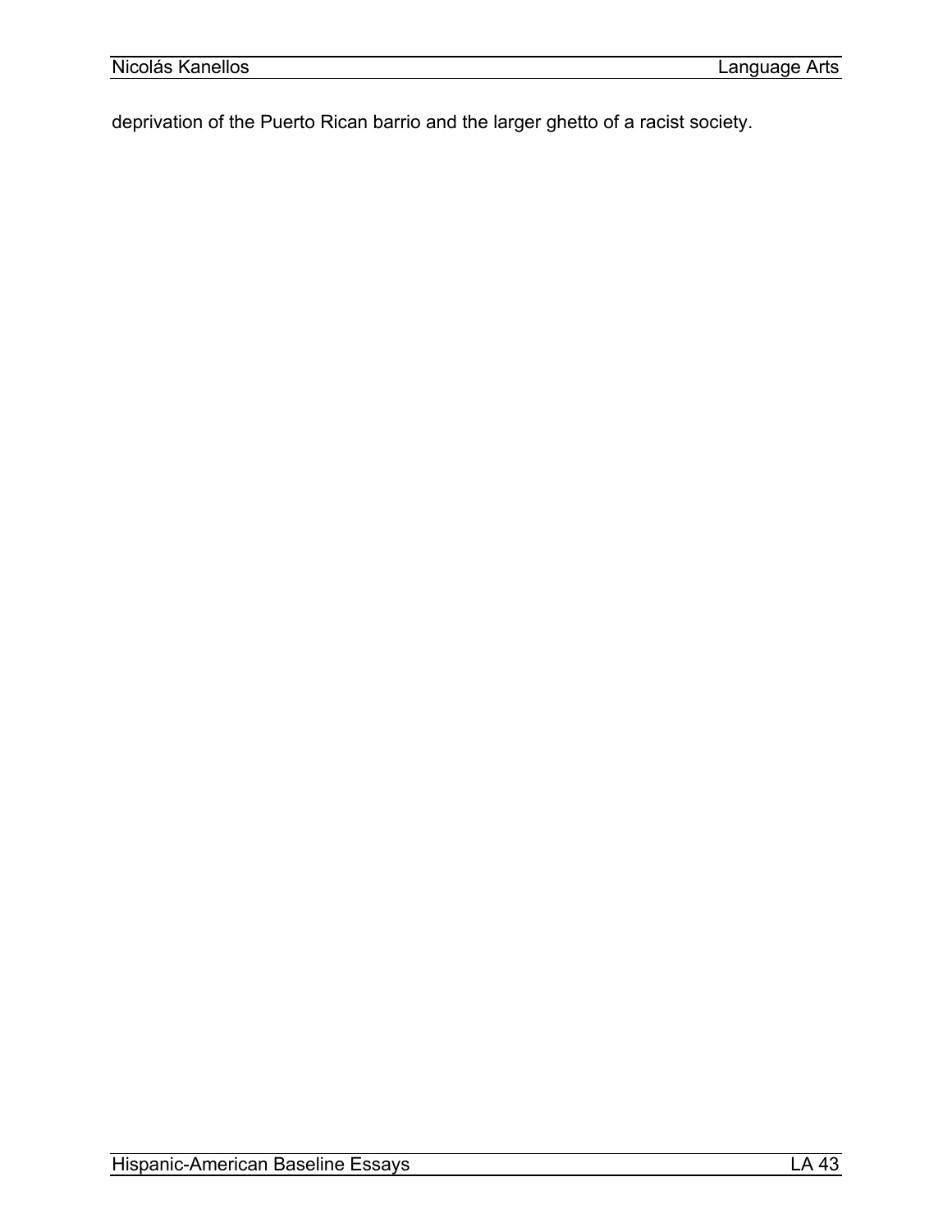deprivation of the Puerto Rican barrio and the larger ghetto of a racist society.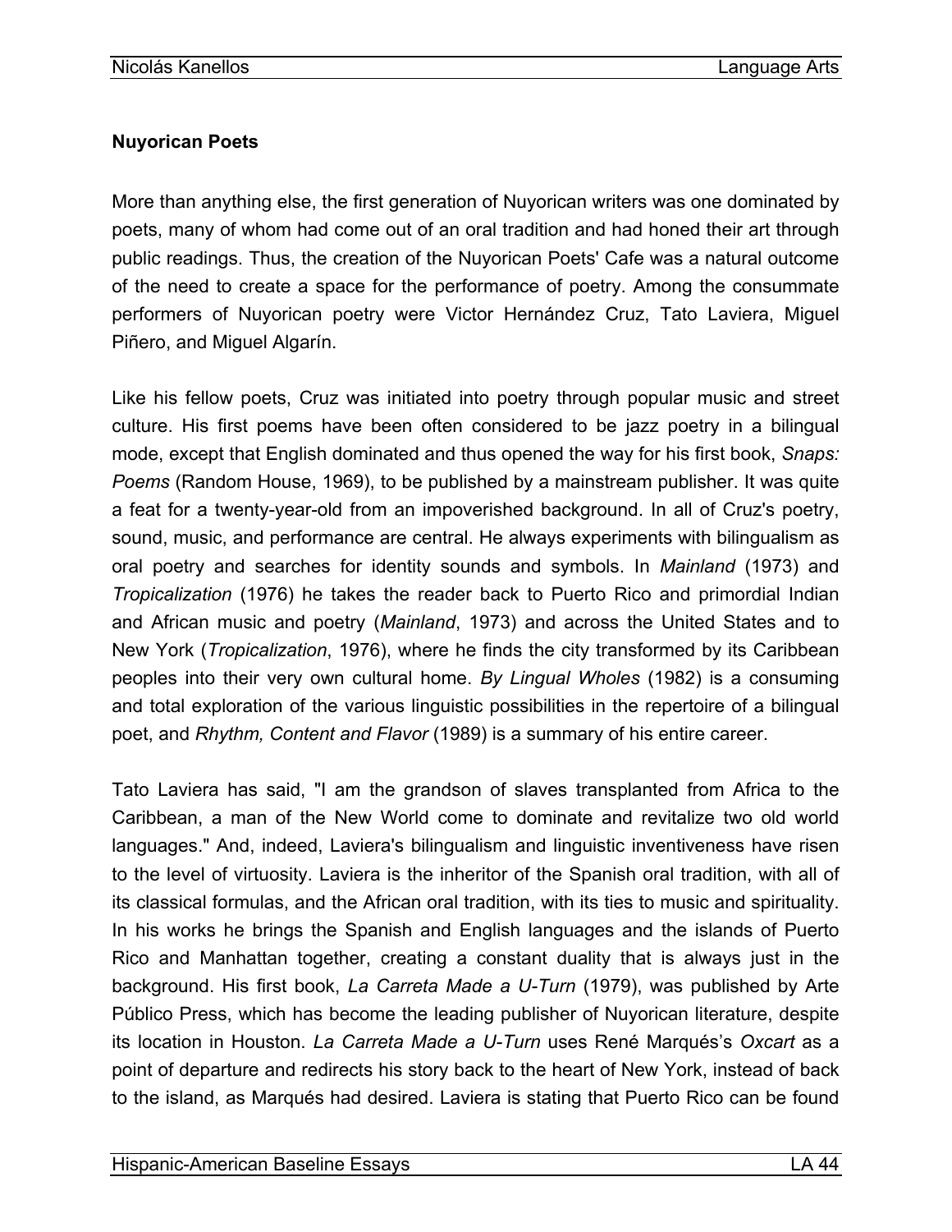**Nuyorican Poets**

More than anything else, the first generation of Nuyorican writers was one dominated by poets, many of whom had come out of an oral tradition and had honed their art through public readings. Thus, the creation of the Nuyorican Poets' Cafe was a natural outcome of the need to create a space for the performance of poetry. Among the consummate performers of Nuyorican poetry were Victor Hernández Cruz, Tato Laviera, Miguel Piñero, and Miguel Algarín.

Like his fellow poets, Cruz was initiated into poetry through popular music and street culture. His first poems have been often considered to be jazz poetry in a bilingual mode, except that English dominated and thus opened the way for his first book, *Snaps: Poems* (Random House, 1969), to be published by a mainstream publisher. It was quite a feat for a twenty-year-old from an impoverished background. In all of Cruz's poetry, sound, music, and performance are central. He always experiments with bilingualism as oral poetry and searches for identity sounds and symbols. In *Mainland* (1973) and *Tropicalization* (1976) he takes the reader back to Puerto Rico and primordial Indian and African music and poetry (*Mainland*, 1973) and across the United States and to New York (*Tropicalization*, 1976), where he finds the city transformed by its Caribbean peoples into their very own cultural home. *By Lingual Wholes* (1982) is a consuming and total exploration of the various linguistic possibilities in the repertoire of a bilingual poet, and *Rhythm, Content and Flavor* (1989) is a summary of his entire career.

Tato Laviera has said, "I am the grandson of slaves transplanted from Africa to the Caribbean, a man of the New World come to dominate and revitalize two old world languages." And, indeed, Laviera's bilingualism and linguistic inventiveness have risen to the level of virtuosity. Laviera is the inheritor of the Spanish oral tradition, with all of its classical formulas, and the African oral tradition, with its ties to music and spirituality. In his works he brings the Spanish and English languages and the islands of Puerto Rico and Manhattan together, creating a constant duality that is always just in the background. His first book, *La Carreta Made a U-Turn* (1979), was published by Arte Público Press, which has become the leading publisher of Nuyorican literature, despite its location in Houston. *La Carreta Made a U-Turn* uses René Marqués's *Oxcart* as a point of departure and redirects his story back to the heart of New York, instead of back to the island, as Marqués had desired. Laviera is stating that Puerto Rico can be found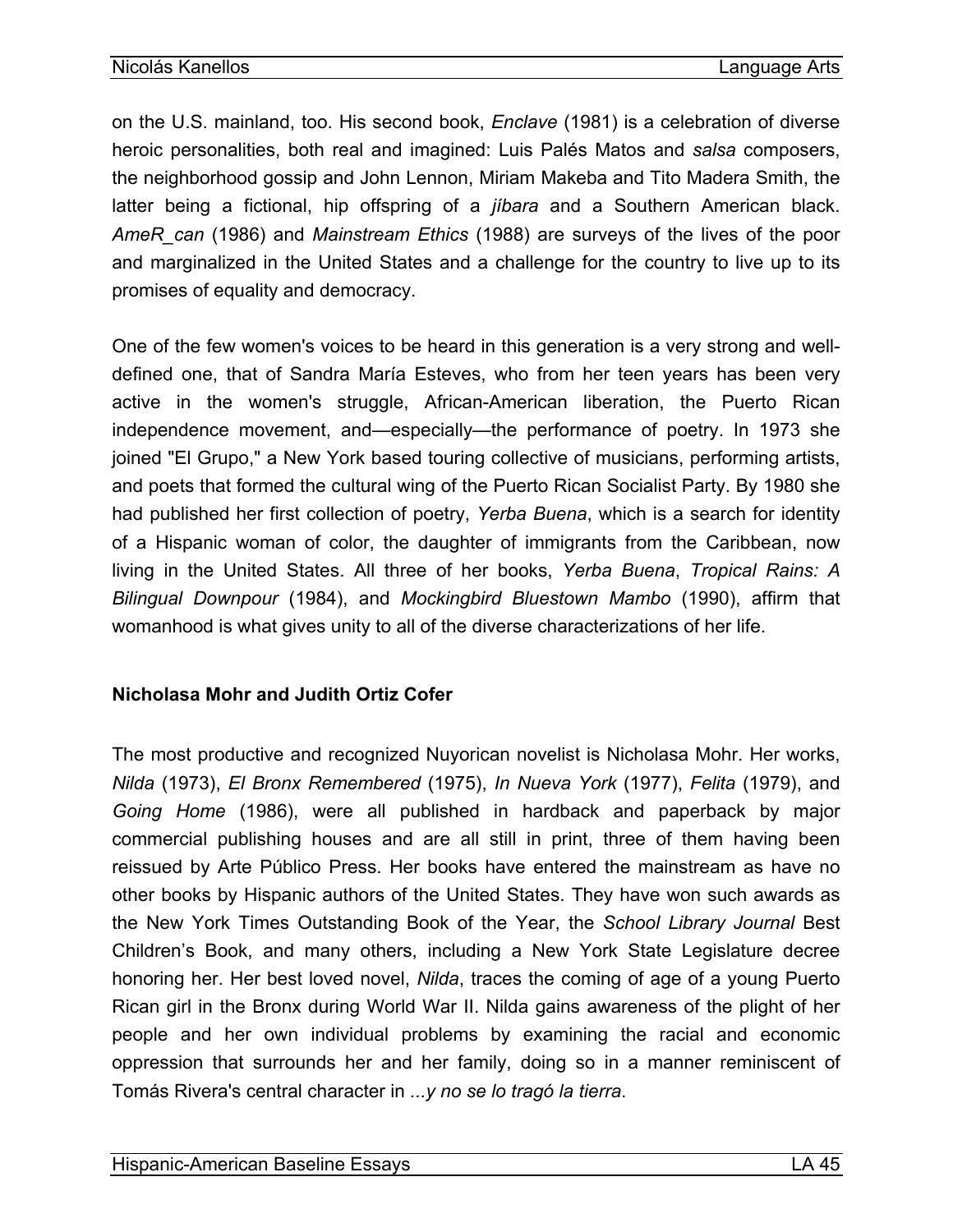on the U.S. mainland, too. His second book, *Enclave* (1981) is a celebration of diverse heroic personalities, both real and imagined: Luis Palés Matos and *salsa* composers, the neighborhood gossip and John Lennon, Miriam Makeba and Tito Madera Smith, the latter being a fictional, hip offspring of a *jíbara* and a Southern American black. *AmeR_can* (1986) and *Mainstream Ethics* (1988) are surveys of the lives of the poor and marginalized in the United States and a challenge for the country to live up to its promises of equality and democracy.

One of the few women's voices to be heard in this generation is a very strong and well-defined one, that of Sandra María Esteves, who from her teen years has been very active in the women's struggle, African-American liberation, the Puerto Rican independence movement, and—especially—the performance of poetry. In 1973 she joined "El Grupo," a New York based touring collective of musicians, performing artists, and poets that formed the cultural wing of the Puerto Rican Socialist Party. By 1980 she had published her first collection of poetry, *Yerba Buena*, which is a search for identity of a Hispanic woman of color, the daughter of immigrants from the Caribbean, now living in the United States. All three of her books, *Yerba Buena*, *Tropical Rains: A Bilingual Downpour* (1984), and *Mockingbird Bluestown Mambo* (1990), affirm that womanhood is what gives unity to all of the diverse characterizations of her life.

**Nicholasa Mohr and Judith Ortiz Cofer**

The most productive and recognized Nuyorican novelist is Nicholasa Mohr. Her works, *Nilda* (1973), *El Bronx Remembered* (1975), *In Nueva York* (1977), *Felita* (1979), and *Going Home* (1986), were all published in hardback and paperback by major commercial publishing houses and are all still in print, three of them having been reissued by Arte Público Press. Her books have entered the mainstream as have no other books by Hispanic authors of the United States. They have won such awards as the New York Times Outstanding Book of the Year, the *School Library Journal* Best Children's Book, and many others, including a New York State Legislature decree honoring her. Her best loved novel, *Nilda*, traces the coming of age of a young Puerto Rican girl in the Bronx during World War II. Nilda gains awareness of the plight of her people and her own individual problems by examining the racial and economic oppression that surrounds her and her family, doing so in a manner reminiscent of Tomás Rivera's central character in *...y no se lo tragó la tierra*.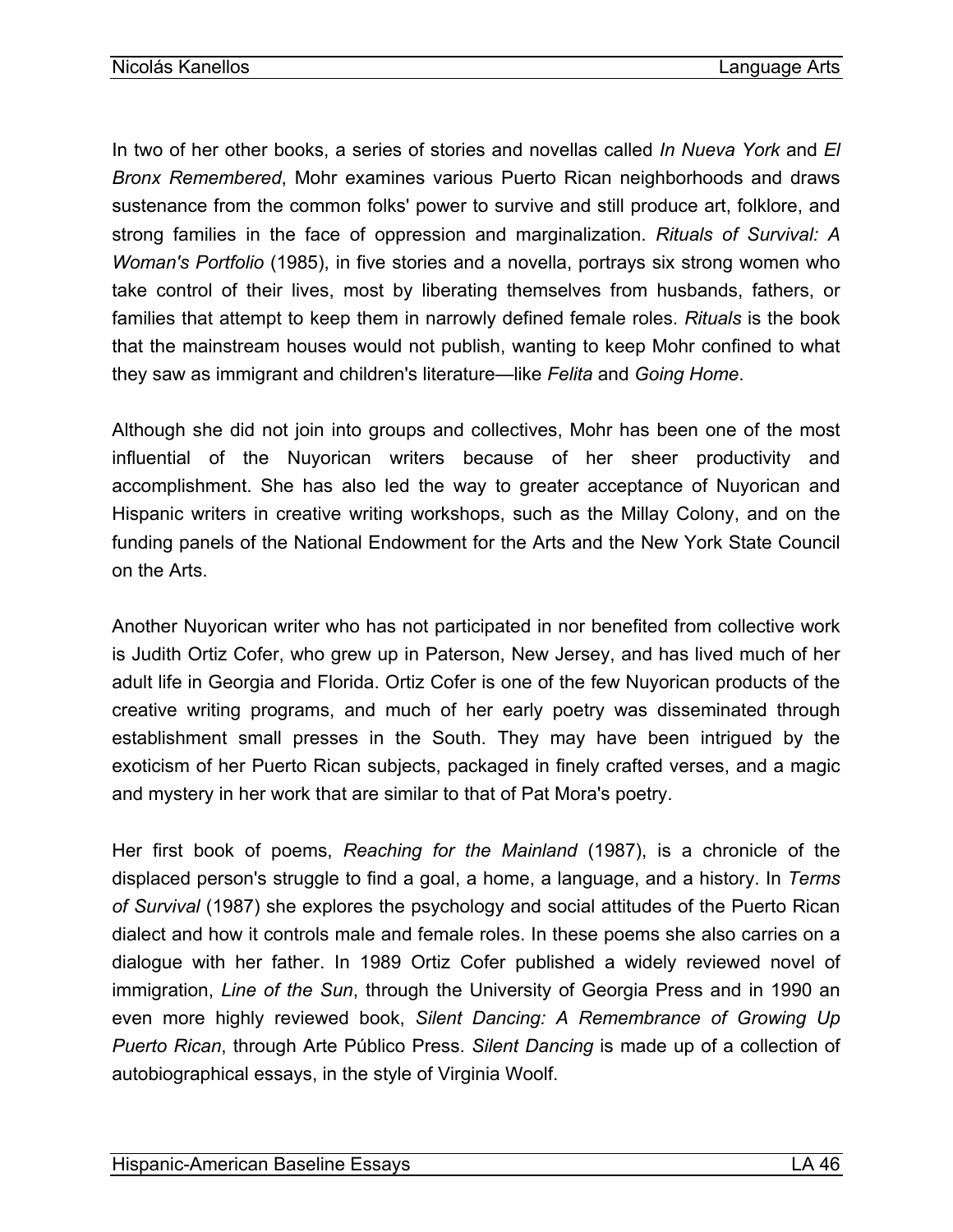In two of her other books, a series of stories and novellas called *In Nueva York* and *El Bronx Remembered*, Mohr examines various Puerto Rican neighborhoods and draws sustenance from the common folks' power to survive and still produce art, folklore, and strong families in the face of oppression and marginalization. *Rituals of Survival: A Woman's Portfolio* (1985), in five stories and a novella, portrays six strong women who take control of their lives, most by liberating themselves from husbands, fathers, or families that attempt to keep them in narrowly defined female roles. *Rituals* is the book that the mainstream houses would not publish, wanting to keep Mohr confined to what they saw as immigrant and children's literature—like *Felita* and *Going Home*.

Although she did not join into groups and collectives, Mohr has been one of the most influential of the Nuyorican writers because of her sheer productivity and accomplishment. She has also led the way to greater acceptance of Nuyorican and Hispanic writers in creative writing workshops, such as the Millay Colony, and on the funding panels of the National Endowment for the Arts and the New York State Council on the Arts.

Another Nuyorican writer who has not participated in nor benefited from collective work is Judith Ortiz Cofer, who grew up in Paterson, New Jersey, and has lived much of her adult life in Georgia and Florida. Ortiz Cofer is one of the few Nuyorican products of the creative writing programs, and much of her early poetry was disseminated through establishment small presses in the South. They may have been intrigued by the exoticism of her Puerto Rican subjects, packaged in finely crafted verses, and a magic and mystery in her work that are similar to that of Pat Mora's poetry.

Her first book of poems, *Reaching for the Mainland* (1987), is a chronicle of the displaced person's struggle to find a goal, a home, a language, and a history. In *Terms of Survival* (1987) she explores the psychology and social attitudes of the Puerto Rican dialect and how it controls male and female roles. In these poems she also carries on a dialogue with her father. In 1989 Ortiz Cofer published a widely reviewed novel of immigration, *Line of the Sun*, through the University of Georgia Press and in 1990 an even more highly reviewed book, *Silent Dancing: A Remembrance of Growing Up Puerto Rican*, through Arte Público Press. *Silent Dancing* is made up of a collection of autobiographical essays, in the style of Virginia Woolf.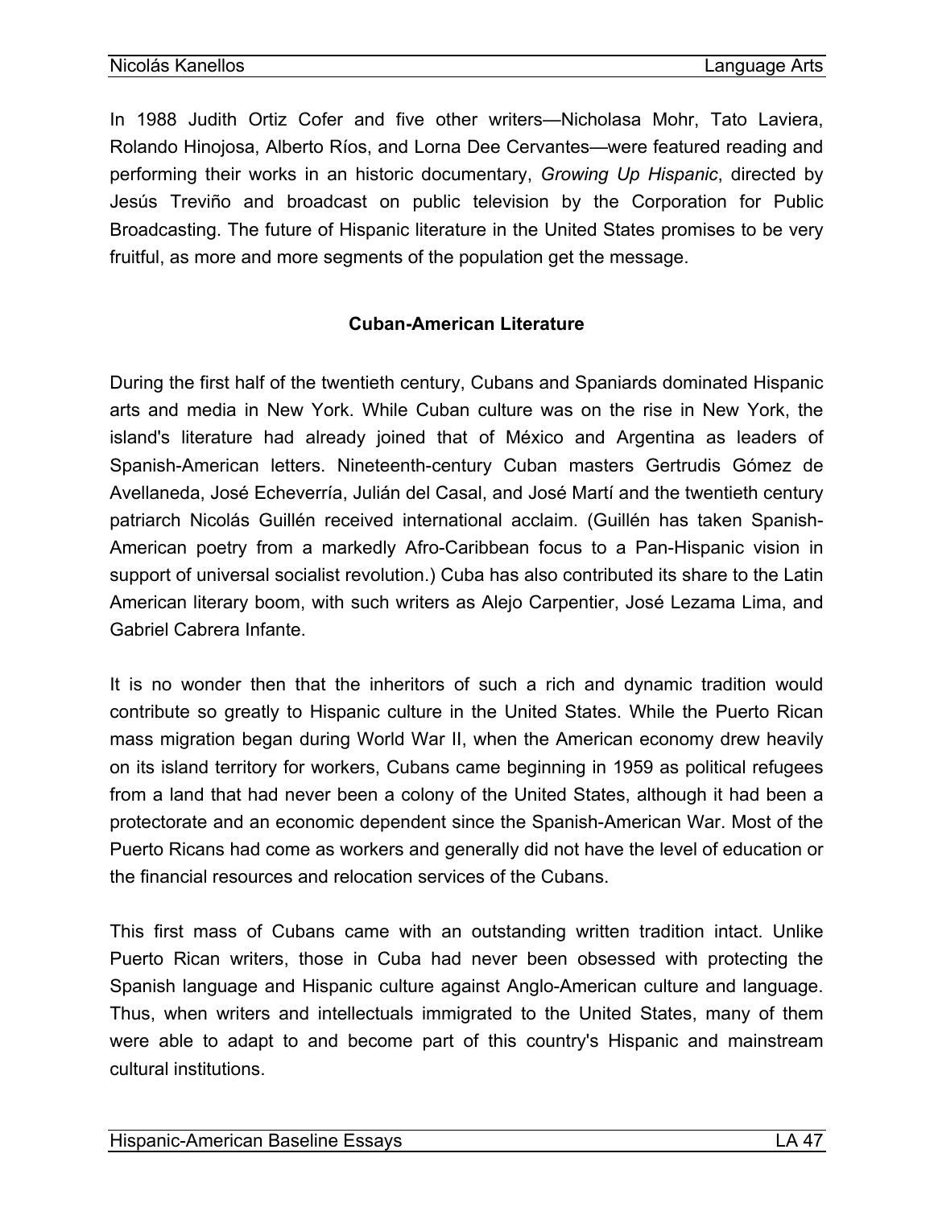In 1988 Judith Ortiz Cofer and five other writers—Nicholasa Mohr, Tato Laviera, Rolando Hinojosa, Alberto Ríos, and Lorna Dee Cervantes—were featured reading and performing their works in an historic documentary, *Growing Up Hispanic*, directed by Jesús Treviño and broadcast on public television by the Corporation for Public Broadcasting. The future of Hispanic literature in the United States promises to be very fruitful, as more and more segments of the population get the message.

## Cuban-American Literature

During the first half of the twentieth century, Cubans and Spaniards dominated Hispanic arts and media in New York. While Cuban culture was on the rise in New York, the island's literature had already joined that of México and Argentina as leaders of Spanish-American letters. Nineteenth-century Cuban masters Gertrudis Gómez de Avellaneda, José Echeverría, Julián del Casal, and José Martí and the twentieth century patriarch Nicolás Guillén received international acclaim. (Guillén has taken Spanish-American poetry from a markedly Afro-Caribbean focus to a Pan-Hispanic vision in support of universal socialist revolution.) Cuba has also contributed its share to the Latin American literary boom, with such writers as Alejo Carpentier, José Lezama Lima, and Gabriel Cabrera Infante.

It is no wonder then that the inheritors of such a rich and dynamic tradition would contribute so greatly to Hispanic culture in the United States. While the Puerto Rican mass migration began during World War II, when the American economy drew heavily on its island territory for workers, Cubans came beginning in 1959 as political refugees from a land that had never been a colony of the United States, although it had been a protectorate and an economic dependent since the Spanish-American War. Most of the Puerto Ricans had come as workers and generally did not have the level of education or the financial resources and relocation services of the Cubans.

This first mass of Cubans came with an outstanding written tradition intact. Unlike Puerto Rican writers, those in Cuba had never been obsessed with protecting the Spanish language and Hispanic culture against Anglo-American culture and language. Thus, when writers and intellectuals immigrated to the United States, many of them were able to adapt to and become part of this country's Hispanic and mainstream cultural institutions.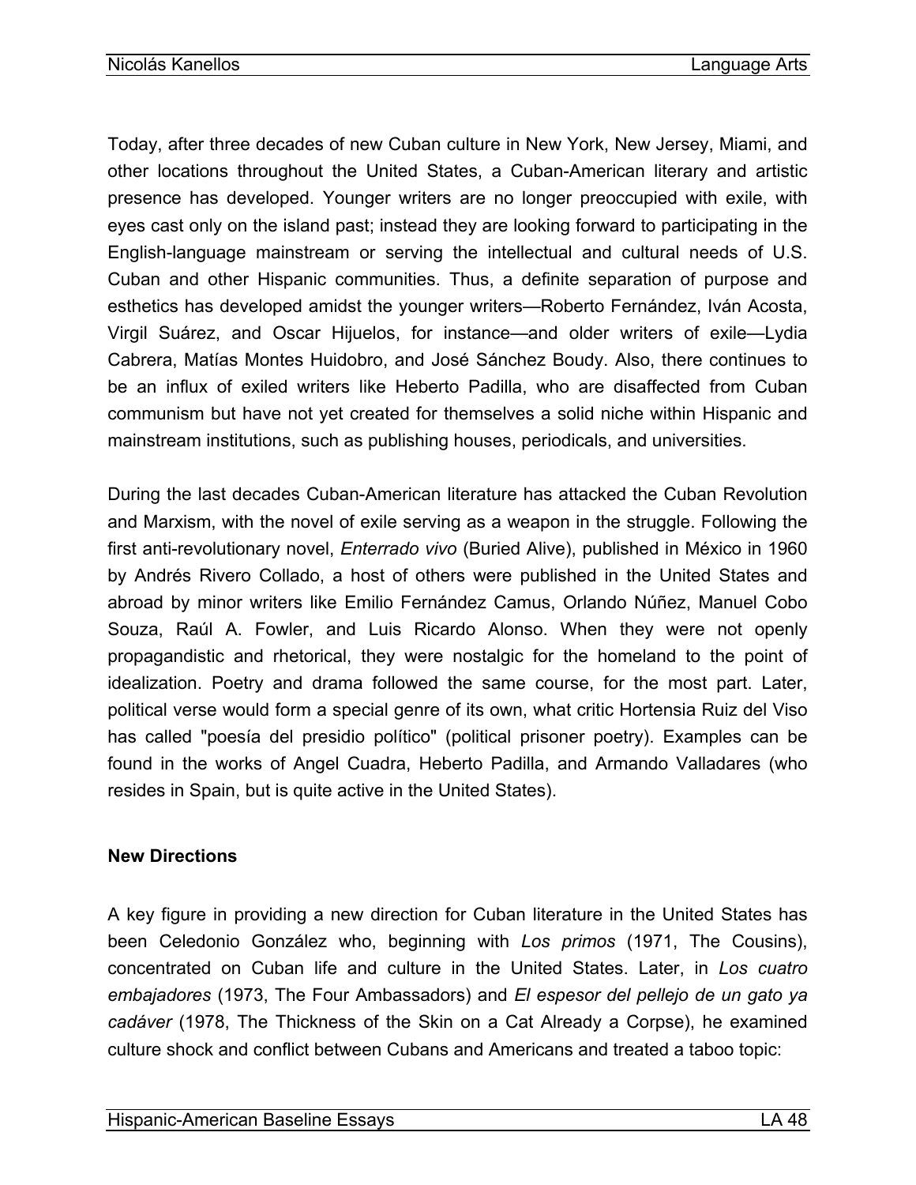Today, after three decades of new Cuban culture in New York, New Jersey, Miami, and other locations throughout the United States, a Cuban-American literary and artistic presence has developed. Younger writers are no longer preoccupied with exile, with eyes cast only on the island past; instead they are looking forward to participating in the English-language mainstream or serving the intellectual and cultural needs of U.S. Cuban and other Hispanic communities. Thus, a definite separation of purpose and esthetics has developed amidst the younger writers—Roberto Fernández, Iván Acosta, Virgil Suárez, and Oscar Hijuelos, for instance—and older writers of exile—Lydia Cabrera, Matías Montes Huidobro, and José Sánchez Boudy. Also, there continues to be an influx of exiled writers like Heberto Padilla, who are disaffected from Cuban communism but have not yet created for themselves a solid niche within Hispanic and mainstream institutions, such as publishing houses, periodicals, and universities.

During the last decades Cuban-American literature has attacked the Cuban Revolution and Marxism, with the novel of exile serving as a weapon in the struggle. Following the first anti-revolutionary novel, *Enterrado vivo* (Buried Alive), published in México in 1960 by Andrés Rivero Collado, a host of others were published in the United States and abroad by minor writers like Emilio Fernández Camus, Orlando Núñez, Manuel Cobo Souza, Raúl A. Fowler, and Luis Ricardo Alonso. When they were not openly propagandistic and rhetorical, they were nostalgic for the homeland to the point of idealization. Poetry and drama followed the same course, for the most part. Later, political verse would form a special genre of its own, what critic Hortensia Ruiz del Viso has called "poesía del presidio político" (political prisoner poetry). Examples can be found in the works of Angel Cuadra, Heberto Padilla, and Armando Valladares (who resides in Spain, but is quite active in the United States).

**New Directions**

A key figure in providing a new direction for Cuban literature in the United States has been Celedonio González who, beginning with *Los primos* (1971, The Cousins), concentrated on Cuban life and culture in the United States. Later, in *Los cuatro embajadores* (1973, The Four Ambassadors) and *El espesor del pellejo de un gato ya cadáver* (1978, The Thickness of the Skin on a Cat Already a Corpse), he examined culture shock and conflict between Cubans and Americans and treated a taboo topic: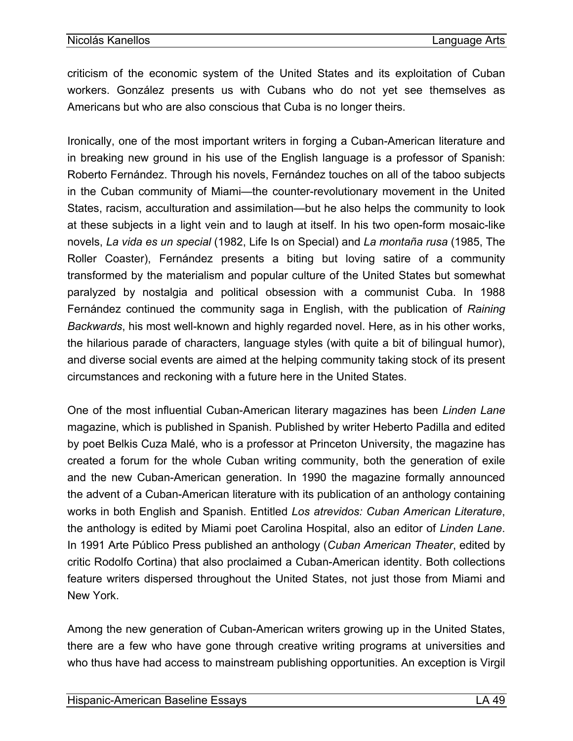criticism of the economic system of the United States and its exploitation of Cuban workers. González presents us with Cubans who do not yet see themselves as Americans but who are also conscious that Cuba is no longer theirs.

Ironically, one of the most important writers in forging a Cuban-American literature and in breaking new ground in his use of the English language is a professor of Spanish: Roberto Fernández. Through his novels, Fernández touches on all of the taboo subjects in the Cuban community of Miami—the counter-revolutionary movement in the United States, racism, acculturation and assimilation—but he also helps the community to look at these subjects in a light vein and to laugh at itself. In his two open-form mosaic-like novels, *La vida es un special* (1982, Life Is on Special) and *La montaña rusa* (1985, The Roller Coaster), Fernández presents a biting but loving satire of a community transformed by the materialism and popular culture of the United States but somewhat paralyzed by nostalgia and political obsession with a communist Cuba. In 1988 Fernández continued the community saga in English, with the publication of *Raining Backwards*, his most well-known and highly regarded novel. Here, as in his other works, the hilarious parade of characters, language styles (with quite a bit of bilingual humor), and diverse social events are aimed at the helping community taking stock of its present circumstances and reckoning with a future here in the United States.

One of the most influential Cuban-American literary magazines has been *Linden Lane* magazine, which is published in Spanish. Published by writer Heberto Padilla and edited by poet Belkis Cuza Malé, who is a professor at Princeton University, the magazine has created a forum for the whole Cuban writing community, both the generation of exile and the new Cuban-American generation. In 1990 the magazine formally announced the advent of a Cuban-American literature with its publication of an anthology containing works in both English and Spanish. Entitled *Los atrevidos: Cuban American Literature*, the anthology is edited by Miami poet Carolina Hospital, also an editor of *Linden Lane*. In 1991 Arte Público Press published an anthology (*Cuban American Theater*, edited by critic Rodolfo Cortina) that also proclaimed a Cuban-American identity. Both collections feature writers dispersed throughout the United States, not just those from Miami and New York.

Among the new generation of Cuban-American writers growing up in the United States, there are a few who have gone through creative writing programs at universities and who thus have had access to mainstream publishing opportunities. An exception is Virgil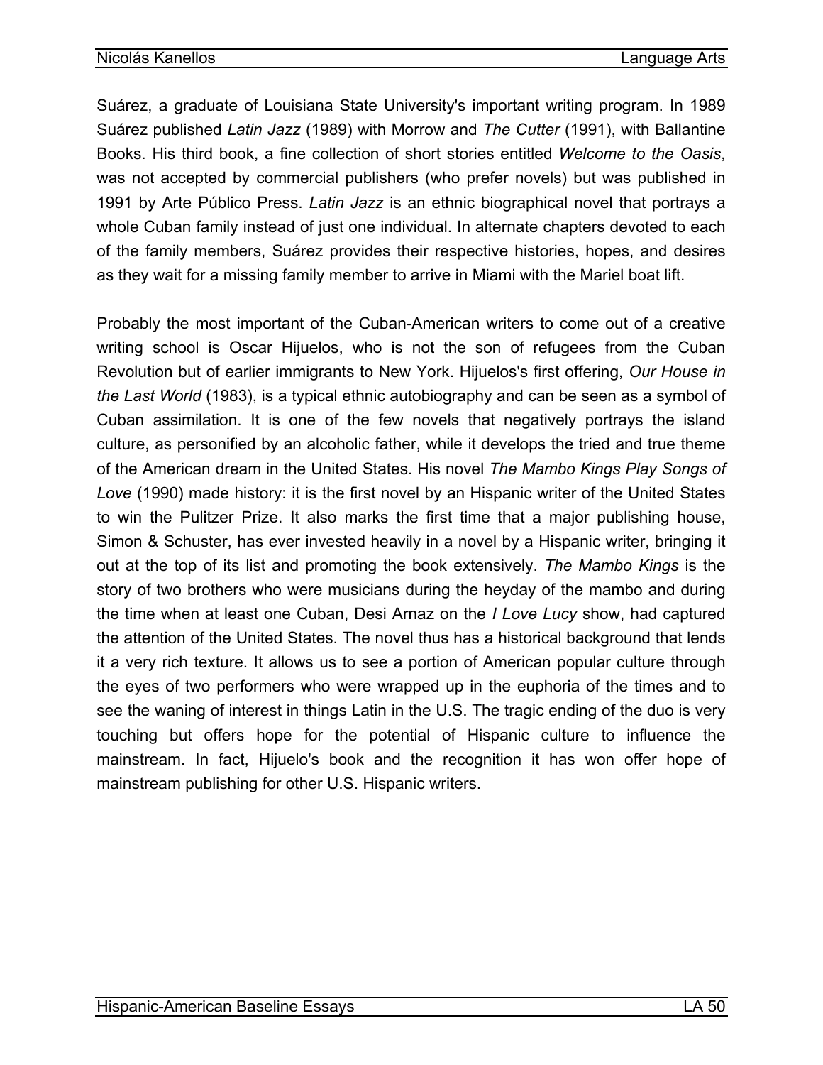Suárez, a graduate of Louisiana State University's important writing program. In 1989 Suárez published *Latin Jazz* (1989) with Morrow and *The Cutter* (1991), with Ballantine Books. His third book, a fine collection of short stories entitled *Welcome to the Oasis*, was not accepted by commercial publishers (who prefer novels) but was published in 1991 by Arte Público Press. *Latin Jazz* is an ethnic biographical novel that portrays a whole Cuban family instead of just one individual. In alternate chapters devoted to each of the family members, Suárez provides their respective histories, hopes, and desires as they wait for a missing family member to arrive in Miami with the Mariel boat lift.

Probably the most important of the Cuban-American writers to come out of a creative writing school is Oscar Hijuelos, who is not the son of refugees from the Cuban Revolution but of earlier immigrants to New York. Hijuelos's first offering, *Our House in the Last World* (1983), is a typical ethnic autobiography and can be seen as a symbol of Cuban assimilation. It is one of the few novels that negatively portrays the island culture, as personified by an alcoholic father, while it develops the tried and true theme of the American dream in the United States. His novel *The Mambo Kings Play Songs of Love* (1990) made history: it is the first novel by an Hispanic writer of the United States to win the Pulitzer Prize. It also marks the first time that a major publishing house, Simon & Schuster, has ever invested heavily in a novel by a Hispanic writer, bringing it out at the top of its list and promoting the book extensively. *The Mambo Kings* is the story of two brothers who were musicians during the heyday of the mambo and during the time when at least one Cuban, Desi Arnaz on the *I Love Lucy* show, had captured the attention of the United States. The novel thus has a historical background that lends it a very rich texture. It allows us to see a portion of American popular culture through the eyes of two performers who were wrapped up in the euphoria of the times and to see the waning of interest in things Latin in the U.S. The tragic ending of the duo is very touching but offers hope for the potential of Hispanic culture to influence the mainstream. In fact, Hijuelo's book and the recognition it has won offer hope of mainstream publishing for other U.S. Hispanic writers.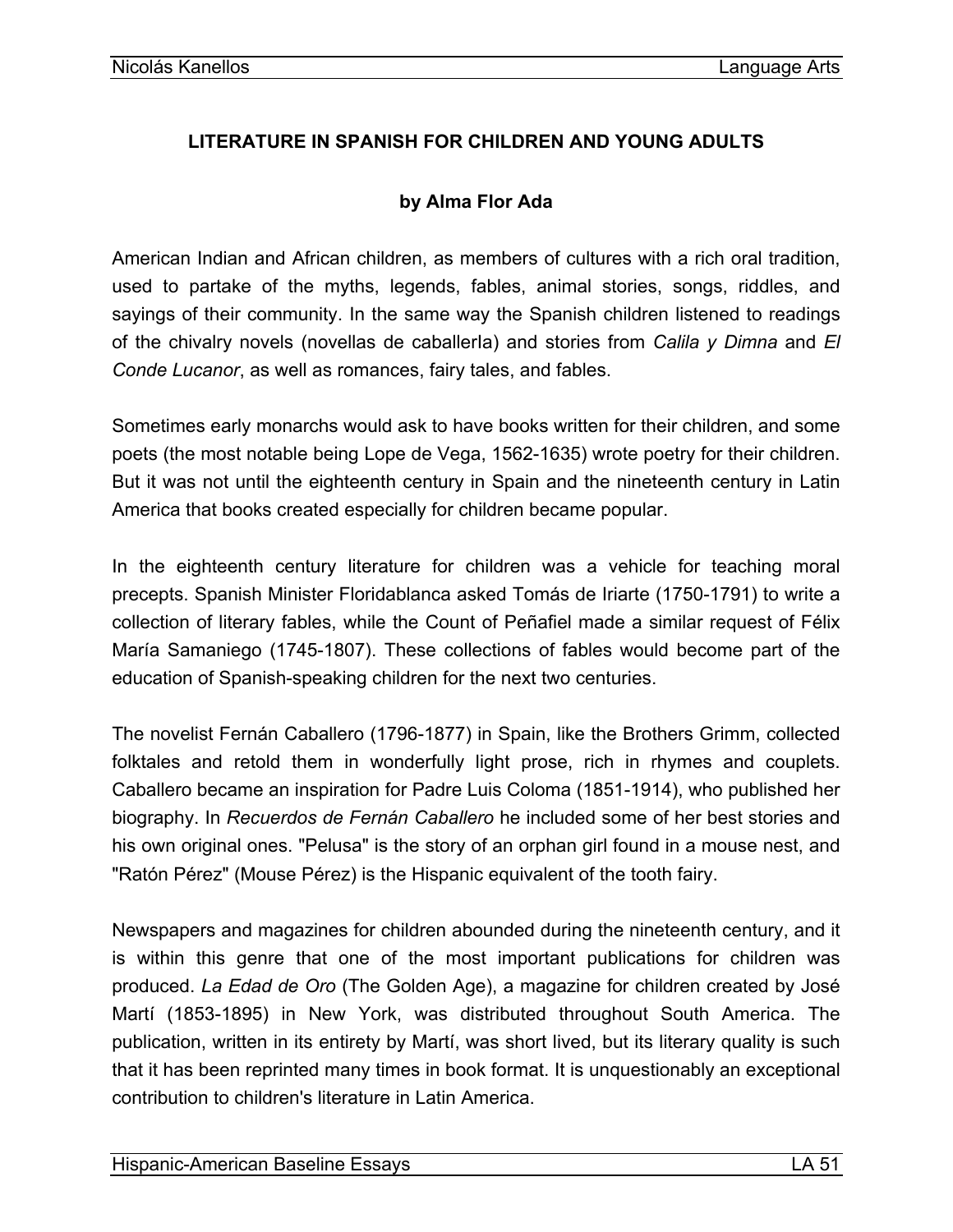**LITERATURE IN SPANISH FOR CHILDREN AND YOUNG ADULTS**

**by Alma Flor Ada**

American Indian and African children, as members of cultures with a rich oral tradition, used to partake of the myths, legends, fables, animal stories, songs, riddles, and sayings of their community. In the same way the Spanish children listened to readings of the chivalry novels (novellas de caballerIa) and stories from *Calila y Dimna* and *El Conde Lucanor*, as well as romances, fairy tales, and fables.

Sometimes early monarchs would ask to have books written for their children, and some poets (the most notable being Lope de Vega, 1562-1635) wrote poetry for their children. But it was not until the eighteenth century in Spain and the nineteenth century in Latin America that books created especially for children became popular.

In the eighteenth century literature for children was a vehicle for teaching moral precepts. Spanish Minister Floridablanca asked Tomás de Iriarte (1750-1791) to write a collection of literary fables, while the Count of Peñafiel made a similar request of Félix María Samaniego (1745-1807). These collections of fables would become part of the education of Spanish-speaking children for the next two centuries.

The novelist Fernán Caballero (1796-1877) in Spain, like the Brothers Grimm, collected folktales and retold them in wonderfully light prose, rich in rhymes and couplets. Caballero became an inspiration for Padre Luis Coloma (1851-1914), who published her biography. In *Recuerdos de Fernán Caballero* he included some of her best stories and his own original ones. "Pelusa" is the story of an orphan girl found in a mouse nest, and "Ratón Pérez" (Mouse Pérez) is the Hispanic equivalent of the tooth fairy.

Newspapers and magazines for children abounded during the nineteenth century, and it is within this genre that one of the most important publications for children was produced. *La Edad de Oro* (The Golden Age), a magazine for children created by José Martí (1853-1895) in New York, was distributed throughout South America. The publication, written in its entirety by Martí, was short lived, but its literary quality is such that it has been reprinted many times in book format. It is unquestionably an exceptional contribution to children's literature in Latin America.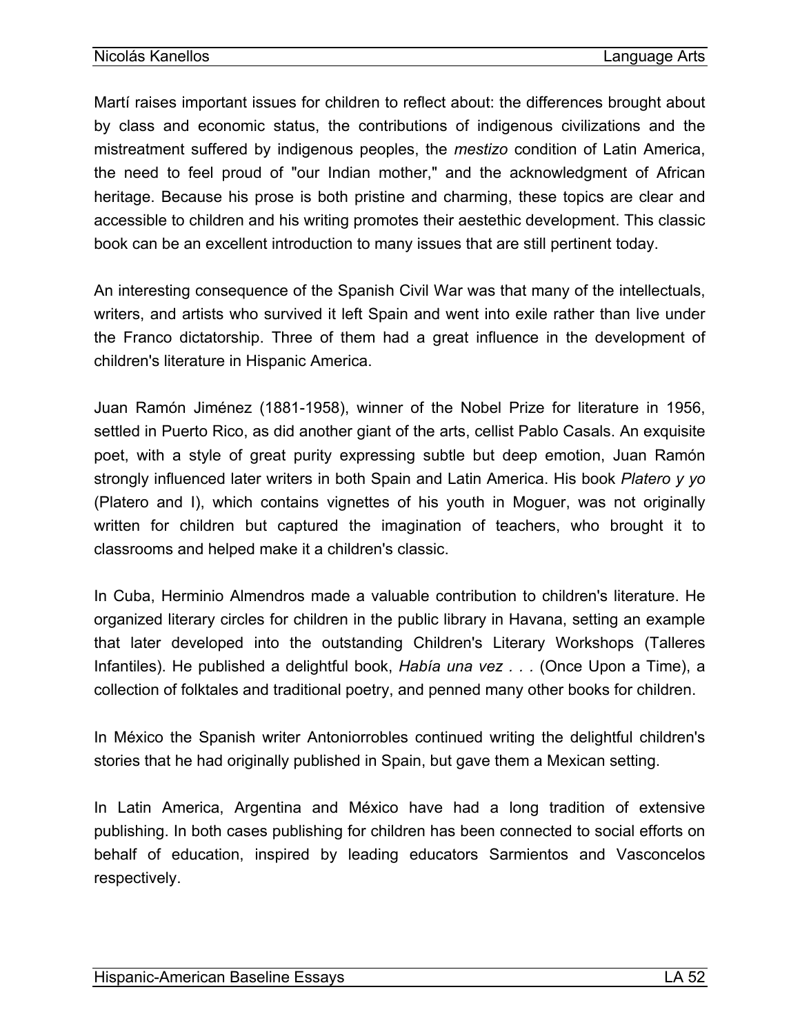Martí raises important issues for children to reflect about: the differences brought about by class and economic status, the contributions of indigenous civilizations and the mistreatment suffered by indigenous peoples, the *mestizo* condition of Latin America, the need to feel proud of "our Indian mother," and the acknowledgment of African heritage. Because his prose is both pristine and charming, these topics are clear and accessible to children and his writing promotes their aesthetic development. This classic book can be an excellent introduction to many issues that are still pertinent today.

An interesting consequence of the Spanish Civil War was that many of the intellectuals, writers, and artists who survived it left Spain and went into exile rather than live under the Franco dictatorship. Three of them had a great influence in the development of children's literature in Hispanic America.

Juan Ramón Jiménez (1881-1958), winner of the Nobel Prize for literature in 1956, settled in Puerto Rico, as did another giant of the arts, cellist Pablo Casals. An exquisite poet, with a style of great purity expressing subtle but deep emotion, Juan Ramón strongly influenced later writers in both Spain and Latin America. His book *Platero y yo* (Platero and I), which contains vignettes of his youth in Moguer, was not originally written for children but captured the imagination of teachers, who brought it to classrooms and helped make it a children's classic.

In Cuba, Herminio Almendros made a valuable contribution to children's literature. He organized literary circles for children in the public library in Havana, setting an example that later developed into the outstanding Children's Literary Workshops (Talleres Infantiles). He published a delightful book, *Había una vez . . .* (Once Upon a Time), a collection of folktales and traditional poetry, and penned many other books for children.

In México the Spanish writer Antoniorrobles continued writing the delightful children's stories that he had originally published in Spain, but gave them a Mexican setting.

In Latin America, Argentina and México have had a long tradition of extensive publishing. In both cases publishing for children has been connected to social efforts on behalf of education, inspired by leading educators Sarmientos and Vasconcelos respectively.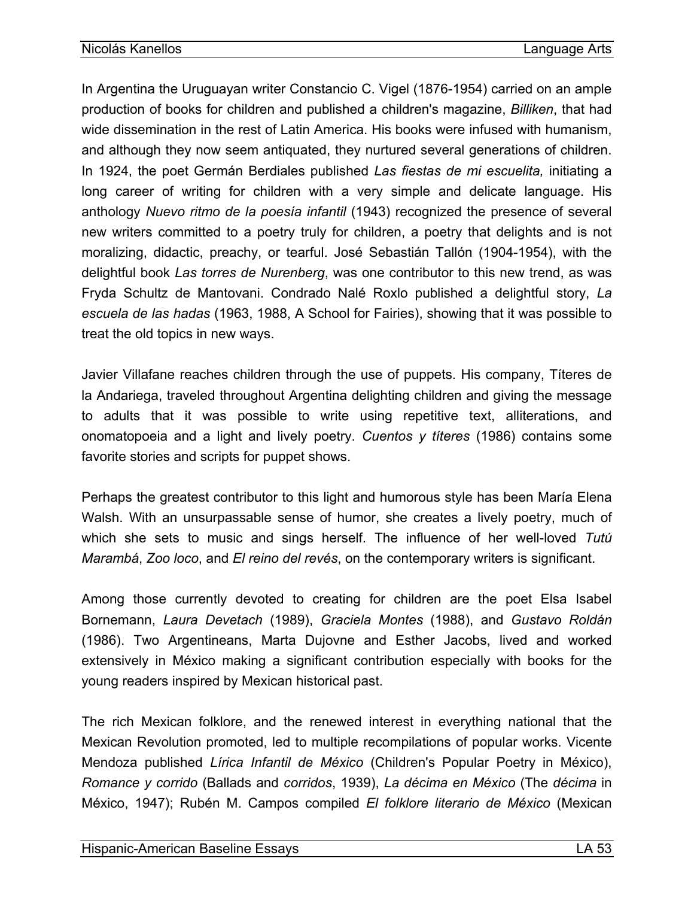In Argentina the Uruguayan writer Constancio C. Vigel (1876-1954) carried on an ample production of books for children and published a children's magazine, *Billiken*, that had wide dissemination in the rest of Latin America. His books were infused with humanism, and although they now seem antiquated, they nurtured several generations of children. In 1924, the poet Germán Berdiales published *Las fiestas de mi escuelita,* initiating a long career of writing for children with a very simple and delicate language. His anthology *Nuevo ritmo de la poesía infantil* (1943) recognized the presence of several new writers committed to a poetry truly for children, a poetry that delights and is not moralizing, didactic, preachy, or tearful. José Sebastián Tallón (1904-1954), with the delightful book *Las torres de Nurenberg*, was one contributor to this new trend, as was Fryda Schultz de Mantovani. Condrado Nalé Roxlo published a delightful story, *La escuela de las hadas* (1963, 1988, A School for Fairies), showing that it was possible to treat the old topics in new ways.

Javier Villafane reaches children through the use of puppets. His company, Títeres de la Andariega, traveled throughout Argentina delighting children and giving the message to adults that it was possible to write using repetitive text, alliterations, and onomatopoeia and a light and lively poetry. *Cuentos y títeres* (1986) contains some favorite stories and scripts for puppet shows.

Perhaps the greatest contributor to this light and humorous style has been María Elena Walsh. With an unsurpassable sense of humor, she creates a lively poetry, much of which she sets to music and sings herself. The influence of her well-loved *Tutú Marambá*, *Zoo loco*, and *El reino del revés*, on the contemporary writers is significant.

Among those currently devoted to creating for children are the poet Elsa Isabel Bornemann, *Laura Devetach* (1989), *Graciela Montes* (1988), and *Gustavo Roldán* (1986). Two Argentineans, Marta Dujovne and Esther Jacobs, lived and worked extensively in México making a significant contribution especially with books for the young readers inspired by Mexican historical past.

The rich Mexican folklore, and the renewed interest in everything national that the Mexican Revolution promoted, led to multiple recompilations of popular works. Vicente Mendoza published *Lírica Infantil de México* (Children's Popular Poetry in México), *Romance y corrido* (Ballads and *corridos*, 1939), *La décima en México* (The *décima* in México, 1947); Rubén M. Campos compiled *El folklore literario de México* (Mexican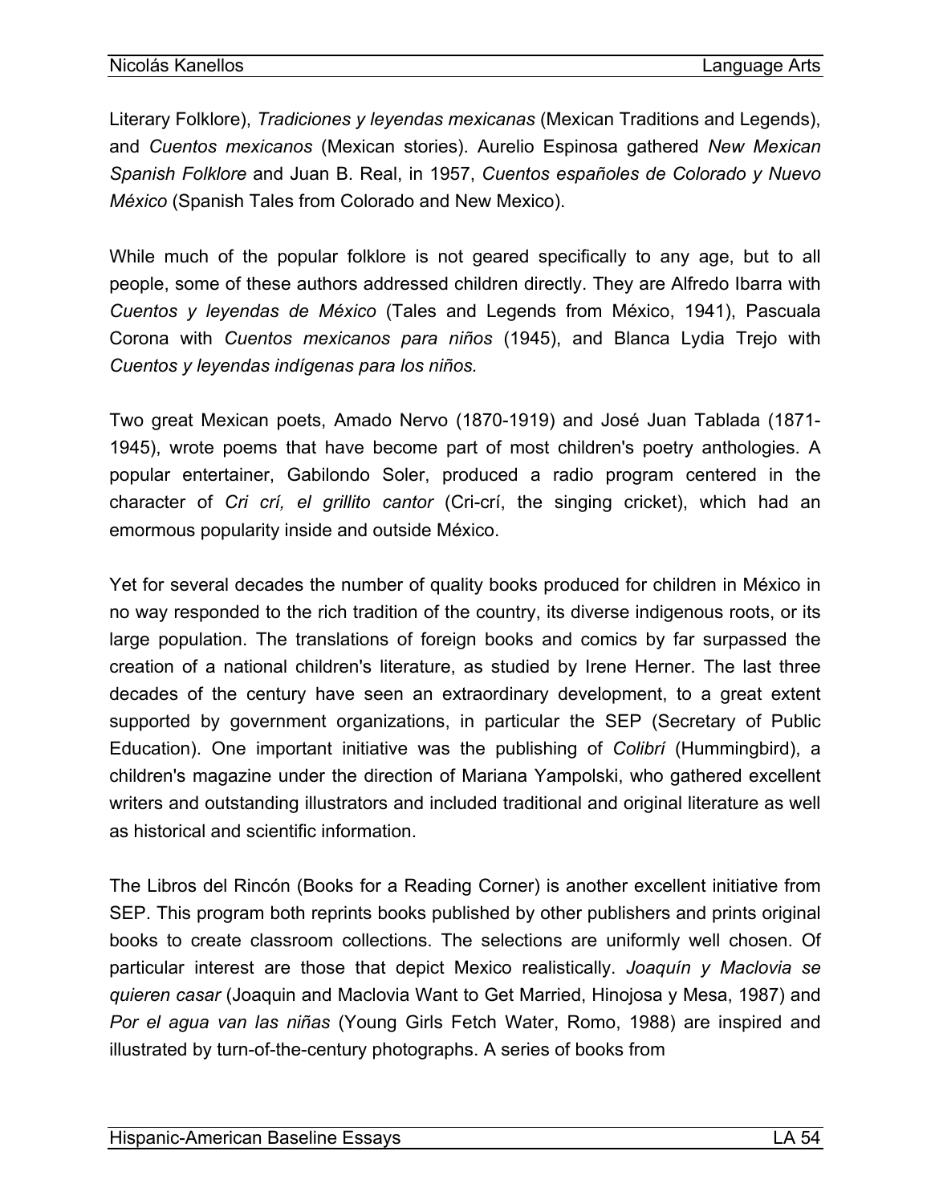Literary Folklore), *Tradiciones y leyendas mexicanas* (Mexican Traditions and Legends), and *Cuentos mexicanos* (Mexican stories). Aurelio Espinosa gathered *New Mexican Spanish Folklore* and Juan B. Real, in 1957, *Cuentos españoles de Colorado y Nuevo México* (Spanish Tales from Colorado and New Mexico).

While much of the popular folklore is not geared specifically to any age, but to all people, some of these authors addressed children directly. They are Alfredo Ibarra with *Cuentos y leyendas de México* (Tales and Legends from México, 1941), Pascuala Corona with *Cuentos mexicanos para niños* (1945), and Blanca Lydia Trejo with *Cuentos y leyendas indígenas para los niños.*

Two great Mexican poets, Amado Nervo (1870-1919) and José Juan Tablada (1871-1945), wrote poems that have become part of most children's poetry anthologies. A popular entertainer, Gabilondo Soler, produced a radio program centered in the character of *Cri crí, el grillito cantor* (Cri-crí, the singing cricket), which had an emormous popularity inside and outside México.

Yet for several decades the number of quality books produced for children in México in no way responded to the rich tradition of the country, its diverse indigenous roots, or its large population. The translations of foreign books and comics by far surpassed the creation of a national children's literature, as studied by Irene Herner. The last three decades of the century have seen an extraordinary development, to a great extent supported by government organizations, in particular the SEP (Secretary of Public Education). One important initiative was the publishing of *Colibrí* (Hummingbird), a children's magazine under the direction of Mariana Yampolski, who gathered excellent writers and outstanding illustrators and included traditional and original literature as well as historical and scientific information.

The Libros del Rincón (Books for a Reading Corner) is another excellent initiative from SEP. This program both reprints books published by other publishers and prints original books to create classroom collections. The selections are uniformly well chosen. Of particular interest are those that depict Mexico realistically. *Joaquín y Maclovia se quieren casar* (Joaquin and Maclovia Want to Get Married, Hinojosa y Mesa, 1987) and *Por el agua van las niñas* (Young Girls Fetch Water, Romo, 1988) are inspired and illustrated by turn-of-the-century photographs. A series of books from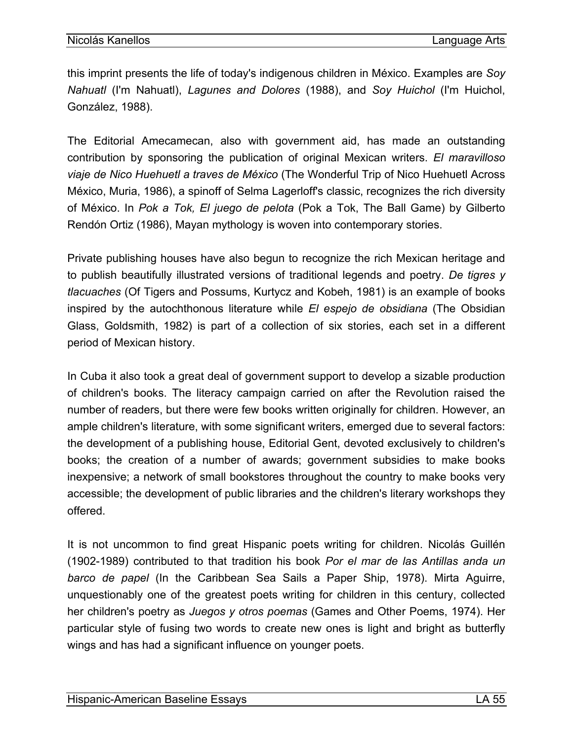this imprint presents the life of today's indigenous children in México. Examples are *Soy Nahuatl* (I'm Nahuatl), *Lagunes and Dolores* (1988), and *Soy Huichol* (I'm Huichol, González, 1988).

The Editorial Amecamecan, also with government aid, has made an outstanding contribution by sponsoring the publication of original Mexican writers. *El maravilloso viaje de Nico Huehuetl a traves de México* (The Wonderful Trip of Nico Huehuetl Across México, Muria, 1986), a spinoff of Selma Lagerloff's classic, recognizes the rich diversity of México. In *Pok a Tok, El juego de pelota* (Pok a Tok, The Ball Game) by Gilberto Rendón Ortiz (1986), Mayan mythology is woven into contemporary stories.

Private publishing houses have also begun to recognize the rich Mexican heritage and to publish beautifully illustrated versions of traditional legends and poetry. *De tigres y tlacuaches* (Of Tigers and Possums, Kurtycz and Kobeh, 1981) is an example of books inspired by the autochthonous literature while *El espejo de obsidiana* (The Obsidian Glass, Goldsmith, 1982) is part of a collection of six stories, each set in a different period of Mexican history.

In Cuba it also took a great deal of government support to develop a sizable production of children's books. The literacy campaign carried on after the Revolution raised the number of readers, but there were few books written originally for children. However, an ample children's literature, with some significant writers, emerged due to several factors: the development of a publishing house, Editorial Gent, devoted exclusively to children's books; the creation of a number of awards; government subsidies to make books inexpensive; a network of small bookstores throughout the country to make books very accessible; the development of public libraries and the children's literary workshops they offered.

It is not uncommon to find great Hispanic poets writing for children. Nicolás Guillén (1902-1989) contributed to that tradition his book *Por el mar de las Antillas anda un barco de papel* (In the Caribbean Sea Sails a Paper Ship, 1978). Mirta Aguirre, unquestionably one of the greatest poets writing for children in this century, collected her children's poetry as *Juegos y otros poemas* (Games and Other Poems, 1974). Her particular style of fusing two words to create new ones is light and bright as butterfly wings and has had a significant influence on younger poets.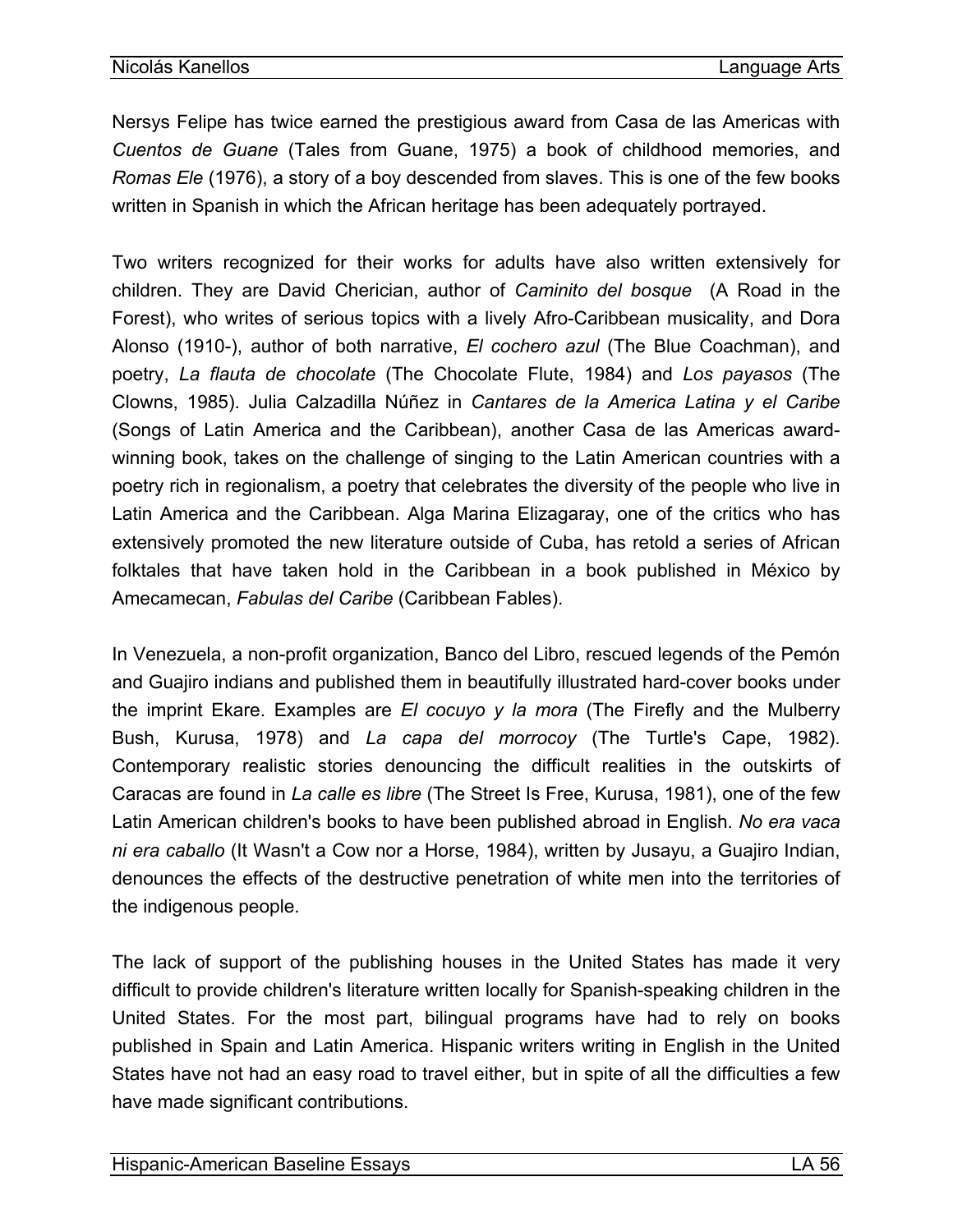Nersys Felipe has twice earned the prestigious award from Casa de las Americas with *Cuentos de Guane* (Tales from Guane, 1975) a book of childhood memories, and *Romas Ele* (1976), a story of a boy descended from slaves. This is one of the few books written in Spanish in which the African heritage has been adequately portrayed.

Two writers recognized for their works for adults have also written extensively for children. They are David Cherician, author of *Caminito del bosque* (A Road in the Forest), who writes of serious topics with a lively Afro-Caribbean musicality, and Dora Alonso (1910-), author of both narrative, *El cochero azul* (The Blue Coachman), and poetry, *La flauta de chocolate* (The Chocolate Flute, 1984) and *Los payasos* (The Clowns, 1985). Julia Calzadilla Núñez in *Cantares de la America Latina y el Caribe* (Songs of Latin America and the Caribbean), another Casa de las Americas award-winning book, takes on the challenge of singing to the Latin American countries with a poetry rich in regionalism, a poetry that celebrates the diversity of the people who live in Latin America and the Caribbean. Alga Marina Elizagaray, one of the critics who has extensively promoted the new literature outside of Cuba, has retold a series of African folktales that have taken hold in the Caribbean in a book published in México by Amecamecan, *Fabulas del Caribe* (Caribbean Fables).

In Venezuela, a non-profit organization, Banco del Libro, rescued legends of the Pemón and Guajiro indians and published them in beautifully illustrated hard-cover books under the imprint Ekare. Examples are *El cocuyo y la mora* (The Firefly and the Mulberry Bush, Kurusa, 1978) and *La capa del morrocoy* (The Turtle's Cape, 1982). Contemporary realistic stories denouncing the difficult realities in the outskirts of Caracas are found in *La calle es libre* (The Street Is Free, Kurusa, 1981), one of the few Latin American children's books to have been published abroad in English. *No era vaca ni era caballo* (It Wasn't a Cow nor a Horse, 1984), written by Jusayu, a Guajiro Indian, denounces the effects of the destructive penetration of white men into the territories of the indigenous people.

The lack of support of the publishing houses in the United States has made it very difficult to provide children's literature written locally for Spanish-speaking children in the United States. For the most part, bilingual programs have had to rely on books published in Spain and Latin America. Hispanic writers writing in English in the United States have not had an easy road to travel either, but in spite of all the difficulties a few have made significant contributions.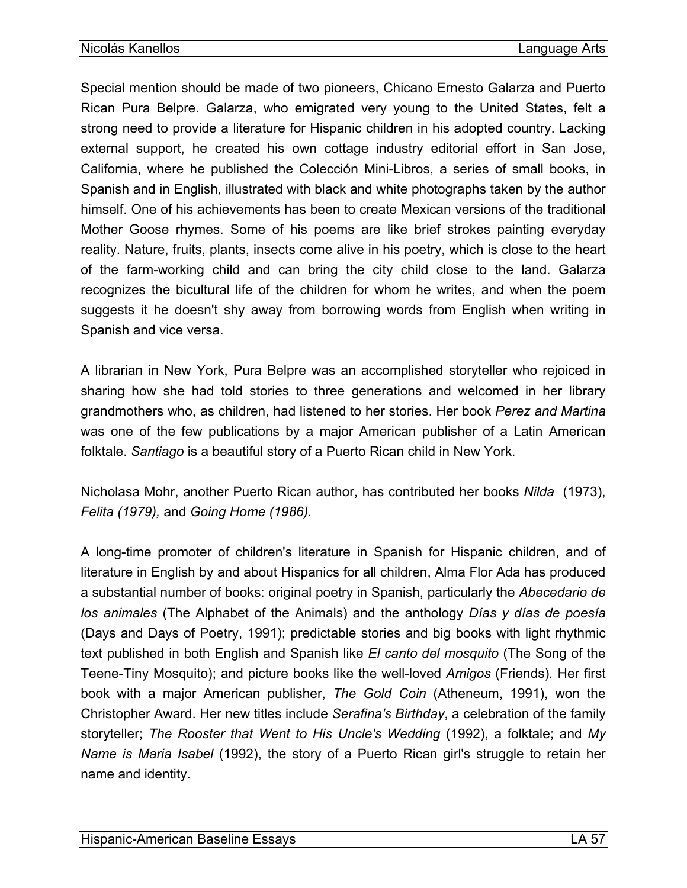Special mention should be made of two pioneers, Chicano Ernesto Galarza and Puerto Rican Pura Belpre. Galarza, who emigrated very young to the United States, felt a strong need to provide a literature for Hispanic children in his adopted country. Lacking external support, he created his own cottage industry editorial effort in San Jose, California, where he published the Colección Mini-Libros, a series of small books, in Spanish and in English, illustrated with black and white photographs taken by the author himself. One of his achievements has been to create Mexican versions of the traditional Mother Goose rhymes. Some of his poems are like brief strokes painting everyday reality. Nature, fruits, plants, insects come alive in his poetry, which is close to the heart of the farm-working child and can bring the city child close to the land. Galarza recognizes the bicultural life of the children for whom he writes, and when the poem suggests it he doesn't shy away from borrowing words from English when writing in Spanish and vice versa.

A librarian in New York, Pura Belpre was an accomplished storyteller who rejoiced in sharing how she had told stories to three generations and welcomed in her library grandmothers who, as children, had listened to her stories. Her book *Perez and Martina* was one of the few publications by a major American publisher of a Latin American folktale. *Santiago* is a beautiful story of a Puerto Rican child in New York.

Nicholasa Mohr, another Puerto Rican author, has contributed her books *Nilda* (1973), *Felita (1979),* and *Going Home (1986).*

A long-time promoter of children's literature in Spanish for Hispanic children, and of literature in English by and about Hispanics for all children, Alma Flor Ada has produced a substantial number of books: original poetry in Spanish, particularly the *Abecedario de los animales* (The Alphabet of the Animals) and the anthology *Días y días de poesía* (Days and Days of Poetry, 1991); predictable stories and big books with light rhythmic text published in both English and Spanish like *El canto del mosquito* (The Song of the Teene-Tiny Mosquito); and picture books like the well-loved *Amigos* (Friends). Her first book with a major American publisher, *The Gold Coin* (Atheneum, 1991), won the Christopher Award. Her new titles include *Serafina's Birthday*, a celebration of the family storyteller; *The Rooster that Went to His Uncle's Wedding* (1992), a folktale; and *My Name is Maria Isabel* (1992), the story of a Puerto Rican girl's struggle to retain her name and identity.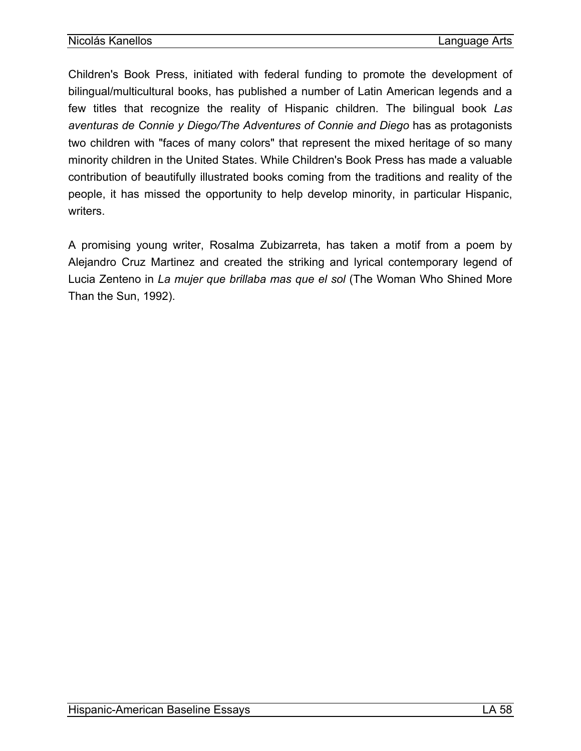Children's Book Press, initiated with federal funding to promote the development of bilingual/multicultural books, has published a number of Latin American legends and a few titles that recognize the reality of Hispanic children. The bilingual book *Las aventuras de Connie y Diego/The Adventures of Connie and Diego* has as protagonists two children with "faces of many colors" that represent the mixed heritage of so many minority children in the United States. While Children's Book Press has made a valuable contribution of beautifully illustrated books coming from the traditions and reality of the people, it has missed the opportunity to help develop minority, in particular Hispanic, writers.

A promising young writer, Rosalma Zubizarreta, has taken a motif from a poem by Alejandro Cruz Martinez and created the striking and lyrical contemporary legend of Lucia Zenteno in *La mujer que brillaba mas que el sol* (The Woman Who Shined More Than the Sun, 1992).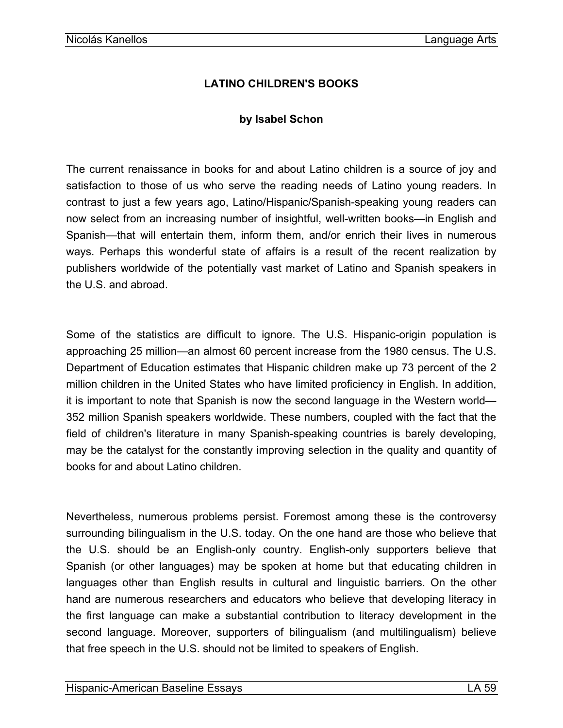# LATINO CHILDREN'S BOOKS

**by Isabel Schon**

The current renaissance in books for and about Latino children is a source of joy and satisfaction to those of us who serve the reading needs of Latino young readers. In contrast to just a few years ago, Latino/Hispanic/Spanish-speaking young readers can now select from an increasing number of insightful, well-written books—in English and Spanish—that will entertain them, inform them, and/or enrich their lives in numerous ways. Perhaps this wonderful state of affairs is a result of the recent realization by publishers worldwide of the potentially vast market of Latino and Spanish speakers in the U.S. and abroad.

Some of the statistics are difficult to ignore. The U.S. Hispanic-origin population is approaching 25 million—an almost 60 percent increase from the 1980 census. The U.S. Department of Education estimates that Hispanic children make up 73 percent of the 2 million children in the United States who have limited proficiency in English. In addition, it is important to note that Spanish is now the second language in the Western world—352 million Spanish speakers worldwide. These numbers, coupled with the fact that the field of children's literature in many Spanish-speaking countries is barely developing, may be the catalyst for the constantly improving selection in the quality and quantity of books for and about Latino children.

Nevertheless, numerous problems persist. Foremost among these is the controversy surrounding bilingualism in the U.S. today. On the one hand are those who believe that the U.S. should be an English-only country. English-only supporters believe that Spanish (or other languages) may be spoken at home but that educating children in languages other than English results in cultural and linguistic barriers. On the other hand are numerous researchers and educators who believe that developing literacy in the first language can make a substantial contribution to literacy development in the second language. Moreover, supporters of bilingualism (and multilingualism) believe that free speech in the U.S. should not be limited to speakers of English.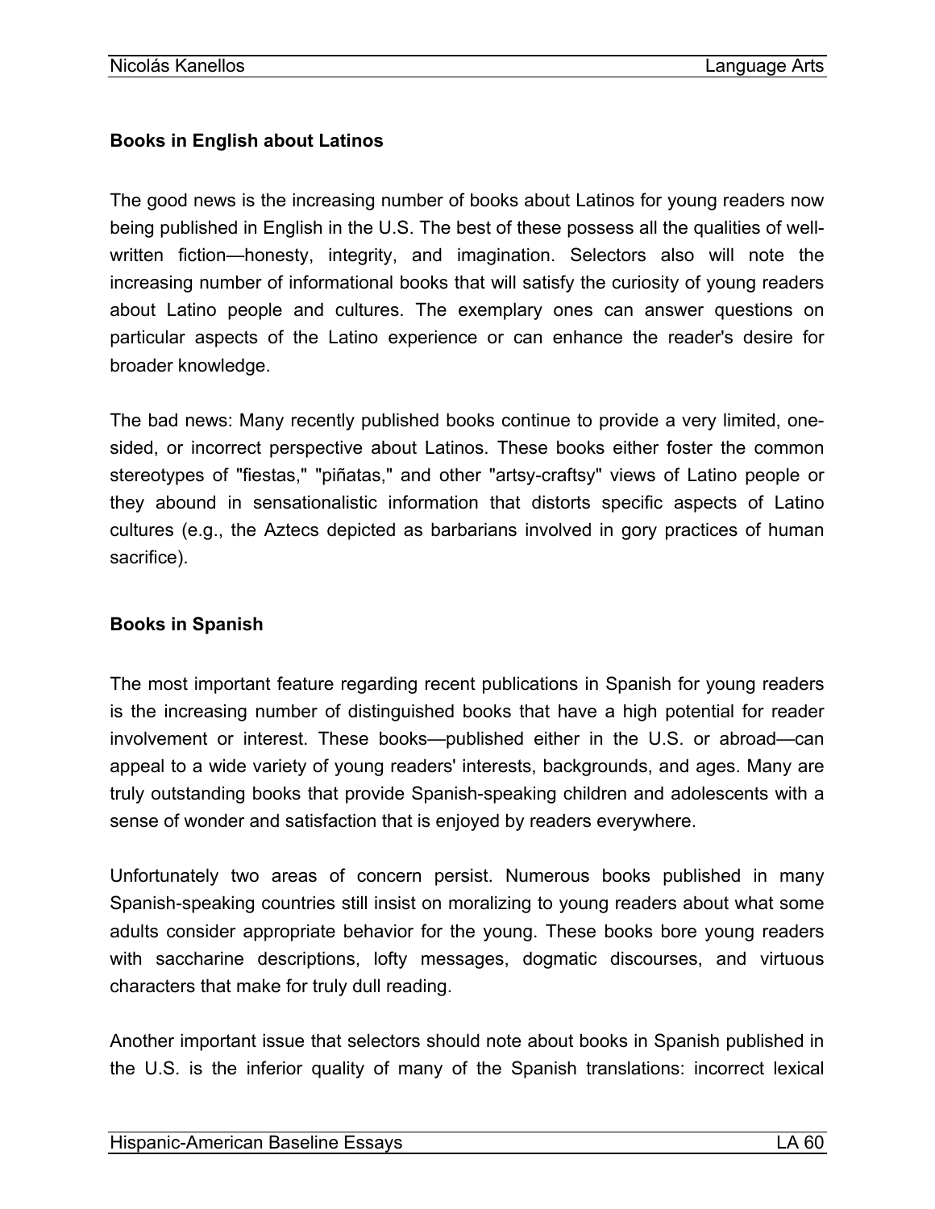### Books in English about Latinos

The good news is the increasing number of books about Latinos for young readers now being published in English in the U.S. The best of these possess all the qualities of well-written fiction—honesty, integrity, and imagination. Selectors also will note the increasing number of informational books that will satisfy the curiosity of young readers about Latino people and cultures. The exemplary ones can answer questions on particular aspects of the Latino experience or can enhance the reader's desire for broader knowledge.

The bad news: Many recently published books continue to provide a very limited, one-sided, or incorrect perspective about Latinos. These books either foster the common stereotypes of "fiestas," "piñatas," and other "artsy-craftsy" views of Latino people or they abound in sensationalistic information that distorts specific aspects of Latino cultures (e.g., the Aztecs depicted as barbarians involved in gory practices of human sacrifice).

### Books in Spanish

The most important feature regarding recent publications in Spanish for young readers is the increasing number of distinguished books that have a high potential for reader involvement or interest. These books—published either in the U.S. or abroad—can appeal to a wide variety of young readers' interests, backgrounds, and ages. Many are truly outstanding books that provide Spanish-speaking children and adolescents with a sense of wonder and satisfaction that is enjoyed by readers everywhere.

Unfortunately two areas of concern persist. Numerous books published in many Spanish-speaking countries still insist on moralizing to young readers about what some adults consider appropriate behavior for the young. These books bore young readers with saccharine descriptions, lofty messages, dogmatic discourses, and virtuous characters that make for truly dull reading.

Another important issue that selectors should note about books in Spanish published in the U.S. is the inferior quality of many of the Spanish translations: incorrect lexical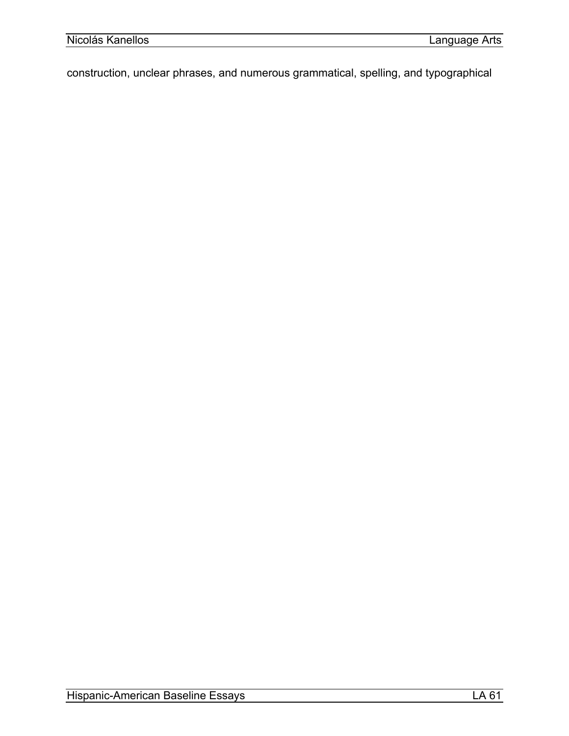construction, unclear phrases, and numerous grammatical, spelling, and typographical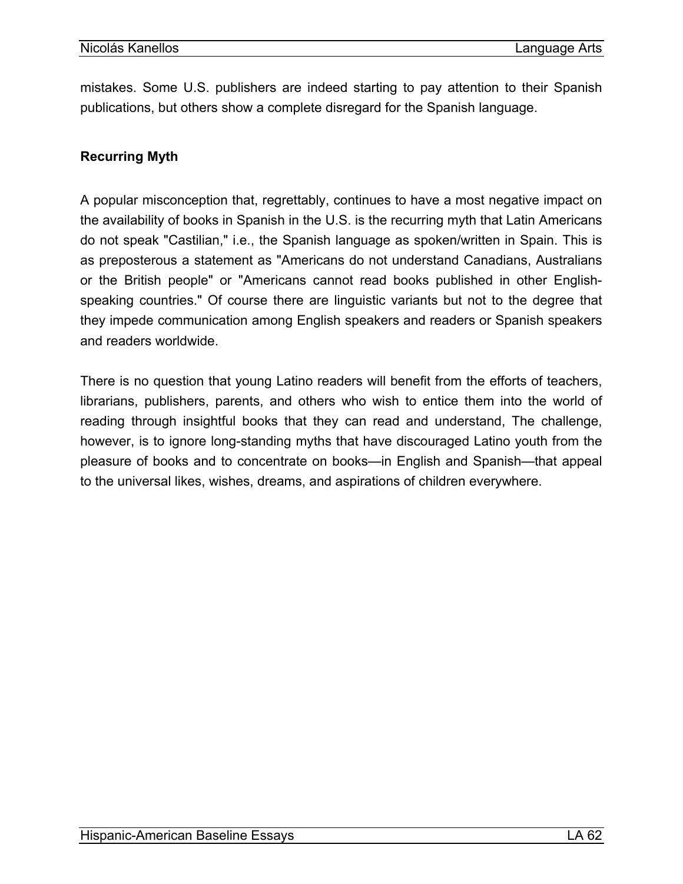mistakes. Some U.S. publishers are indeed starting to pay attention to their Spanish publications, but others show a complete disregard for the Spanish language.

**Recurring Myth**

A popular misconception that, regrettably, continues to have a most negative impact on the availability of books in Spanish in the U.S. is the recurring myth that Latin Americans do not speak "Castilian," i.e., the Spanish language as spoken/written in Spain. This is as preposterous a statement as "Americans do not understand Canadians, Australians or the British people" or "Americans cannot read books published in other English-speaking countries." Of course there are linguistic variants but not to the degree that they impede communication among English speakers and readers or Spanish speakers and readers worldwide.

There is no question that young Latino readers will benefit from the efforts of teachers, librarians, publishers, parents, and others who wish to entice them into the world of reading through insightful books that they can read and understand, The challenge, however, is to ignore long-standing myths that have discouraged Latino youth from the pleasure of books and to concentrate on books—in English and Spanish—that appeal to the universal likes, wishes, dreams, and aspirations of children everywhere.